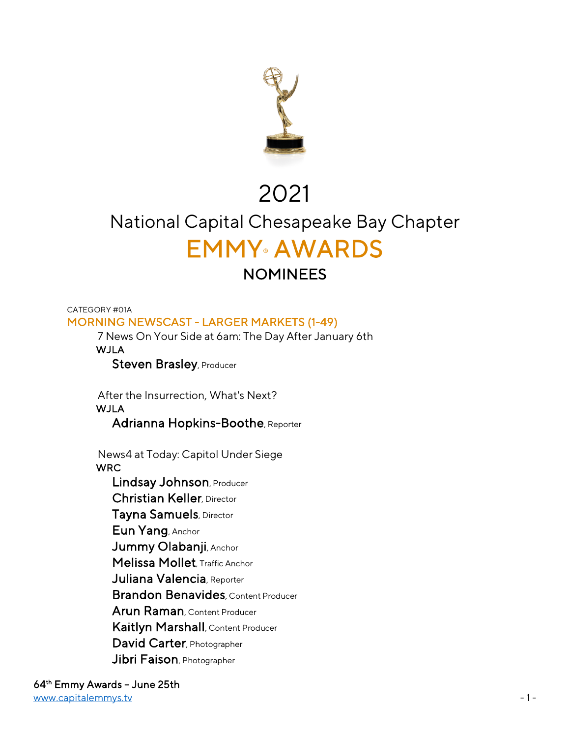# 2021

## National Capital Chesapeake Bay Chapter

# EMMY® AWARDS

## NOMINEES

CATEGORY #01A

### MORNING NEWSCAST - LARGER MARKETS (1-49)

7 News On Your Side at 6am: The Day After January 6th
WJLA
**Steven Brasley**, Producer

After the Insurrection, What's Next?
WJLA
**Adrianna Hopkins-Boothe**, Reporter

News4 at Today: Capitol Under Siege
WRC
**Lindsay Johnson**, Producer
**Christian Keller**, Director
**Tayna Samuels**, Director
**Eun Yang**, Anchor
**Jummy Olabanji**, Anchor
**Melissa Mollet**, Traffic Anchor
**Juliana Valencia**, Reporter
**Brandon Benavides**, Content Producer
**Arun Raman**, Content Producer
**Kaitlyn Marshall**, Content Producer
**David Carter**, Photographer
**Jibri Faison**, Photographer

64th Emmy Awards – June 25th
www.capitalemmys.tv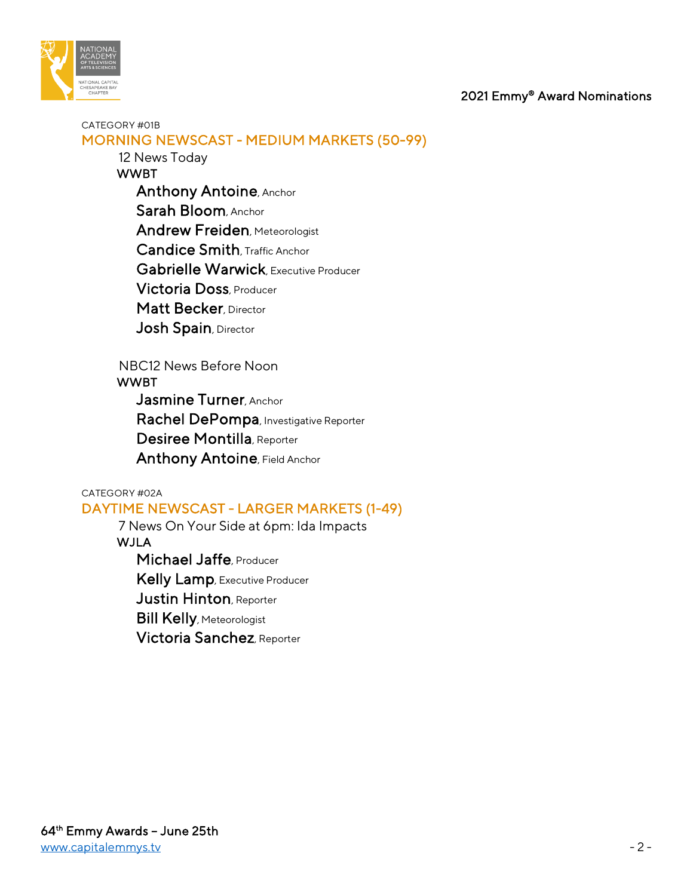CATEGORY #01B

## MORNING NEWSCAST - MEDIUM MARKETS (50-99)

12 News Today
WWBT

- **Anthony Antoine**, Anchor
- **Sarah Bloom**, Anchor
- **Andrew Freiden**, Meteorologist
- **Candice Smith**, Traffic Anchor
- **Gabrielle Warwick**, Executive Producer
- **Victoria Doss**, Producer
- **Matt Becker**, Director
- **Josh Spain**, Director

NBC12 News Before Noon
WWBT

- **Jasmine Turner**, Anchor
- **Rachel DePompa**, Investigative Reporter
- **Desiree Montilla**, Reporter
- **Anthony Antoine**, Field Anchor

CATEGORY #02A

## DAYTIME NEWSCAST - LARGER MARKETS (1-49)

7 News On Your Side at 6pm: Ida Impacts
WJLA

- **Michael Jaffe**, Producer
- **Kelly Lamp**, Executive Producer
- **Justin Hinton**, Reporter
- **Bill Kelly**, Meteorologist
- **Victoria Sanchez**, Reporter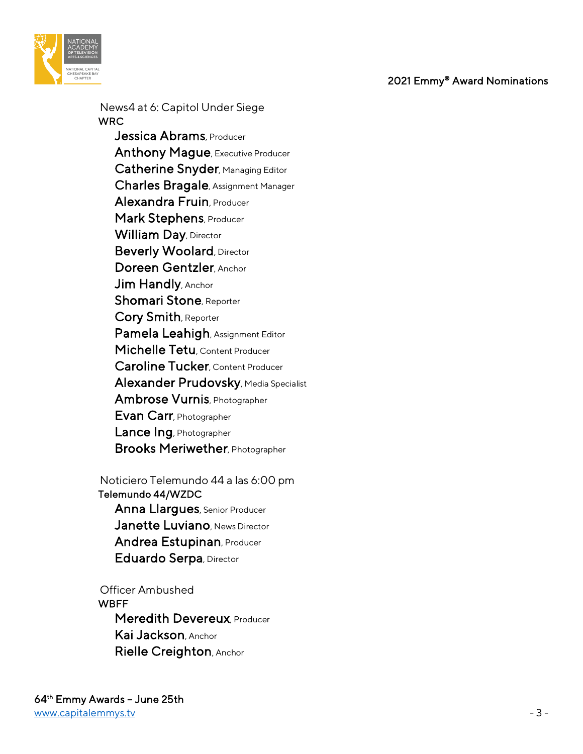News4 at 6: Capitol Under Siege
WRC
**Jessica Abrams**, Producer
**Anthony Mague**, Executive Producer
**Catherine Snyder**, Managing Editor
**Charles Bragale**, Assignment Manager
**Alexandra Fruin**, Producer
**Mark Stephens**, Producer
**William Day**, Director
**Beverly Woolard**, Director
**Doreen Gentzler**, Anchor
**Jim Handly**, Anchor
**Shomari Stone**, Reporter
**Cory Smith**, Reporter
**Pamela Leahigh**, Assignment Editor
**Michelle Tetu**, Content Producer
**Caroline Tucker**, Content Producer
**Alexander Prudovsky**, Media Specialist
**Ambrose Vurnis**, Photographer
**Evan Carr**, Photographer
**Lance Ing**, Photographer
**Brooks Meriwether**, Photographer

Noticiero Telemundo 44 a las 6:00 pm
Telemundo 44/WZDC
**Anna Llargues**, Senior Producer
**Janette Luviano**, News Director
**Andrea Estupinan**, Producer
**Eduardo Serpa**, Director

Officer Ambushed
WBFF
**Meredith Devereux**, Producer
**Kai Jackson**, Anchor
**Rielle Creighton**, Anchor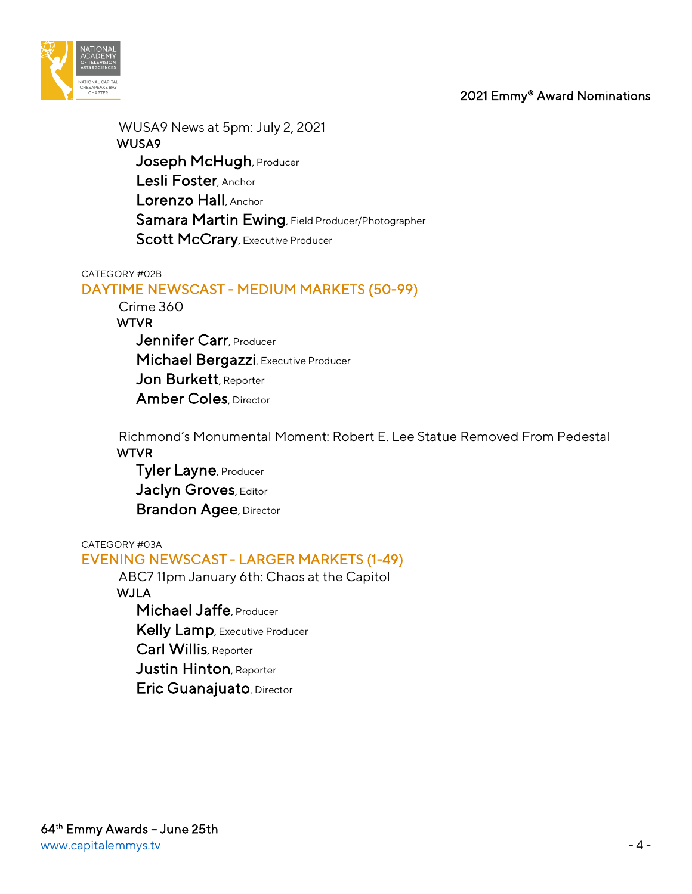WUSA9 News at 5pm: July 2, 2021

WUSA9

**Joseph McHugh**, Producer
**Lesli Foster**, Anchor
**Lorenzo Hall**, Anchor
**Samara Martin Ewing**, Field Producer/Photographer
**Scott McCrary**, Executive Producer

CATEGORY #02B

## DAYTIME NEWSCAST - MEDIUM MARKETS (50-99)

Crime 360

WTVR

**Jennifer Carr**, Producer
**Michael Bergazzi**, Executive Producer
**Jon Burkett**, Reporter
**Amber Coles**, Director

Richmond's Monumental Moment: Robert E. Lee Statue Removed From Pedestal

WTVR

**Tyler Layne**, Producer
**Jaclyn Groves**, Editor
**Brandon Agee**, Director

CATEGORY #03A

## EVENING NEWSCAST - LARGER MARKETS (1-49)

ABC7 11pm January 6th: Chaos at the Capitol

WJLA

**Michael Jaffe**, Producer
**Kelly Lamp**, Executive Producer
**Carl Willis**, Reporter
**Justin Hinton**, Reporter
**Eric Guanajuato**, Director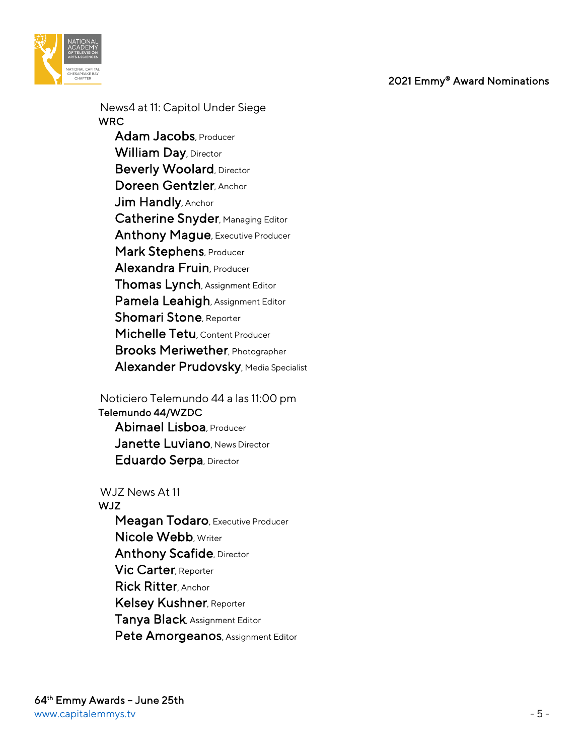News4 at 11: Capitol Under Siege
WRC
- **Adam Jacobs**, Producer
- **William Day**, Director
- **Beverly Woolard**, Director
- **Doreen Gentzler**, Anchor
- **Jim Handly**, Anchor
- **Catherine Snyder**, Managing Editor
- **Anthony Mague**, Executive Producer
- **Mark Stephens**, Producer
- **Alexandra Fruin**, Producer
- **Thomas Lynch**, Assignment Editor
- **Pamela Leahigh**, Assignment Editor
- **Shomari Stone**, Reporter
- **Michelle Tetu**, Content Producer
- **Brooks Meriwether**, Photographer
- **Alexander Prudovsky**, Media Specialist

Noticiero Telemundo 44 a las 11:00 pm
Telemundo 44/WZDC
- **Abimael Lisboa**, Producer
- **Janette Luviano**, News Director
- **Eduardo Serpa**, Director

WJZ News At 11
WJZ
- **Meagan Todaro**, Executive Producer
- **Nicole Webb**, Writer
- **Anthony Scafide**, Director
- **Vic Carter**, Reporter
- **Rick Ritter**, Anchor
- **Kelsey Kushner**, Reporter
- **Tanya Black**, Assignment Editor
- **Pete Amorgeanos**, Assignment Editor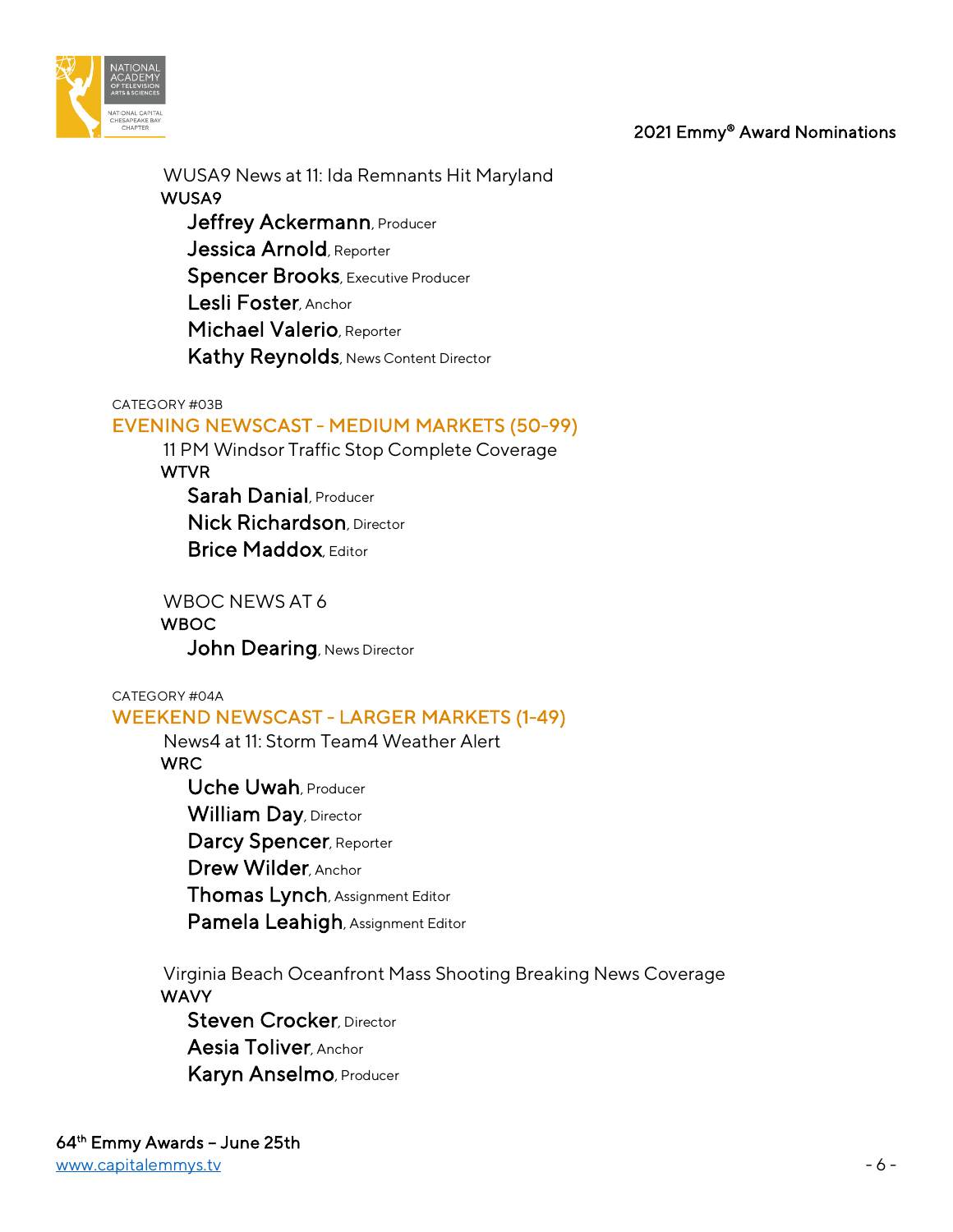WUSA9 News at 11: Ida Remnants Hit Maryland
WUSA9
**Jeffrey Ackermann**, Producer
**Jessica Arnold**, Reporter
**Spencer Brooks**, Executive Producer
**Lesli Foster**, Anchor
**Michael Valerio**, Reporter
**Kathy Reynolds**, News Content Director

CATEGORY #03B

## EVENING NEWSCAST - MEDIUM MARKETS (50-99)

11 PM Windsor Traffic Stop Complete Coverage
WTVR
**Sarah Danial**, Producer
**Nick Richardson**, Director
**Brice Maddox**, Editor

WBOC NEWS AT 6
WBOC
**John Dearing**, News Director

CATEGORY #04A

## WEEKEND NEWSCAST - LARGER MARKETS (1-49)

News4 at 11: Storm Team4 Weather Alert
WRC
**Uche Uwah**, Producer
**William Day**, Director
**Darcy Spencer**, Reporter
**Drew Wilder**, Anchor
**Thomas Lynch**, Assignment Editor
**Pamela Leahigh**, Assignment Editor

Virginia Beach Oceanfront Mass Shooting Breaking News Coverage
WAVY
**Steven Crocker**, Director
**Aesia Toliver**, Anchor
**Karyn Anselmo**, Producer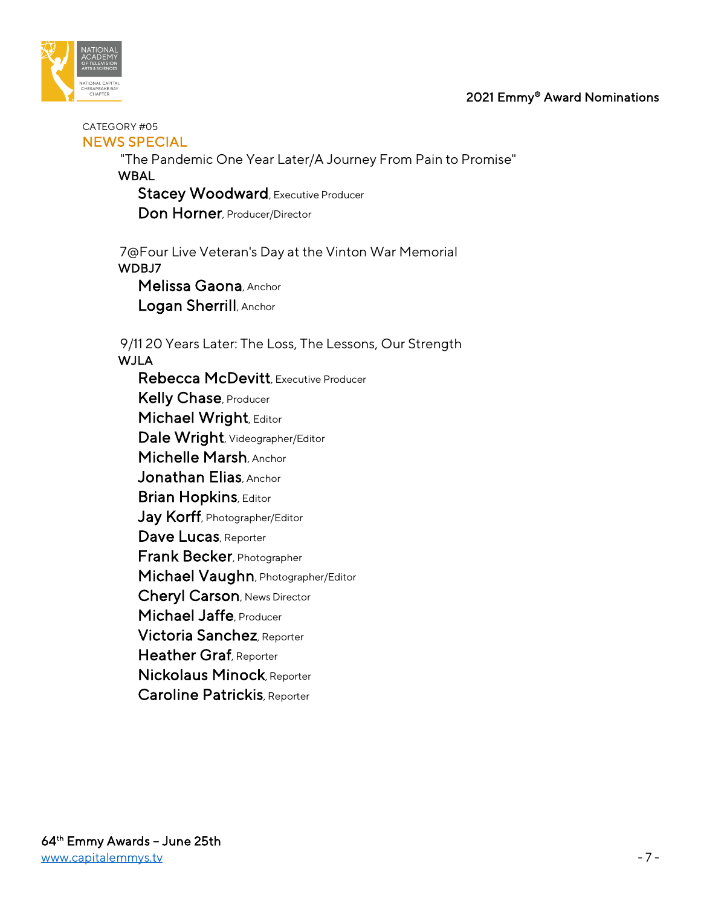CATEGORY #05

## NEWS SPECIAL

"The Pandemic One Year Later/A Journey From Pain to Promise"
WBAL
**Stacey Woodward**, Executive Producer
**Don Horner**, Producer/Director

7@Four Live Veteran's Day at the Vinton War Memorial
WDBJ7
**Melissa Gaona**, Anchor
**Logan Sherrill**, Anchor

9/11 20 Years Later: The Loss, The Lessons, Our Strength
WJLA
**Rebecca McDevitt**, Executive Producer
**Kelly Chase**, Producer
**Michael Wright**, Editor
**Dale Wright**, Videographer/Editor
**Michelle Marsh**, Anchor
**Jonathan Elias**, Anchor
**Brian Hopkins**, Editor
**Jay Korff**, Photographer/Editor
**Dave Lucas**, Reporter
**Frank Becker**, Photographer
**Michael Vaughn**, Photographer/Editor
**Cheryl Carson**, News Director
**Michael Jaffe**, Producer
**Victoria Sanchez**, Reporter
**Heather Graf**, Reporter
**Nickolaus Minock**, Reporter
**Caroline Patrickis**, Reporter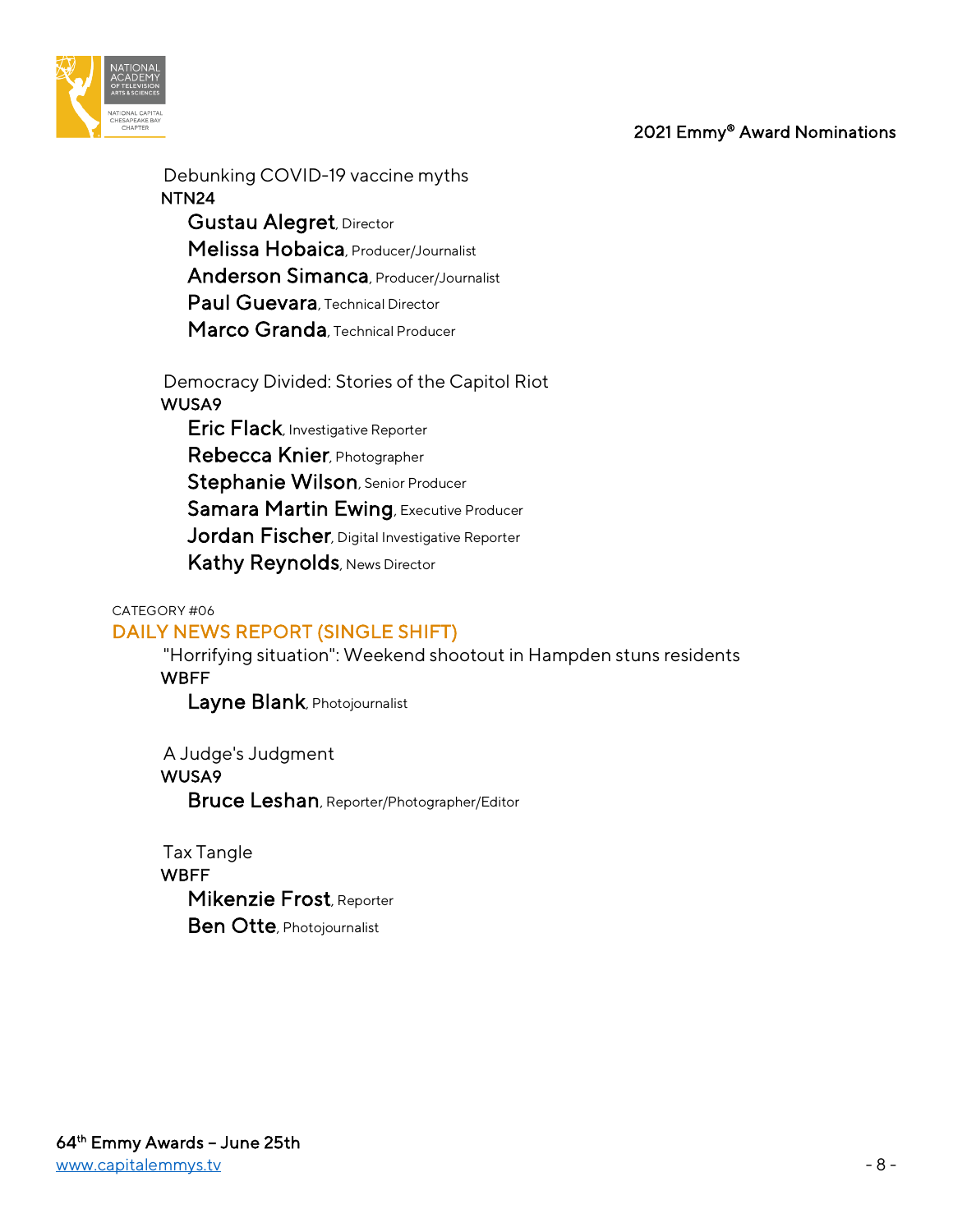Debunking COVID-19 vaccine myths
NTN24
**Gustau Alegret**, Director
**Melissa Hobaica**, Producer/Journalist
**Anderson Simanca**, Producer/Journalist
**Paul Guevara**, Technical Director
**Marco Granda**, Technical Producer

Democracy Divided: Stories of the Capitol Riot
WUSA9
**Eric Flack**, Investigative Reporter
**Rebecca Knier**, Photographer
**Stephanie Wilson**, Senior Producer
**Samara Martin Ewing**, Executive Producer
**Jordan Fischer**, Digital Investigative Reporter
**Kathy Reynolds**, News Director

CATEGORY #06

## DAILY NEWS REPORT (SINGLE SHIFT)

"Horrifying situation": Weekend shootout in Hampden stuns residents
WBFF
**Layne Blank**, Photojournalist

A Judge's Judgment
WUSA9
**Bruce Leshan**, Reporter/Photographer/Editor

Tax Tangle
WBFF
**Mikenzie Frost**, Reporter
**Ben Otte**, Photojournalist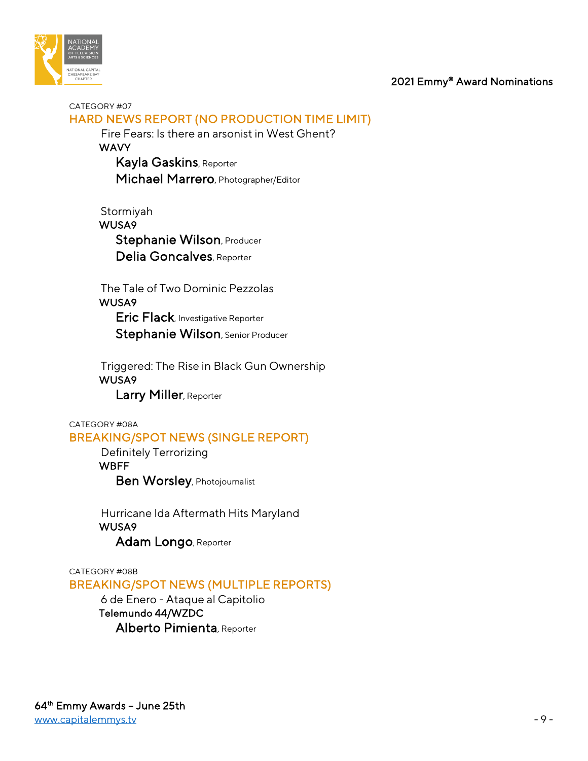CATEGORY #07

## HARD NEWS REPORT (NO PRODUCTION TIME LIMIT)

Fire Fears: Is there an arsonist in West Ghent?
WAVY
**Kayla Gaskins**, Reporter
**Michael Marrero**, Photographer/Editor

Stormiyah
WUSA9
**Stephanie Wilson**, Producer
**Delia Goncalves**, Reporter

The Tale of Two Dominic Pezzolas
WUSA9
**Eric Flack**, Investigative Reporter
**Stephanie Wilson**, Senior Producer

Triggered: The Rise in Black Gun Ownership
WUSA9
**Larry Miller**, Reporter

CATEGORY #08A

## BREAKING/SPOT NEWS (SINGLE REPORT)

Definitely Terrorizing
WBFF
**Ben Worsley**, Photojournalist

Hurricane Ida Aftermath Hits Maryland
WUSA9
**Adam Longo**, Reporter

CATEGORY #08B

## BREAKING/SPOT NEWS (MULTIPLE REPORTS)

6 de Enero - Ataque al Capitolio
Telemundo 44/WZDC
**Alberto Pimienta**, Reporter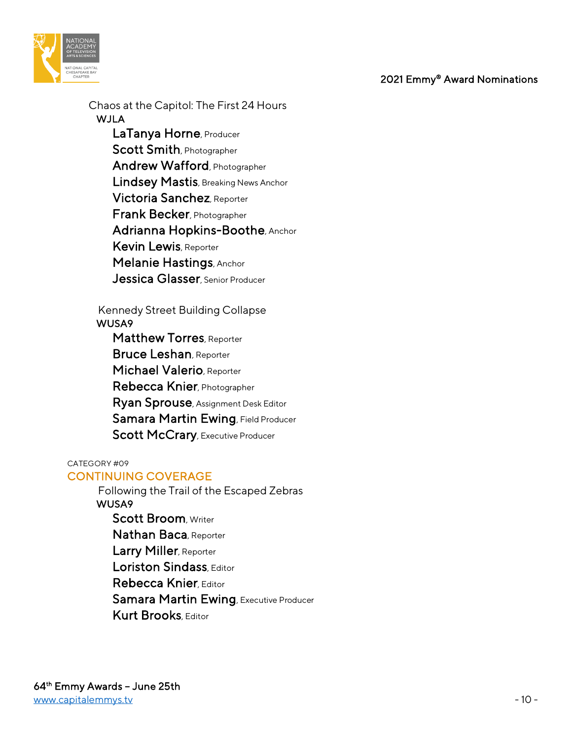Chaos at the Capitol: The First 24 Hours

WJLA

**LaTanya Horne**, Producer
**Scott Smith**, Photographer
**Andrew Wafford**, Photographer
**Lindsey Mastis**, Breaking News Anchor
**Victoria Sanchez**, Reporter
**Frank Becker**, Photographer
**Adrianna Hopkins-Boothe**, Anchor
**Kevin Lewis**, Reporter
**Melanie Hastings**, Anchor
**Jessica Glasser**, Senior Producer

Kennedy Street Building Collapse

WUSA9

**Matthew Torres**, Reporter
**Bruce Leshan**, Reporter
**Michael Valerio**, Reporter
**Rebecca Knier**, Photographer
**Ryan Sprouse**, Assignment Desk Editor
**Samara Martin Ewing**, Field Producer
**Scott McCrary**, Executive Producer

CATEGORY #09

## CONTINUING COVERAGE

Following the Trail of the Escaped Zebras

WUSA9

**Scott Broom**, Writer
**Nathan Baca**, Reporter
**Larry Miller**, Reporter
**Loriston Sindass**, Editor
**Rebecca Knier**, Editor
**Samara Martin Ewing**, Executive Producer
**Kurt Brooks**, Editor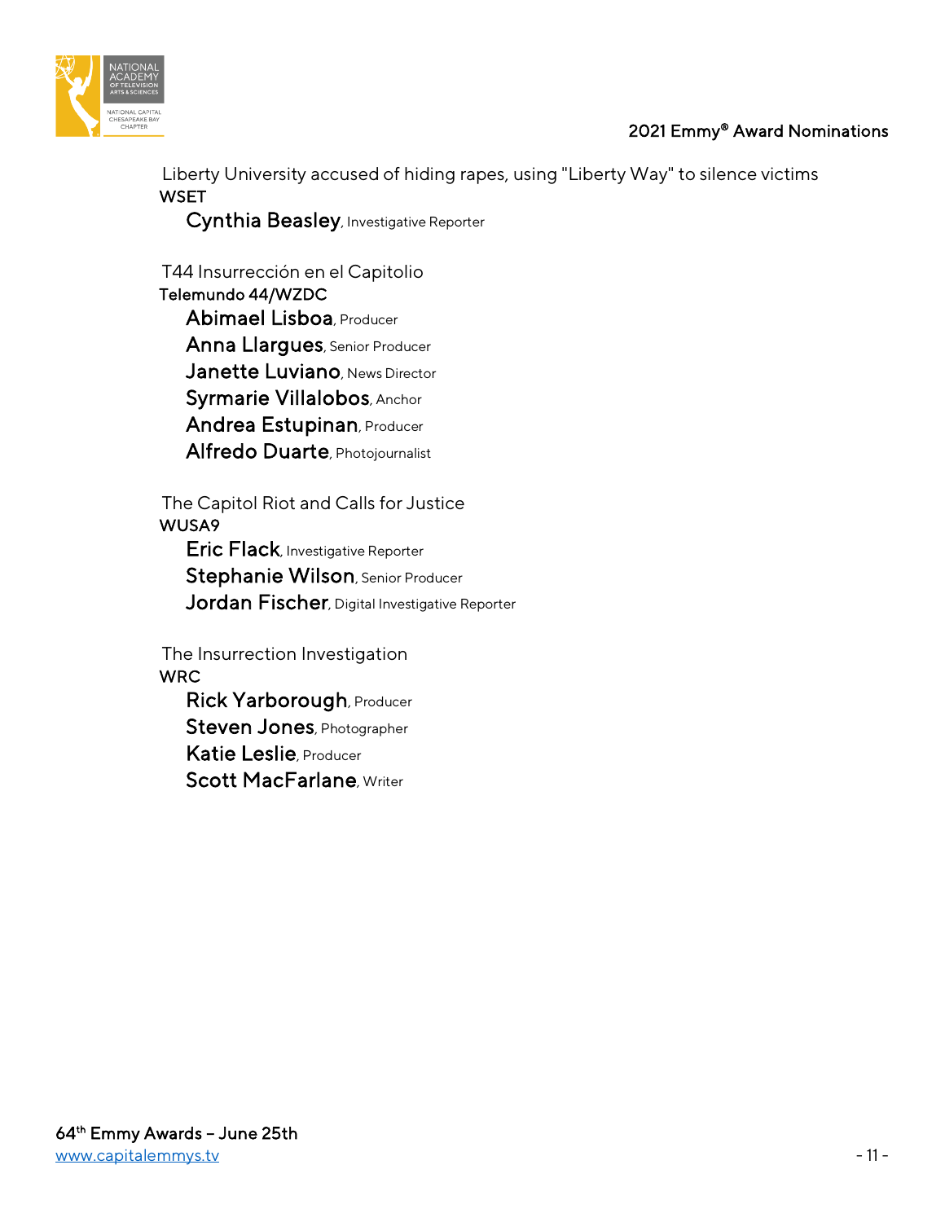Liberty University accused of hiding rapes, using "Liberty Way" to silence victims
WSET
**Cynthia Beasley**, Investigative Reporter

T44 Insurrección en el Capitolio
Telemundo 44/WZDC
**Abimael Lisboa**, Producer
**Anna Llargues**, Senior Producer
**Janette Luviano**, News Director
**Syrmarie Villalobos**, Anchor
**Andrea Estupinan**, Producer
**Alfredo Duarte**, Photojournalist

The Capitol Riot and Calls for Justice
WUSA9
**Eric Flack**, Investigative Reporter
**Stephanie Wilson**, Senior Producer
**Jordan Fischer**, Digital Investigative Reporter

The Insurrection Investigation
WRC
**Rick Yarborough**, Producer
**Steven Jones**, Photographer
**Katie Leslie**, Producer
**Scott MacFarlane**, Writer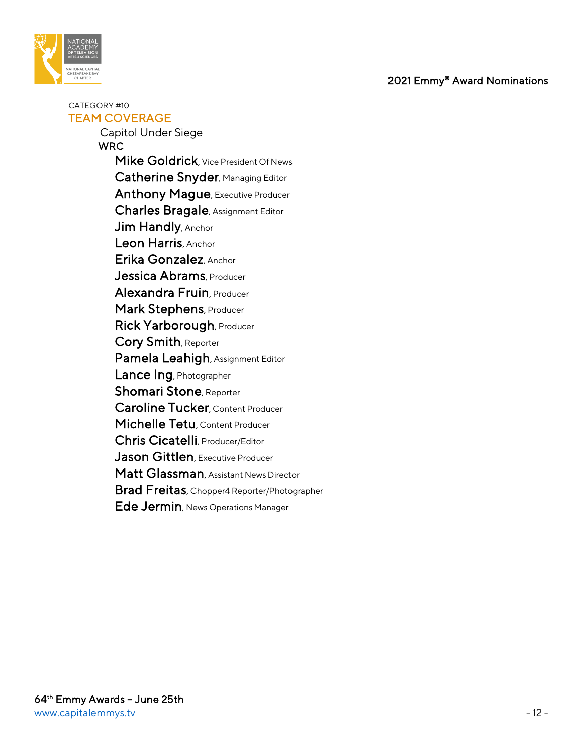CATEGORY #10

## TEAM COVERAGE

Capitol Under Siege

**WRC**

**Mike Goldrick**, Vice President Of News
**Catherine Snyder**, Managing Editor
**Anthony Mague**, Executive Producer
**Charles Bragale**, Assignment Editor
**Jim Handly**, Anchor
**Leon Harris**, Anchor
**Erika Gonzalez**, Anchor
**Jessica Abrams**, Producer
**Alexandra Fruin**, Producer
**Mark Stephens**, Producer
**Rick Yarborough**, Producer
**Cory Smith**, Reporter
**Pamela Leahigh**, Assignment Editor
**Lance Ing**, Photographer
**Shomari Stone**, Reporter
**Caroline Tucker**, Content Producer
**Michelle Tetu**, Content Producer
**Chris Cicatelli**, Producer/Editor
**Jason Gittlen**, Executive Producer
**Matt Glassman**, Assistant News Director
**Brad Freitas**, Chopper4 Reporter/Photographer
**Ede Jermin**, News Operations Manager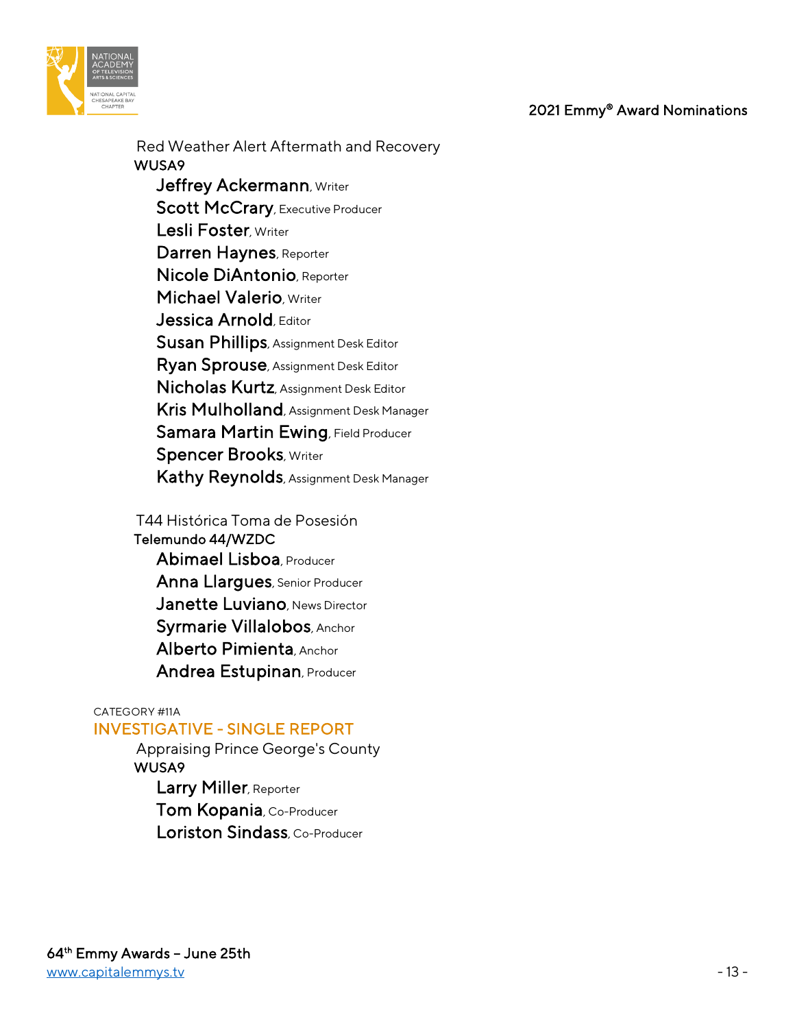Red Weather Alert Aftermath and Recovery
WUSA9
- **Jeffrey Ackermann**, Writer
- **Scott McCrary**, Executive Producer
- **Lesli Foster**, Writer
- **Darren Haynes**, Reporter
- **Nicole DiAntonio**, Reporter
- **Michael Valerio**, Writer
- **Jessica Arnold**, Editor
- **Susan Phillips**, Assignment Desk Editor
- **Ryan Sprouse**, Assignment Desk Editor
- **Nicholas Kurtz**, Assignment Desk Editor
- **Kris Mulholland**, Assignment Desk Manager
- **Samara Martin Ewing**, Field Producer
- **Spencer Brooks**, Writer
- **Kathy Reynolds**, Assignment Desk Manager

T44 Histórica Toma de Posesión
Telemundo 44/WZDC
- **Abimael Lisboa**, Producer
- **Anna Llargues**, Senior Producer
- **Janette Luviano**, News Director
- **Syrmarie Villalobos**, Anchor
- **Alberto Pimienta**, Anchor
- **Andrea Estupinan**, Producer

CATEGORY #11A
## INVESTIGATIVE - SINGLE REPORT

Appraising Prince George's County
WUSA9
- **Larry Miller**, Reporter
- **Tom Kopania**, Co-Producer
- **Loriston Sindass**, Co-Producer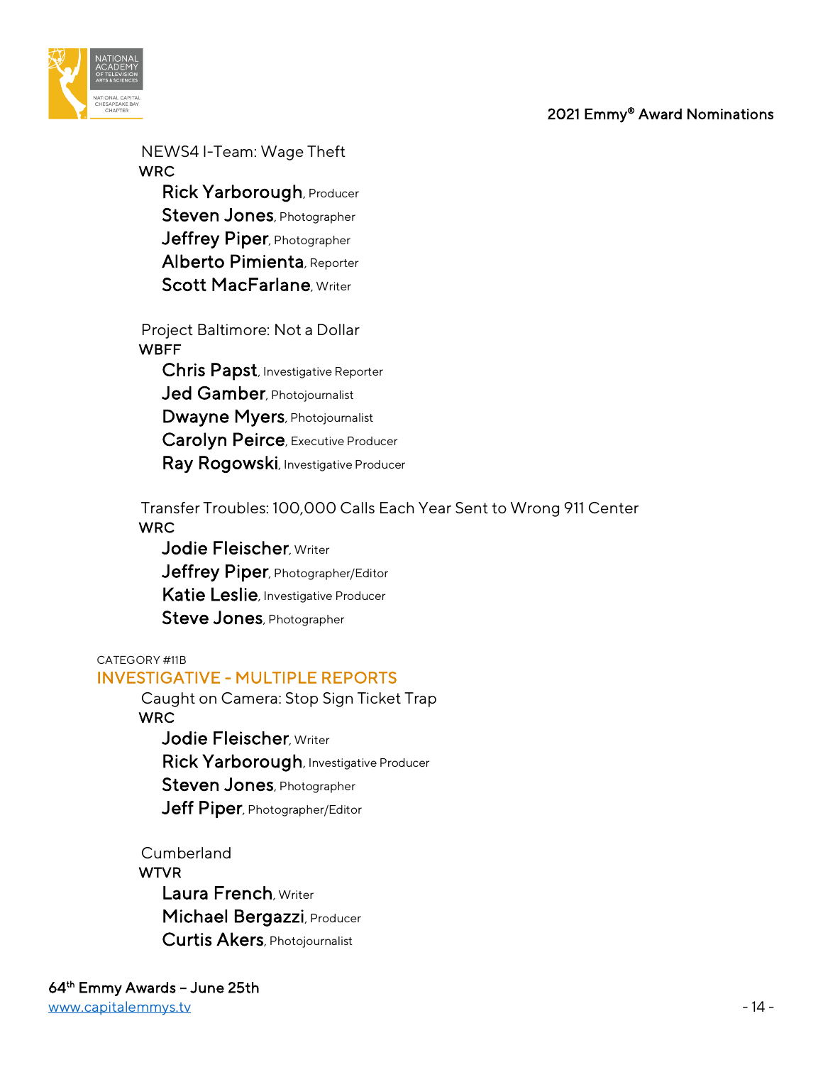NEWS4 I-Team: Wage Theft
WRC
**Rick Yarborough**, Producer
**Steven Jones**, Photographer
**Jeffrey Piper**, Photographer
**Alberto Pimienta**, Reporter
**Scott MacFarlane**, Writer

Project Baltimore: Not a Dollar
WBFF
**Chris Papst**, Investigative Reporter
**Jed Gamber**, Photojournalist
**Dwayne Myers**, Photojournalist
**Carolyn Peirce**, Executive Producer
**Ray Rogowski**, Investigative Producer

Transfer Troubles: 100,000 Calls Each Year Sent to Wrong 911 Center
WRC
**Jodie Fleischer**, Writer
**Jeffrey Piper**, Photographer/Editor
**Katie Leslie**, Investigative Producer
**Steve Jones**, Photographer

CATEGORY #11B

## INVESTIGATIVE - MULTIPLE REPORTS

Caught on Camera: Stop Sign Ticket Trap
WRC
**Jodie Fleischer**, Writer
**Rick Yarborough**, Investigative Producer
**Steven Jones**, Photographer
**Jeff Piper**, Photographer/Editor

Cumberland
WTVR
**Laura French**, Writer
**Michael Bergazzi**, Producer
**Curtis Akers**, Photojournalist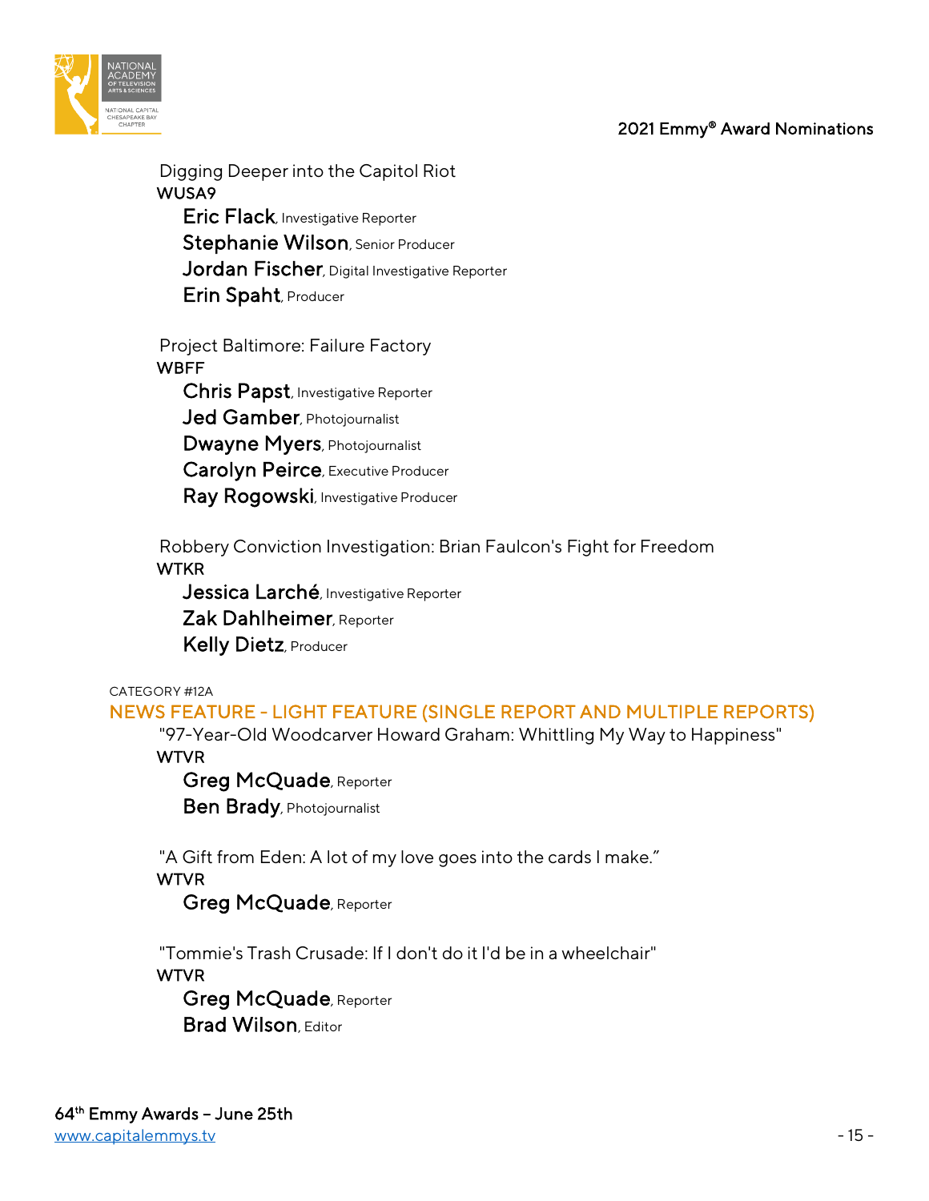Digging Deeper into the Capitol Riot
WUSA9
**Eric Flack**, Investigative Reporter
**Stephanie Wilson**, Senior Producer
**Jordan Fischer**, Digital Investigative Reporter
**Erin Spaht**, Producer

Project Baltimore: Failure Factory
WBFF
**Chris Papst**, Investigative Reporter
**Jed Gamber**, Photojournalist
**Dwayne Myers**, Photojournalist
**Carolyn Peirce**, Executive Producer
**Ray Rogowski**, Investigative Producer

Robbery Conviction Investigation: Brian Faulcon's Fight for Freedom
WTKR
**Jessica Larché**, Investigative Reporter
**Zak Dahlheimer**, Reporter
**Kelly Dietz**, Producer

CATEGORY #12A

## NEWS FEATURE - LIGHT FEATURE (SINGLE REPORT AND MULTIPLE REPORTS)

"97-Year-Old Woodcarver Howard Graham: Whittling My Way to Happiness"
WTVR
**Greg McQuade**, Reporter
**Ben Brady**, Photojournalist

"A Gift from Eden: A lot of my love goes into the cards I make."
WTVR
**Greg McQuade**, Reporter

"Tommie's Trash Crusade: If I don't do it I'd be in a wheelchair"
WTVR
**Greg McQuade**, Reporter
**Brad Wilson**, Editor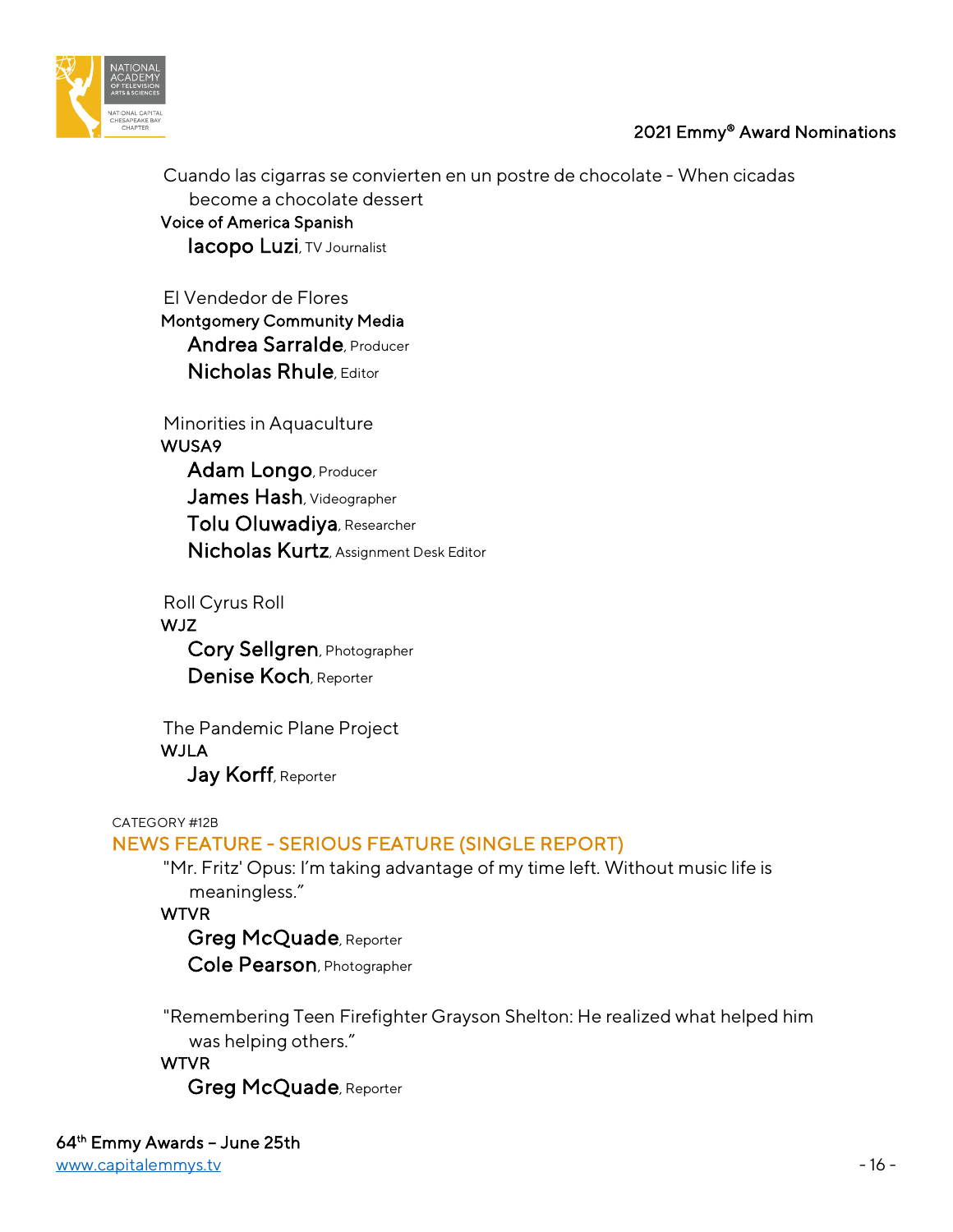Cuando las cigarras se convierten en un postre de chocolate - When cicadas become a chocolate dessert
Voice of America Spanish
**Iacopo Luzi**, TV Journalist

El Vendedor de Flores
Montgomery Community Media
**Andrea Sarralde**, Producer
**Nicholas Rhule**, Editor

Minorities in Aquaculture
WUSA9
**Adam Longo**, Producer
**James Hash**, Videographer
**Tolu Oluwadiya**, Researcher
**Nicholas Kurtz**, Assignment Desk Editor

Roll Cyrus Roll
WJZ
**Cory Sellgren**, Photographer
**Denise Koch**, Reporter

The Pandemic Plane Project
WJLA
**Jay Korff**, Reporter

CATEGORY #12B

## NEWS FEATURE - SERIOUS FEATURE (SINGLE REPORT)

"Mr. Fritz' Opus: I'm taking advantage of my time left. Without music life is meaningless."
WTVR
**Greg McQuade**, Reporter
**Cole Pearson**, Photographer

"Remembering Teen Firefighter Grayson Shelton: He realized what helped him was helping others."
WTVR
**Greg McQuade**, Reporter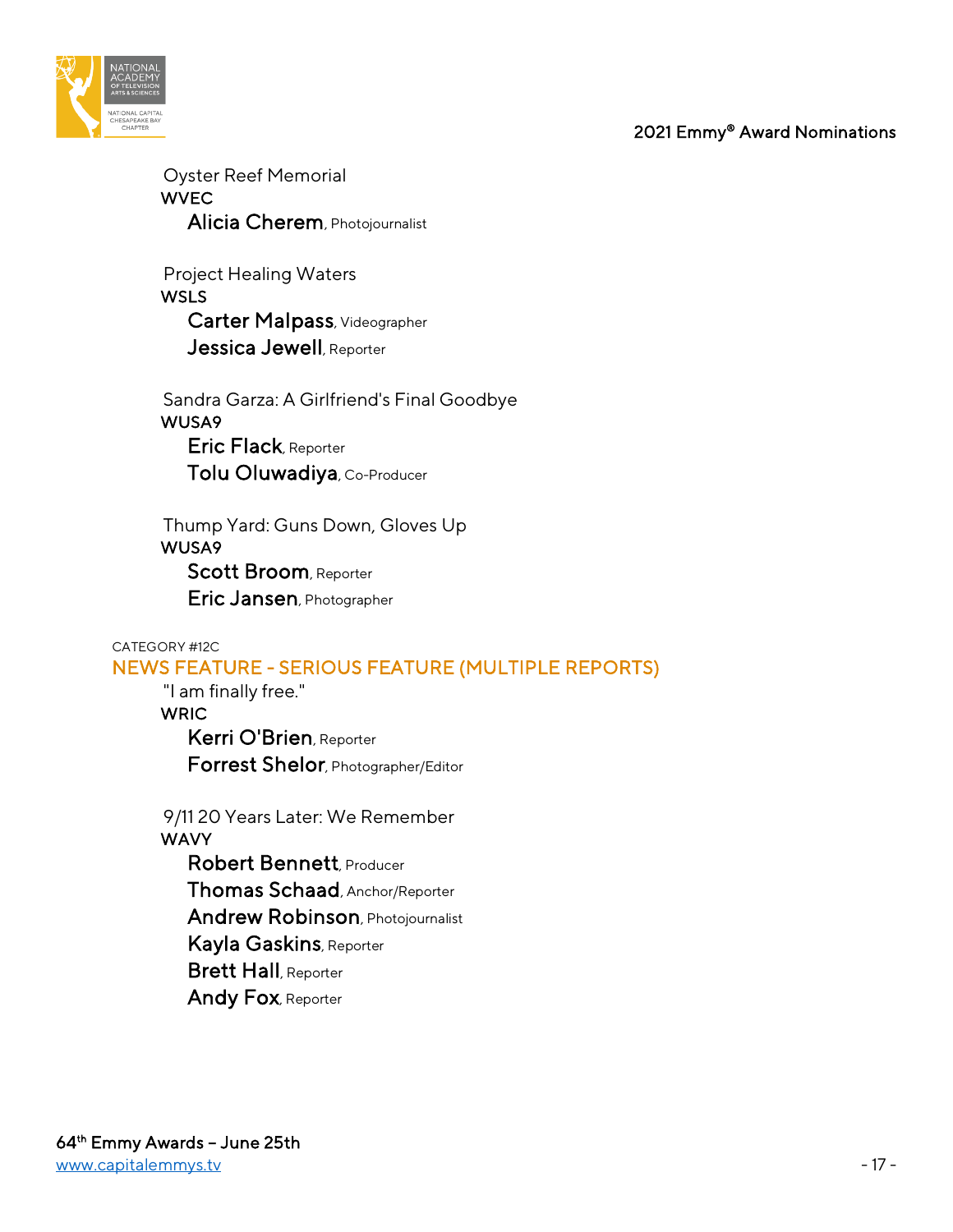Oyster Reef Memorial
WVEC
**Alicia Cherem**, Photojournalist

Project Healing Waters
WSLS
**Carter Malpass**, Videographer
**Jessica Jewell**, Reporter

Sandra Garza: A Girlfriend's Final Goodbye
WUSA9
**Eric Flack**, Reporter
**Tolu Oluwadiya**, Co-Producer

Thump Yard: Guns Down, Gloves Up
WUSA9
**Scott Broom**, Reporter
**Eric Jansen**, Photographer

CATEGORY #12C

## NEWS FEATURE - SERIOUS FEATURE (MULTIPLE REPORTS)

"I am finally free."
WRIC
**Kerri O'Brien**, Reporter
**Forrest Shelor**, Photographer/Editor

9/11 20 Years Later: We Remember
WAVY
**Robert Bennett**, Producer
**Thomas Schaad**, Anchor/Reporter
**Andrew Robinson**, Photojournalist
**Kayla Gaskins**, Reporter
**Brett Hall**, Reporter
**Andy Fox**, Reporter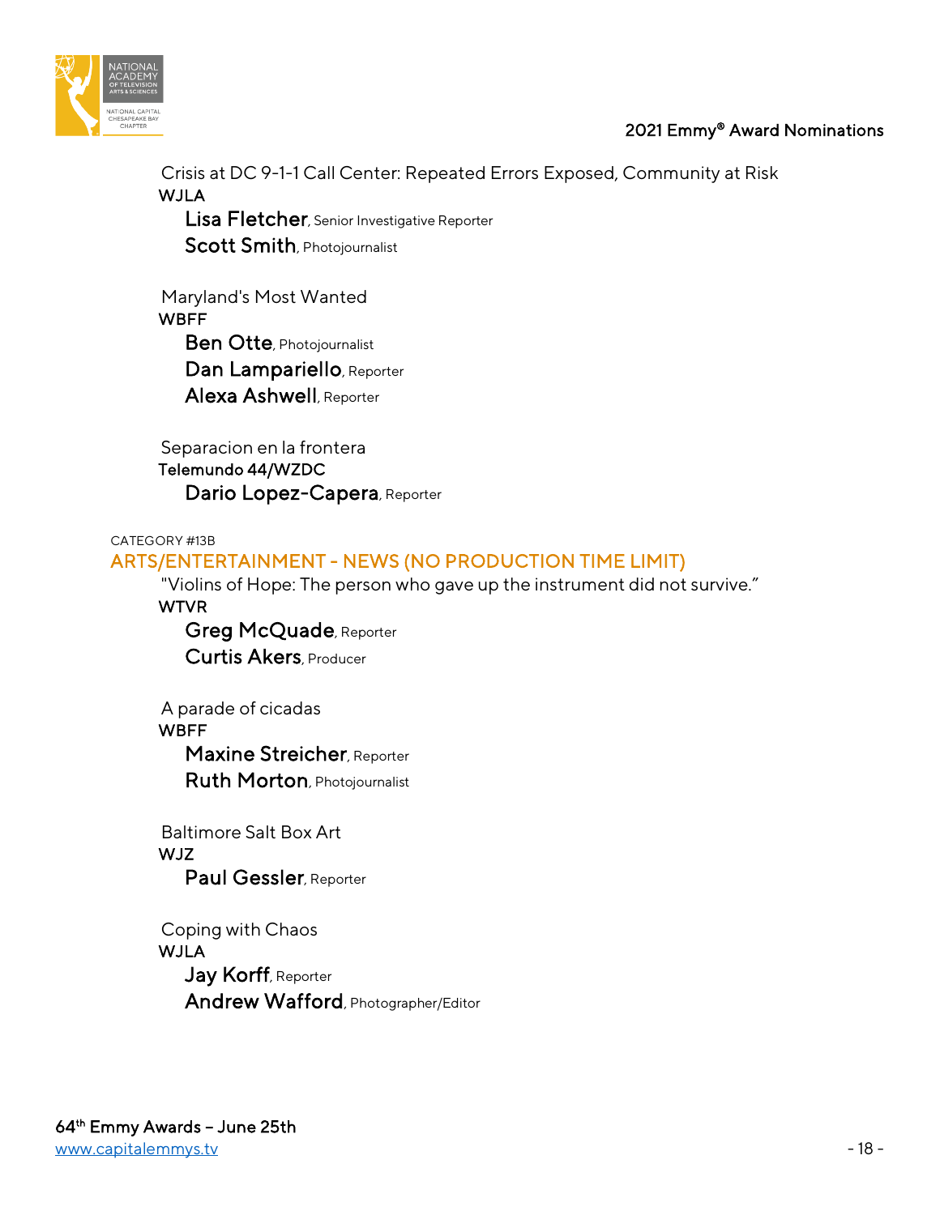Crisis at DC 9-1-1 Call Center: Repeated Errors Exposed, Community at Risk
WJLA
**Lisa Fletcher**, Senior Investigative Reporter
**Scott Smith**, Photojournalist

Maryland's Most Wanted
WBFF
**Ben Otte**, Photojournalist
**Dan Lampariello**, Reporter
**Alexa Ashwell**, Reporter

Separacion en la frontera
Telemundo 44/WZDC
**Dario Lopez-Capera**, Reporter

CATEGORY #13B

## ARTS/ENTERTAINMENT - NEWS (NO PRODUCTION TIME LIMIT)

"Violins of Hope: The person who gave up the instrument did not survive."
WTVR
**Greg McQuade**, Reporter
**Curtis Akers**, Producer

A parade of cicadas
WBFF
**Maxine Streicher**, Reporter
**Ruth Morton**, Photojournalist

Baltimore Salt Box Art
WJZ
**Paul Gessler**, Reporter

Coping with Chaos
WJLA
**Jay Korff**, Reporter
**Andrew Wafford**, Photographer/Editor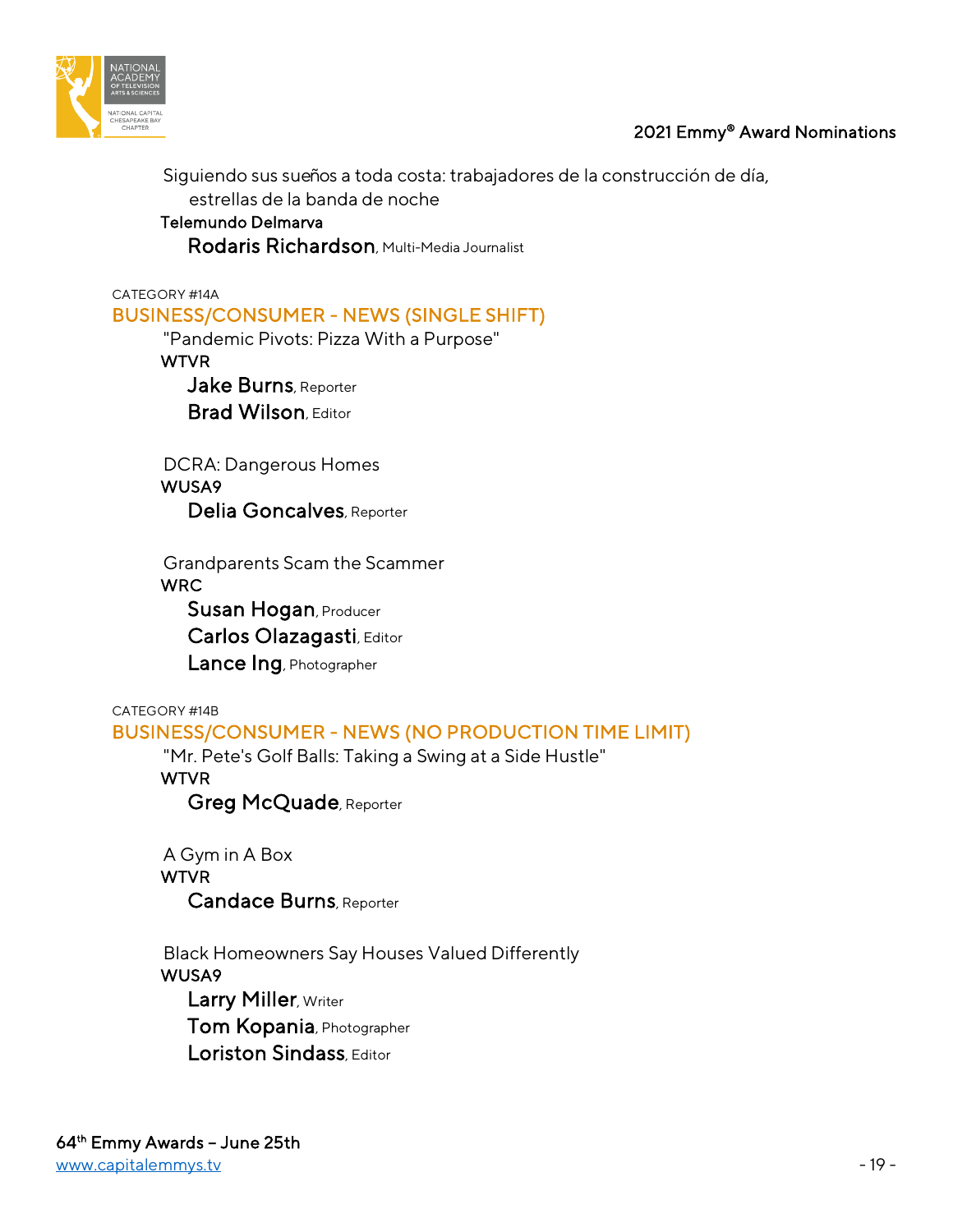Siguiendo sus sueños a toda costa: trabajadores de la construcción de día, estrellas de la banda de noche
Telemundo Delmarva
**Rodaris Richardson**, Multi-Media Journalist

CATEGORY #14A

## BUSINESS/CONSUMER - NEWS (SINGLE SHIFT)

"Pandemic Pivots: Pizza With a Purpose"
WTVR
**Jake Burns**, Reporter
**Brad Wilson**, Editor

DCRA: Dangerous Homes
WUSA9
**Delia Goncalves**, Reporter

Grandparents Scam the Scammer
WRC
**Susan Hogan**, Producer
**Carlos Olazagasti**, Editor
**Lance Ing**, Photographer

CATEGORY #14B

## BUSINESS/CONSUMER - NEWS (NO PRODUCTION TIME LIMIT)

"Mr. Pete's Golf Balls: Taking a Swing at a Side Hustle"
WTVR
**Greg McQuade**, Reporter

A Gym in A Box
WTVR
**Candace Burns**, Reporter

Black Homeowners Say Houses Valued Differently
WUSA9
**Larry Miller**, Writer
**Tom Kopania**, Photographer
**Loriston Sindass**, Editor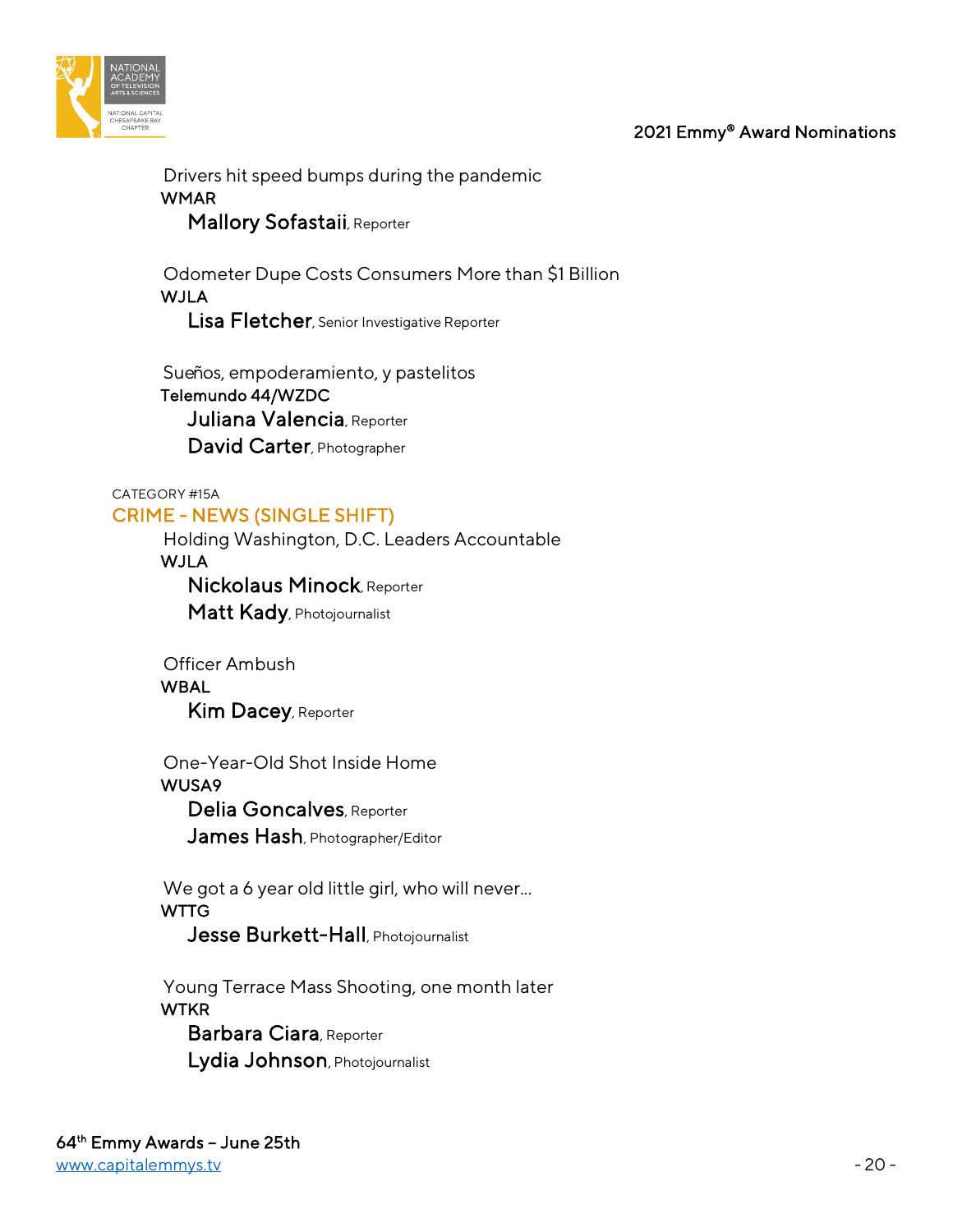Drivers hit speed bumps during the pandemic
WMAR
**Mallory Sofastaii**, Reporter

Odometer Dupe Costs Consumers More than $1 Billion
WJLA
**Lisa Fletcher**, Senior Investigative Reporter

Sueños, empoderamiento, y pastelitos
Telemundo 44/WZDC
**Juliana Valencia**, Reporter
**David Carter**, Photographer

CATEGORY #15A

## CRIME - NEWS (SINGLE SHIFT)

Holding Washington, D.C. Leaders Accountable
WJLA
**Nickolaus Minock**, Reporter
**Matt Kady**, Photojournalist

Officer Ambush
WBAL
**Kim Dacey**, Reporter

One-Year-Old Shot Inside Home
WUSA9
**Delia Goncalves**, Reporter
**James Hash**, Photographer/Editor

We got a 6 year old little girl, who will never...
WTTG
**Jesse Burkett-Hall**, Photojournalist

Young Terrace Mass Shooting, one month later
WTKR
**Barbara Ciara**, Reporter
**Lydia Johnson**, Photojournalist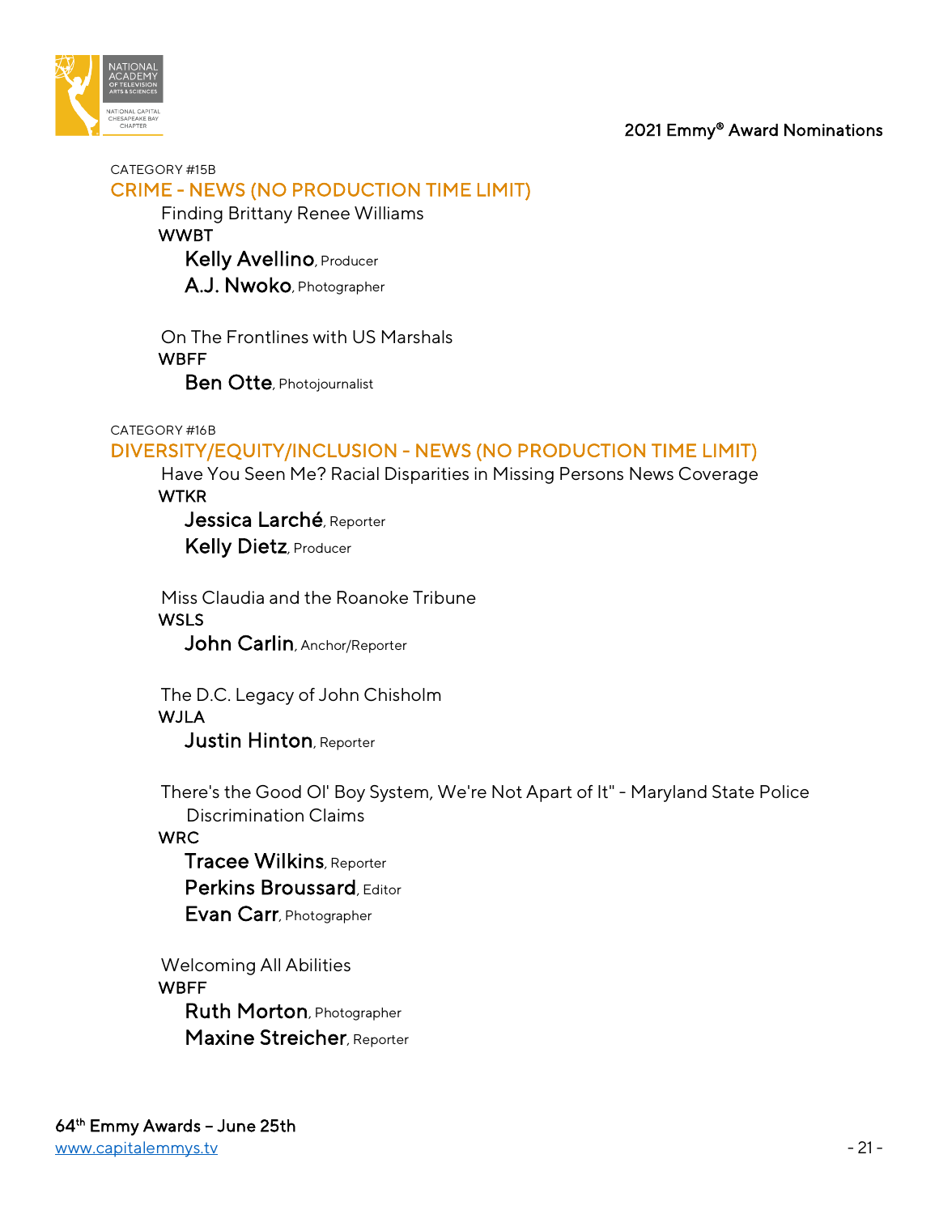CATEGORY #15B

## CRIME - NEWS (NO PRODUCTION TIME LIMIT)

Finding Brittany Renee Williams
WWBT
**Kelly Avellino**, Producer
**A.J. Nwoko**, Photographer

On The Frontlines with US Marshals
WBFF
**Ben Otte**, Photojournalist

CATEGORY #16B

## DIVERSITY/EQUITY/INCLUSION - NEWS (NO PRODUCTION TIME LIMIT)

Have You Seen Me? Racial Disparities in Missing Persons News Coverage
WTKR
**Jessica Larché**, Reporter
**Kelly Dietz**, Producer

Miss Claudia and the Roanoke Tribune
WSLS
**John Carlin**, Anchor/Reporter

The D.C. Legacy of John Chisholm
WJLA
**Justin Hinton**, Reporter

There's the Good Ol' Boy System, We're Not Apart of It" - Maryland State Police Discrimination Claims
WRC
**Tracee Wilkins**, Reporter
**Perkins Broussard**, Editor
**Evan Carr**, Photographer

Welcoming All Abilities
WBFF
**Ruth Morton**, Photographer
**Maxine Streicher**, Reporter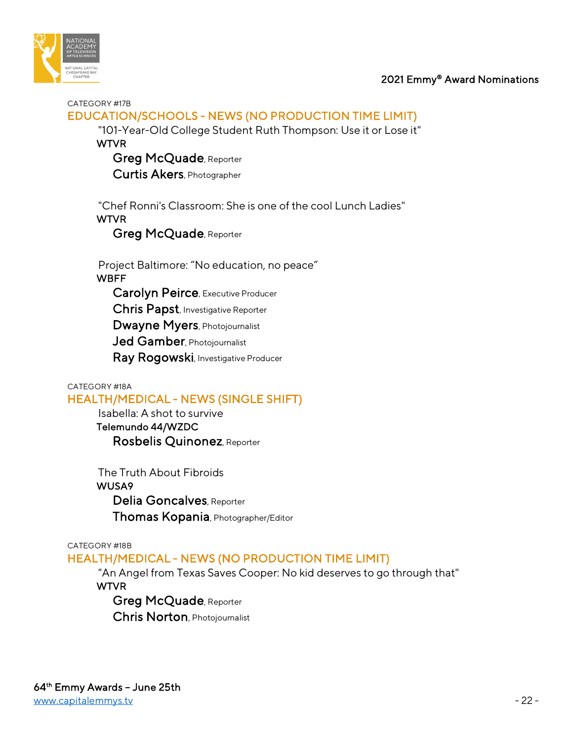CATEGORY #17B

## EDUCATION/SCHOOLS - NEWS (NO PRODUCTION TIME LIMIT)

"101-Year-Old College Student Ruth Thompson: Use it or Lose it"
WTVR
**Greg McQuade**, Reporter
**Curtis Akers**, Photographer

"Chef Ronni's Classroom: She is one of the cool Lunch Ladies"
WTVR
**Greg McQuade**, Reporter

Project Baltimore: "No education, no peace"
WBFF
**Carolyn Peirce**, Executive Producer
**Chris Papst**, Investigative Reporter
**Dwayne Myers**, Photojournalist
**Jed Gamber**, Photojournalist
**Ray Rogowski**, Investigative Producer

CATEGORY #18A

## HEALTH/MEDICAL - NEWS (SINGLE SHIFT)

Isabella: A shot to survive
Telemundo 44/WZDC
**Rosbelis Quinonez**, Reporter

The Truth About Fibroids
WUSA9
**Delia Goncalves**, Reporter
**Thomas Kopania**, Photographer/Editor

CATEGORY #18B

## HEALTH/MEDICAL - NEWS (NO PRODUCTION TIME LIMIT)

"An Angel from Texas Saves Cooper: No kid deserves to go through that"
WTVR
**Greg McQuade**, Reporter
**Chris Norton**, Photojournalist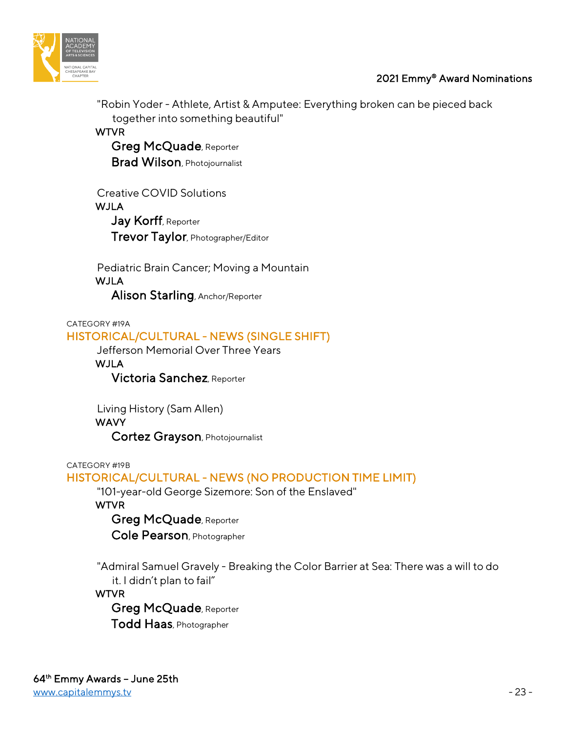"Robin Yoder - Athlete, Artist & Amputee: Everything broken can be pieced back together into something beautiful"
WTVR
**Greg McQuade**, Reporter
**Brad Wilson**, Photojournalist

Creative COVID Solutions
WJLA
**Jay Korff**, Reporter
**Trevor Taylor**, Photographer/Editor

Pediatric Brain Cancer; Moving a Mountain
WJLA
**Alison Starling**, Anchor/Reporter

CATEGORY #19A

## HISTORICAL/CULTURAL - NEWS (SINGLE SHIFT)

Jefferson Memorial Over Three Years
WJLA
**Victoria Sanchez**, Reporter

Living History (Sam Allen)
WAVY
**Cortez Grayson**, Photojournalist

CATEGORY #19B

## HISTORICAL/CULTURAL - NEWS (NO PRODUCTION TIME LIMIT)

"101-year-old George Sizemore: Son of the Enslaved"
WTVR
**Greg McQuade**, Reporter
**Cole Pearson**, Photographer

"Admiral Samuel Gravely - Breaking the Color Barrier at Sea: There was a will to do it. I didn't plan to fail"
WTVR
**Greg McQuade**, Reporter
**Todd Haas**, Photographer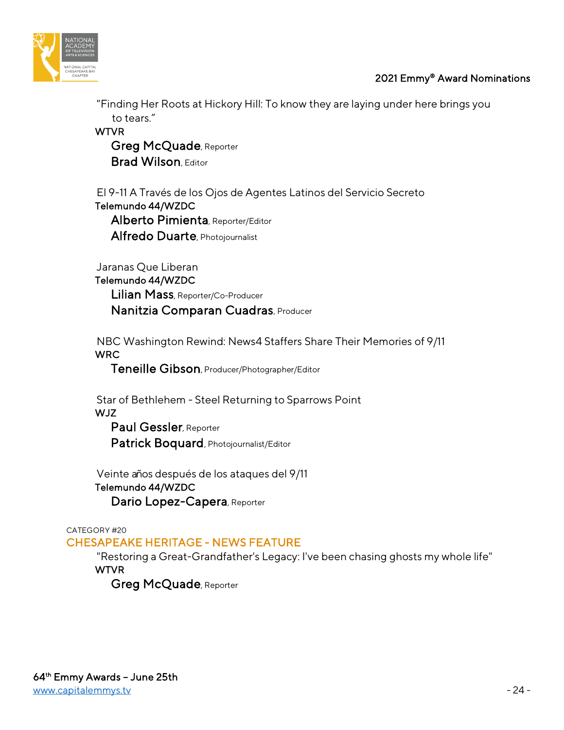"Finding Her Roots at Hickory Hill: To know they are laying under here brings you to tears."
WTVR
**Greg McQuade**, Reporter
**Brad Wilson**, Editor

El 9-11 A Través de los Ojos de Agentes Latinos del Servicio Secreto
Telemundo 44/WZDC
**Alberto Pimienta**, Reporter/Editor
**Alfredo Duarte**, Photojournalist

Jaranas Que Liberan
Telemundo 44/WZDC
**Lilian Mass**, Reporter/Co-Producer
**Nanitzia Comparan Cuadras**, Producer

NBC Washington Rewind: News4 Staffers Share Their Memories of 9/11
WRC
**Teneille Gibson**, Producer/Photographer/Editor

Star of Bethlehem - Steel Returning to Sparrows Point
WJZ
**Paul Gessler**, Reporter
**Patrick Boquard**, Photojournalist/Editor

Veinte años después de los ataques del 9/11
Telemundo 44/WZDC
**Dario Lopez-Capera**, Reporter

CATEGORY #20

## CHESAPEAKE HERITAGE - NEWS FEATURE

"Restoring a Great-Grandfather's Legacy: I've been chasing ghosts my whole life"
WTVR
**Greg McQuade**, Reporter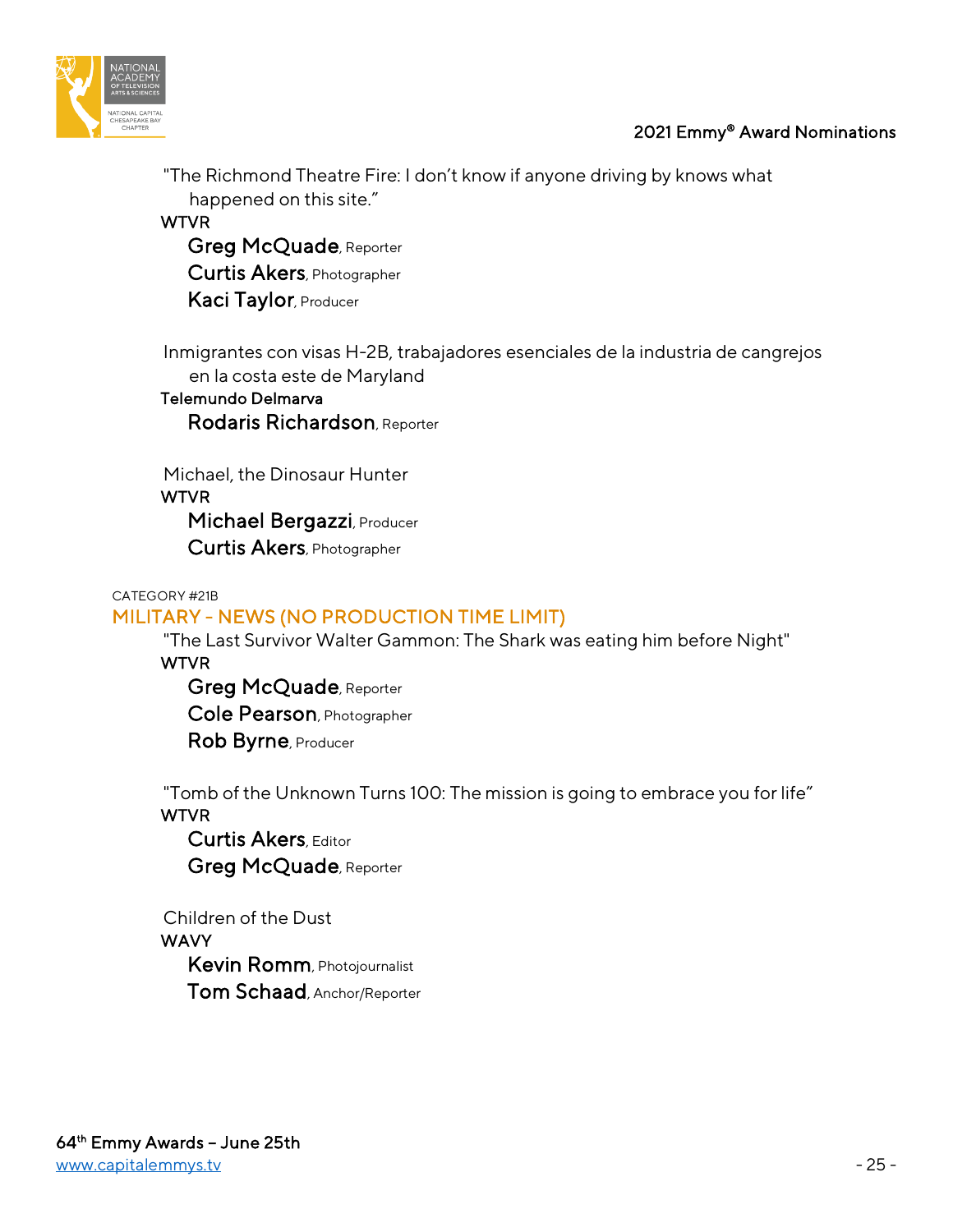"The Richmond Theatre Fire: I don't know if anyone driving by knows what happened on this site."
WTVR
**Greg McQuade**, Reporter
**Curtis Akers**, Photographer
**Kaci Taylor**, Producer

Inmigrantes con visas H-2B, trabajadores esenciales de la industria de cangrejos en la costa este de Maryland
Telemundo Delmarva
**Rodaris Richardson**, Reporter

Michael, the Dinosaur Hunter
WTVR
**Michael Bergazzi**, Producer
**Curtis Akers**, Photographer

CATEGORY #21B

## MILITARY - NEWS (NO PRODUCTION TIME LIMIT)

"The Last Survivor Walter Gammon: The Shark was eating him before Night"
WTVR
**Greg McQuade**, Reporter
**Cole Pearson**, Photographer
**Rob Byrne**, Producer

"Tomb of the Unknown Turns 100: The mission is going to embrace you for life"
WTVR
**Curtis Akers**, Editor
**Greg McQuade**, Reporter

Children of the Dust
WAVY
**Kevin Romm**, Photojournalist
**Tom Schaad**, Anchor/Reporter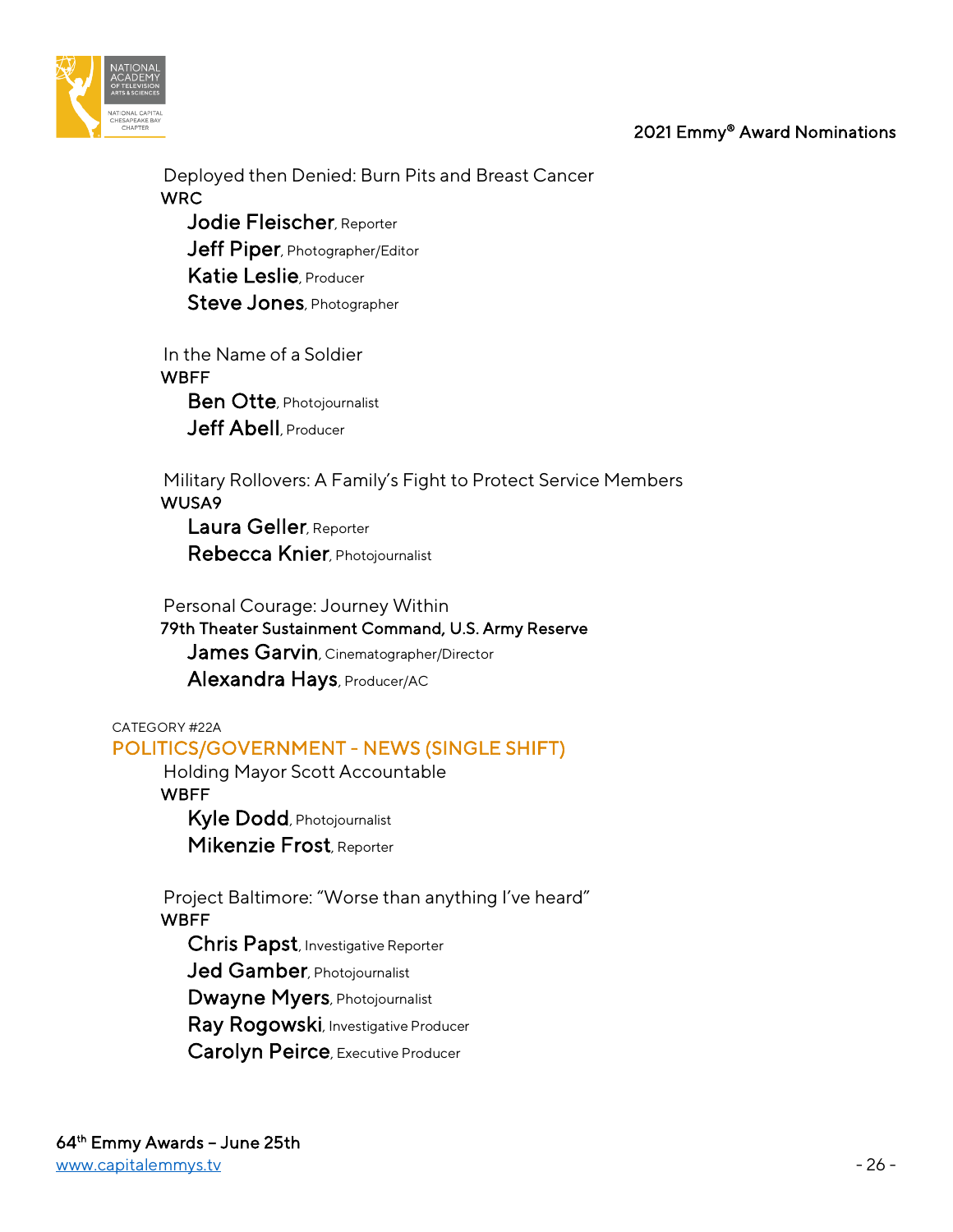Deployed then Denied: Burn Pits and Breast Cancer
**WRC**
**Jodie Fleischer**, Reporter
**Jeff Piper**, Photographer/Editor
**Katie Leslie**, Producer
**Steve Jones**, Photographer

In the Name of a Soldier
**WBFF**
**Ben Otte**, Photojournalist
**Jeff Abell**, Producer

Military Rollovers: A Family's Fight to Protect Service Members
**WUSA9**
**Laura Geller**, Reporter
**Rebecca Knier**, Photojournalist

Personal Courage: Journey Within
**79th Theater Sustainment Command, U.S. Army Reserve**
**James Garvin**, Cinematographer/Director
**Alexandra Hays**, Producer/AC

CATEGORY #22A

## POLITICS/GOVERNMENT - NEWS (SINGLE SHIFT)

Holding Mayor Scott Accountable
**WBFF**
**Kyle Dodd**, Photojournalist
**Mikenzie Frost**, Reporter

Project Baltimore: "Worse than anything I've heard"
**WBFF**
**Chris Papst**, Investigative Reporter
**Jed Gamber**, Photojournalist
**Dwayne Myers**, Photojournalist
**Ray Rogowski**, Investigative Producer
**Carolyn Peirce**, Executive Producer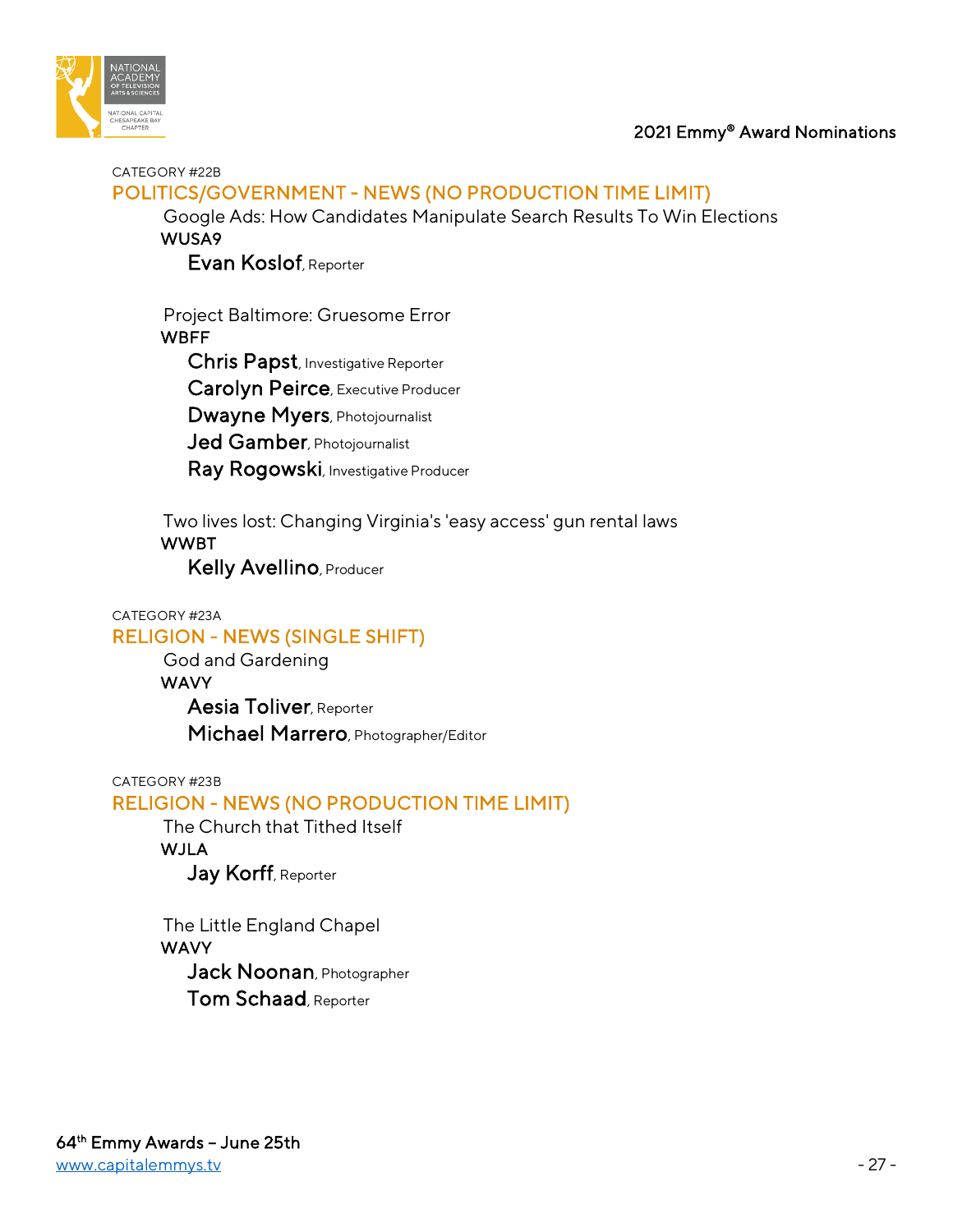CATEGORY #22B

## POLITICS/GOVERNMENT - NEWS (NO PRODUCTION TIME LIMIT)

Google Ads: How Candidates Manipulate Search Results To Win Elections
WUSA9
**Evan Koslof**, Reporter

Project Baltimore: Gruesome Error
WBFF
**Chris Papst**, Investigative Reporter
**Carolyn Peirce**, Executive Producer
**Dwayne Myers**, Photojournalist
**Jed Gamber**, Photojournalist
**Ray Rogowski**, Investigative Producer

Two lives lost: Changing Virginia's 'easy access' gun rental laws
WWBT
**Kelly Avellino**, Producer

CATEGORY #23A

## RELIGION - NEWS (SINGLE SHIFT)

God and Gardening
WAVY
**Aesia Toliver**, Reporter
**Michael Marrero**, Photographer/Editor

CATEGORY #23B

## RELIGION - NEWS (NO PRODUCTION TIME LIMIT)

The Church that Tithed Itself
WJLA
**Jay Korff**, Reporter

The Little England Chapel
WAVY
**Jack Noonan**, Photographer
**Tom Schaad**, Reporter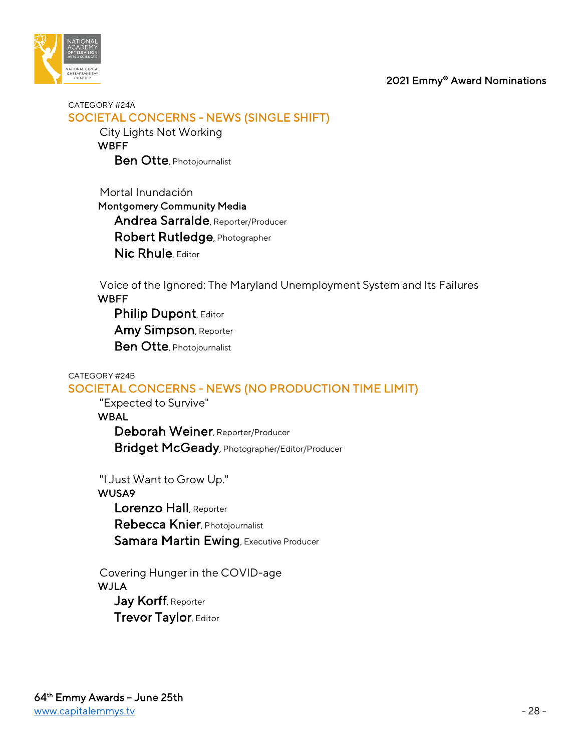CATEGORY #24A

## SOCIETAL CONCERNS - NEWS (SINGLE SHIFT)

City Lights Not Working
**WBFF**
**Ben Otte**, Photojournalist

Mortal Inundación
**Montgomery Community Media**
**Andrea Sarralde**, Reporter/Producer
**Robert Rutledge**, Photographer
**Nic Rhule**, Editor

Voice of the Ignored: The Maryland Unemployment System and Its Failures
**WBFF**
**Philip Dupont**, Editor
**Amy Simpson**, Reporter
**Ben Otte**, Photojournalist

CATEGORY #24B

## SOCIETAL CONCERNS - NEWS (NO PRODUCTION TIME LIMIT)

"Expected to Survive"
**WBAL**
**Deborah Weiner**, Reporter/Producer
**Bridget McGeady**, Photographer/Editor/Producer

"I Just Want to Grow Up."
**WUSA9**
**Lorenzo Hall**, Reporter
**Rebecca Knier**, Photojournalist
**Samara Martin Ewing**, Executive Producer

Covering Hunger in the COVID-age
**WJLA**
**Jay Korff**, Reporter
**Trevor Taylor**, Editor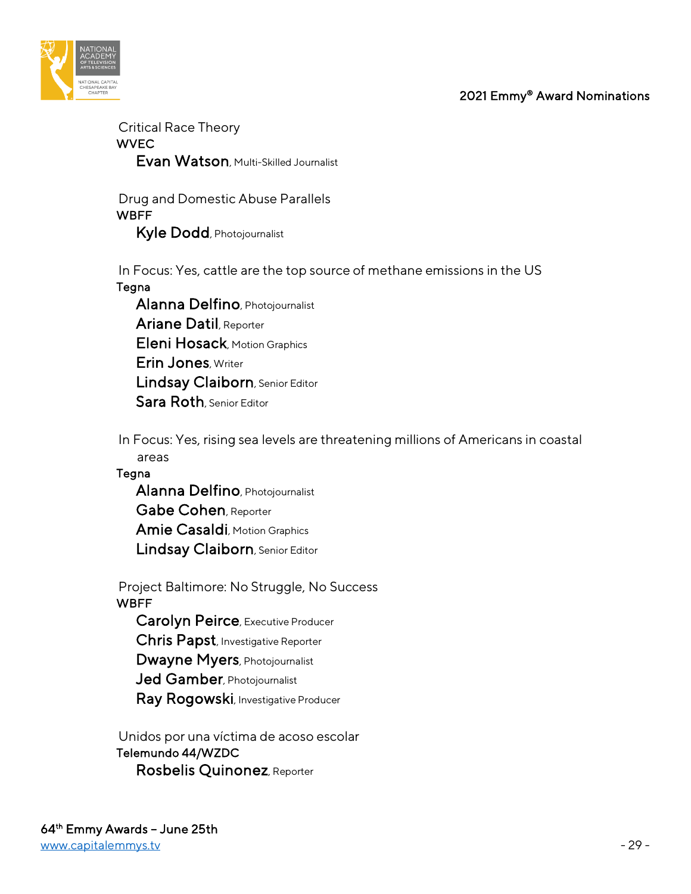Critical Race Theory
WVEC
**Evan Watson**, Multi-Skilled Journalist

Drug and Domestic Abuse Parallels
WBFF
**Kyle Dodd**, Photojournalist

In Focus: Yes, cattle are the top source of methane emissions in the US
Tegna
**Alanna Delfino**, Photojournalist
**Ariane Datil**, Reporter
**Eleni Hosack**, Motion Graphics
**Erin Jones**, Writer
**Lindsay Claiborn**, Senior Editor
**Sara Roth**, Senior Editor

In Focus: Yes, rising sea levels are threatening millions of Americans in coastal areas
Tegna
**Alanna Delfino**, Photojournalist
**Gabe Cohen**, Reporter
**Amie Casaldi**, Motion Graphics
**Lindsay Claiborn**, Senior Editor

Project Baltimore: No Struggle, No Success
WBFF
**Carolyn Peirce**, Executive Producer
**Chris Papst**, Investigative Reporter
**Dwayne Myers**, Photojournalist
**Jed Gamber**, Photojournalist
**Ray Rogowski**, Investigative Producer

Unidos por una víctima de acoso escolar
Telemundo 44/WZDC
**Rosbelis Quinonez**, Reporter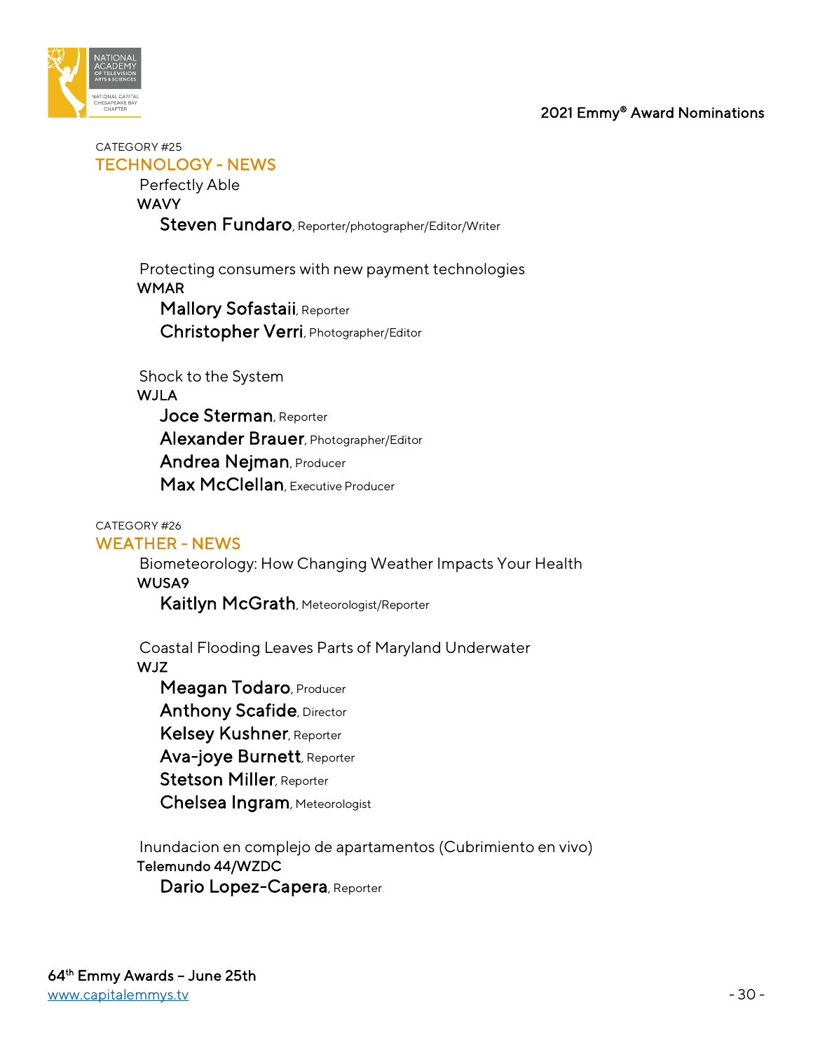CATEGORY #25

## TECHNOLOGY - NEWS

Perfectly Able
WAVY
**Steven Fundaro**, Reporter/photographer/Editor/Writer

Protecting consumers with new payment technologies
WMAR
**Mallory Sofastaii**, Reporter
**Christopher Verri**, Photographer/Editor

Shock to the System
WJLA
**Joce Sterman**, Reporter
**Alexander Brauer**, Photographer/Editor
**Andrea Nejman**, Producer
**Max McClellan**, Executive Producer

CATEGORY #26

## WEATHER - NEWS

Biometeorology: How Changing Weather Impacts Your Health
WUSA9
**Kaitlyn McGrath**, Meteorologist/Reporter

Coastal Flooding Leaves Parts of Maryland Underwater
WJZ
**Meagan Todaro**, Producer
**Anthony Scafide**, Director
**Kelsey Kushner**, Reporter
**Ava-joye Burnett**, Reporter
**Stetson Miller**, Reporter
**Chelsea Ingram**, Meteorologist

Inundacion en complejo de apartamentos (Cubrimiento en vivo)
Telemundo 44/WZDC
**Dario Lopez-Capera**, Reporter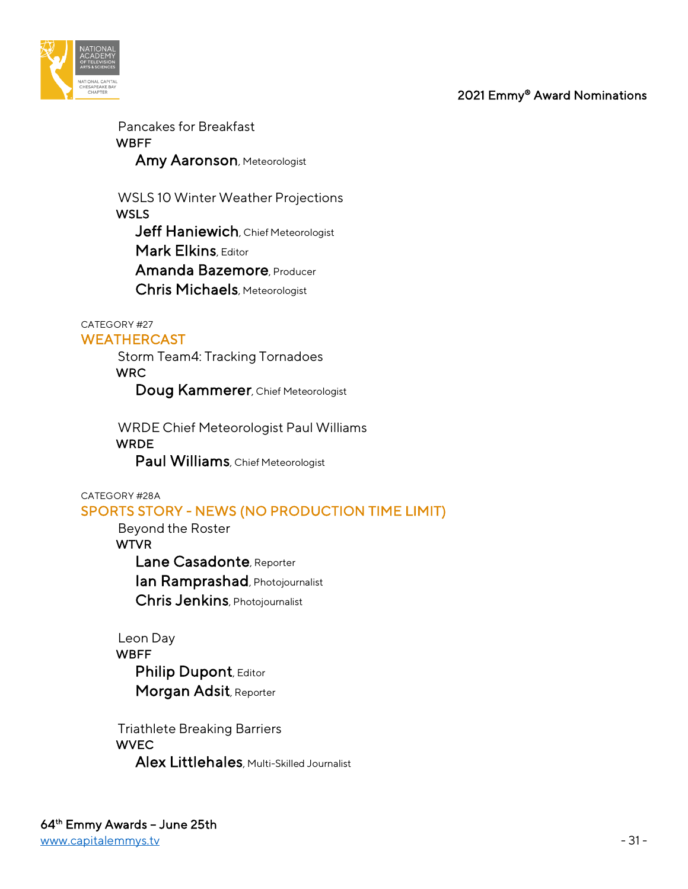Pancakes for Breakfast
WBFF
**Amy Aaronson**, Meteorologist

WSLS 10 Winter Weather Projections
WSLS
**Jeff Haniewich**, Chief Meteorologist
**Mark Elkins**, Editor
**Amanda Bazemore**, Producer
**Chris Michaels**, Meteorologist

CATEGORY #27
## WEATHERCAST

Storm Team4: Tracking Tornadoes
WRC
**Doug Kammerer**, Chief Meteorologist

WRDE Chief Meteorologist Paul Williams
WRDE
**Paul Williams**, Chief Meteorologist

CATEGORY #28A
## SPORTS STORY - NEWS (NO PRODUCTION TIME LIMIT)

Beyond the Roster
WTVR
**Lane Casadonte**, Reporter
**Ian Ramprashad**, Photojournalist
**Chris Jenkins**, Photojournalist

Leon Day
WBFF
**Philip Dupont**, Editor
**Morgan Adsit**, Reporter

Triathlete Breaking Barriers
WVEC
**Alex Littlehales**, Multi-Skilled Journalist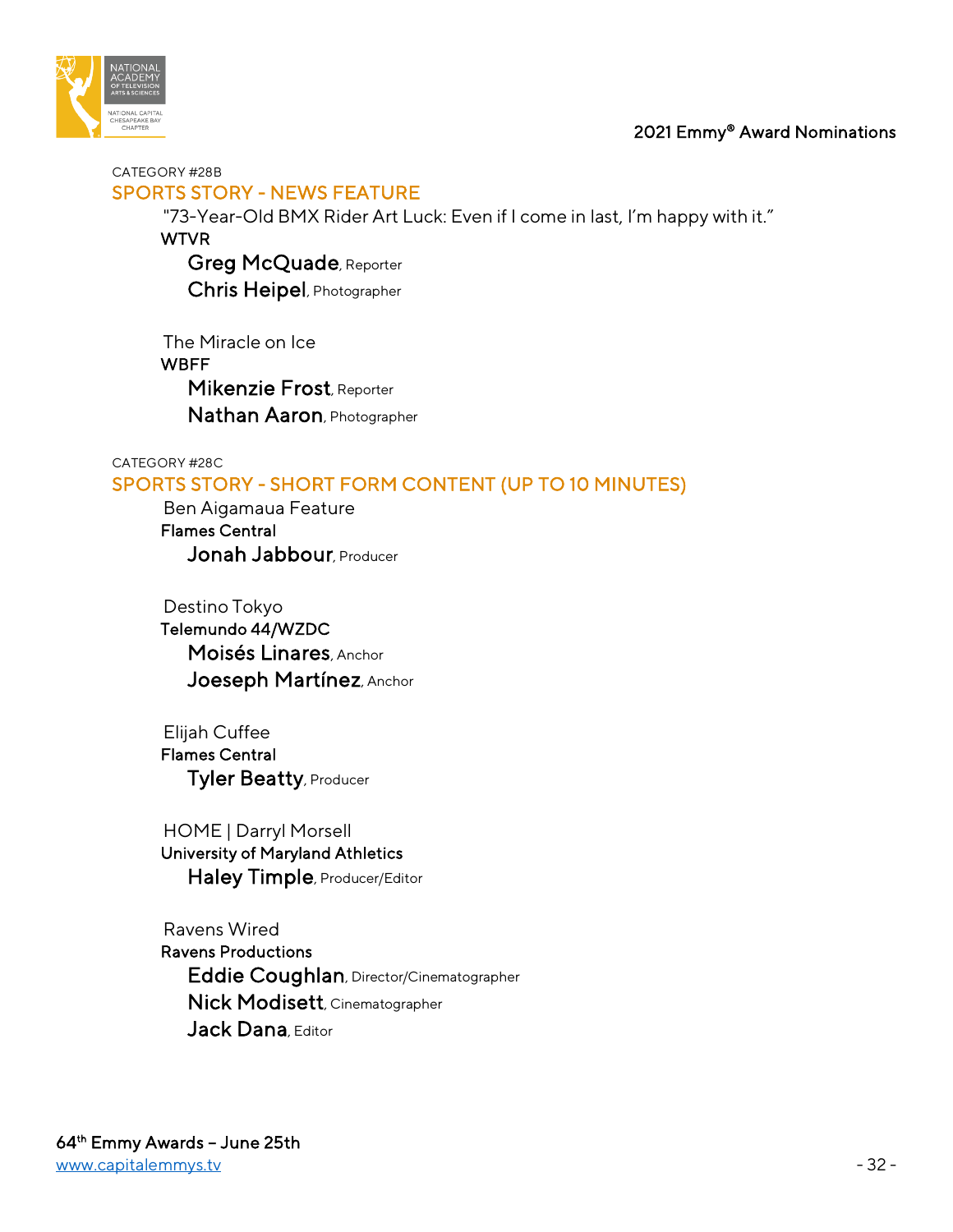CATEGORY #28B

## SPORTS STORY - NEWS FEATURE

"73-Year-Old BMX Rider Art Luck: Even if I come in last, I'm happy with it."
**WTVR**
**Greg McQuade**, Reporter
**Chris Heipel**, Photographer

The Miracle on Ice
**WBFF**
**Mikenzie Frost**, Reporter
**Nathan Aaron**, Photographer

CATEGORY #28C

## SPORTS STORY - SHORT FORM CONTENT (UP TO 10 MINUTES)

Ben Aigamaua Feature
**Flames Central**
**Jonah Jabbour**, Producer

Destino Tokyo
**Telemundo 44/WZDC**
**Moisés Linares**, Anchor
**Joeseph Martínez**, Anchor

Elijah Cuffee
**Flames Central**
**Tyler Beatty**, Producer

HOME | Darryl Morsell
**University of Maryland Athletics**
**Haley Timple**, Producer/Editor

Ravens Wired
**Ravens Productions**
**Eddie Coughlan**, Director/Cinematographer
**Nick Modisett**, Cinematographer
**Jack Dana**, Editor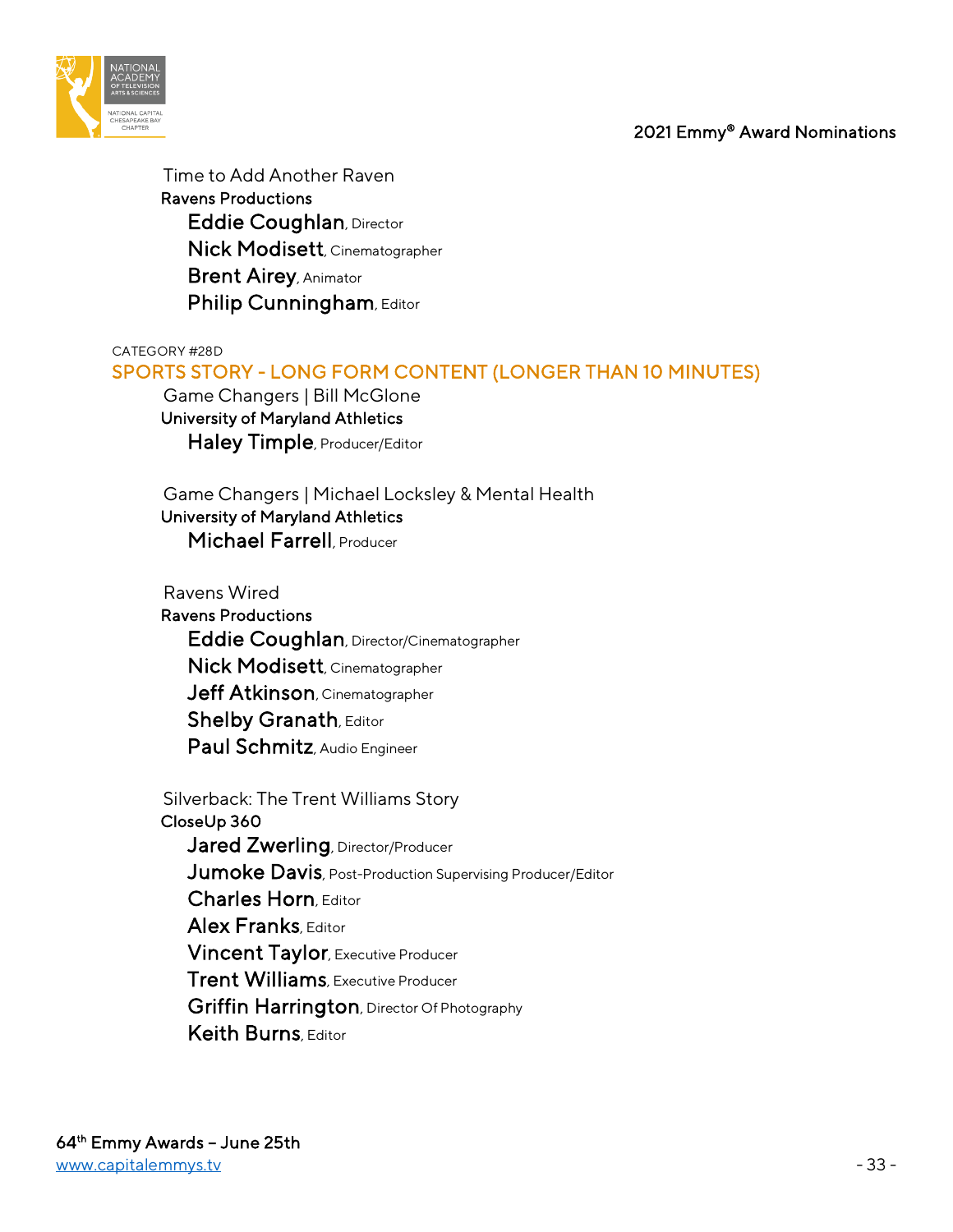Time to Add Another Raven
**Ravens Productions**
**Eddie Coughlan**, Director
**Nick Modisett**, Cinematographer
**Brent Airey**, Animator
**Philip Cunningham**, Editor

CATEGORY #28D

## SPORTS STORY - LONG FORM CONTENT (LONGER THAN 10 MINUTES)

Game Changers | Bill McGlone
**University of Maryland Athletics**
**Haley Timple**, Producer/Editor

Game Changers | Michael Locksley & Mental Health
**University of Maryland Athletics**
**Michael Farrell**, Producer

Ravens Wired
**Ravens Productions**
**Eddie Coughlan**, Director/Cinematographer
**Nick Modisett**, Cinematographer
**Jeff Atkinson**, Cinematographer
**Shelby Granath**, Editor
**Paul Schmitz**, Audio Engineer

Silverback: The Trent Williams Story
**CloseUp 360**
**Jared Zwerling**, Director/Producer
**Jumoke Davis**, Post-Production Supervising Producer/Editor
**Charles Horn**, Editor
**Alex Franks**, Editor
**Vincent Taylor**, Executive Producer
**Trent Williams**, Executive Producer
**Griffin Harrington**, Director Of Photography
**Keith Burns**, Editor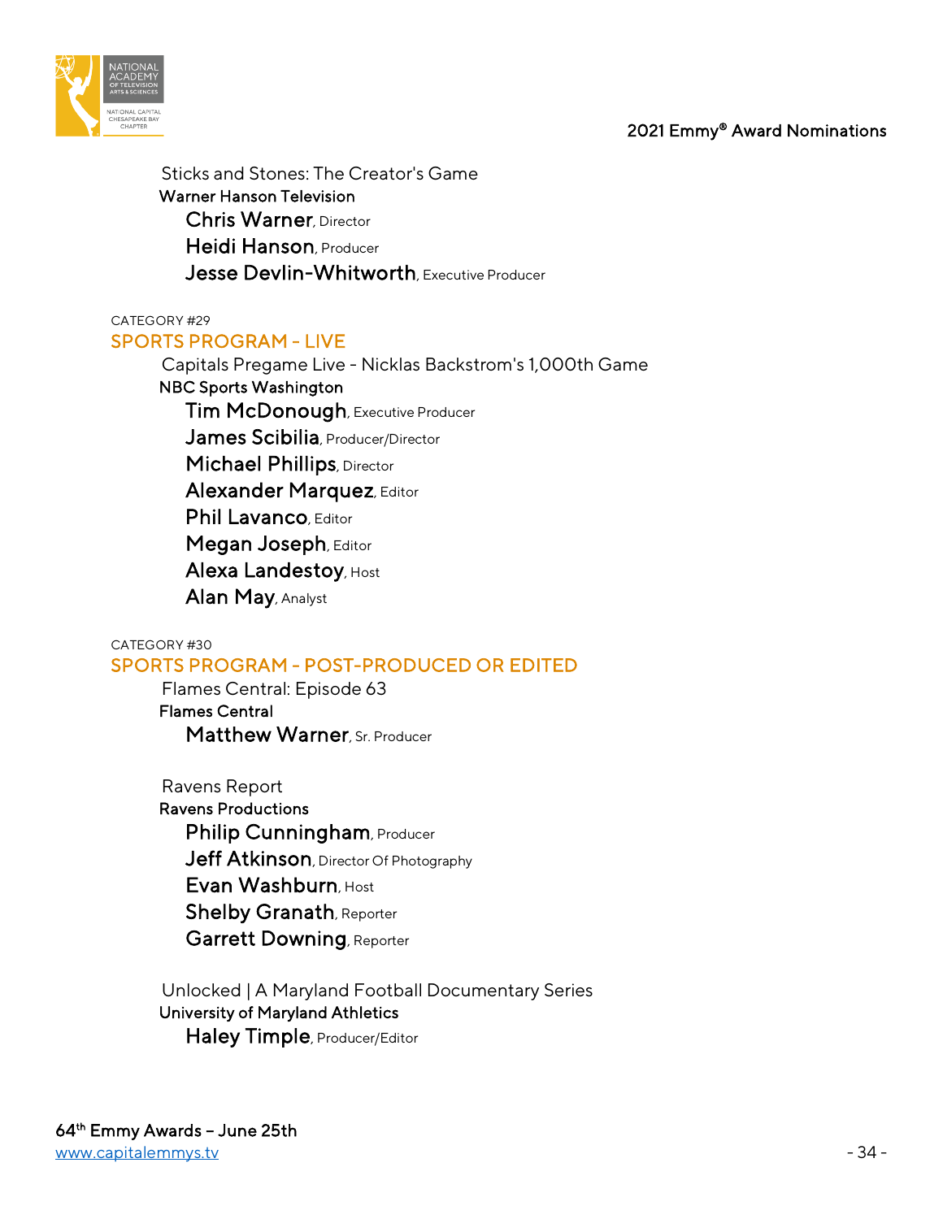Sticks and Stones: The Creator's Game
**Warner Hanson Television**
**Chris Warner**, Director
**Heidi Hanson**, Producer
**Jesse Devlin-Whitworth**, Executive Producer

CATEGORY #29
## SPORTS PROGRAM - LIVE

Capitals Pregame Live - Nicklas Backstrom's 1,000th Game
**NBC Sports Washington**
**Tim McDonough**, Executive Producer
**James Scibilia**, Producer/Director
**Michael Phillips**, Director
**Alexander Marquez**, Editor
**Phil Lavanco**, Editor
**Megan Joseph**, Editor
**Alexa Landestoy**, Host
**Alan May**, Analyst

CATEGORY #30
## SPORTS PROGRAM - POST-PRODUCED OR EDITED

Flames Central: Episode 63
**Flames Central**
**Matthew Warner**, Sr. Producer

Ravens Report
**Ravens Productions**
**Philip Cunningham**, Producer
**Jeff Atkinson**, Director Of Photography
**Evan Washburn**, Host
**Shelby Granath**, Reporter
**Garrett Downing**, Reporter

Unlocked | A Maryland Football Documentary Series
**University of Maryland Athletics**
**Haley Timple**, Producer/Editor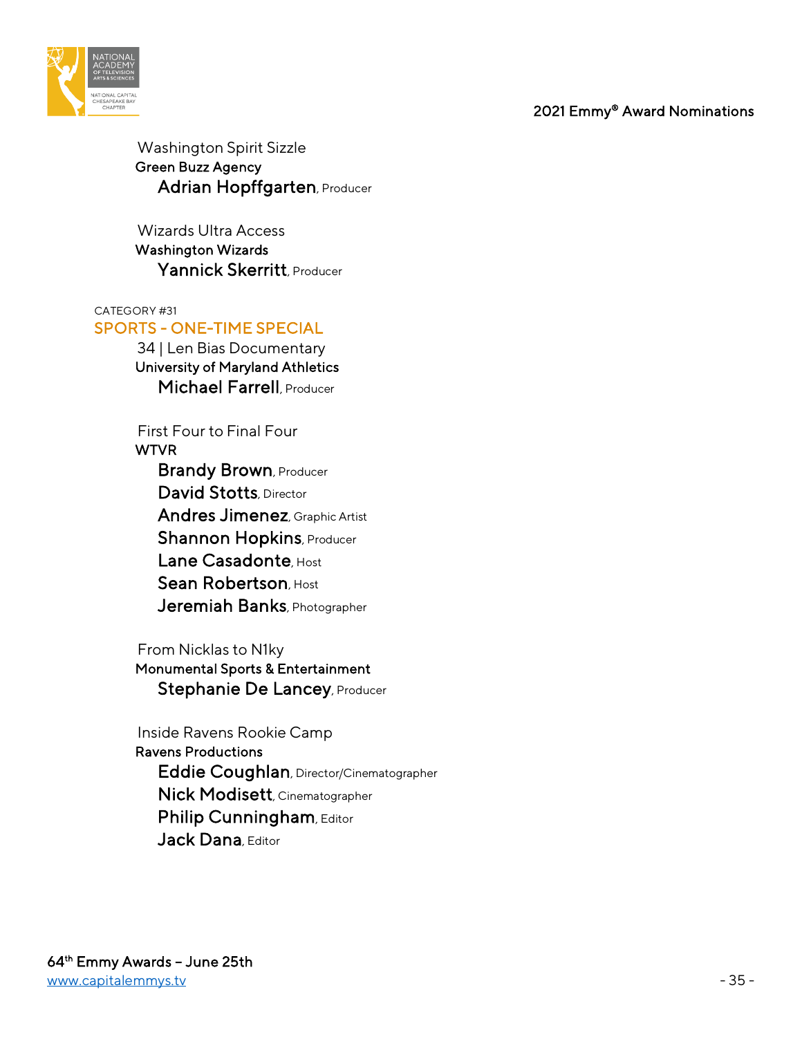Washington Spirit Sizzle
**Green Buzz Agency**
**Adrian Hopffgarten**, Producer

Wizards Ultra Access
**Washington Wizards**
**Yannick Skerritt**, Producer

CATEGORY #31

## SPORTS - ONE-TIME SPECIAL

34 | Len Bias Documentary
**University of Maryland Athletics**
**Michael Farrell**, Producer

First Four to Final Four
**WTVR**
**Brandy Brown**, Producer
**David Stotts**, Director
**Andres Jimenez**, Graphic Artist
**Shannon Hopkins**, Producer
**Lane Casadonte**, Host
**Sean Robertson**, Host
**Jeremiah Banks**, Photographer

From Nicklas to N1ky
**Monumental Sports & Entertainment**
**Stephanie De Lancey**, Producer

Inside Ravens Rookie Camp
**Ravens Productions**
**Eddie Coughlan**, Director/Cinematographer
**Nick Modisett**, Cinematographer
**Philip Cunningham**, Editor
**Jack Dana**, Editor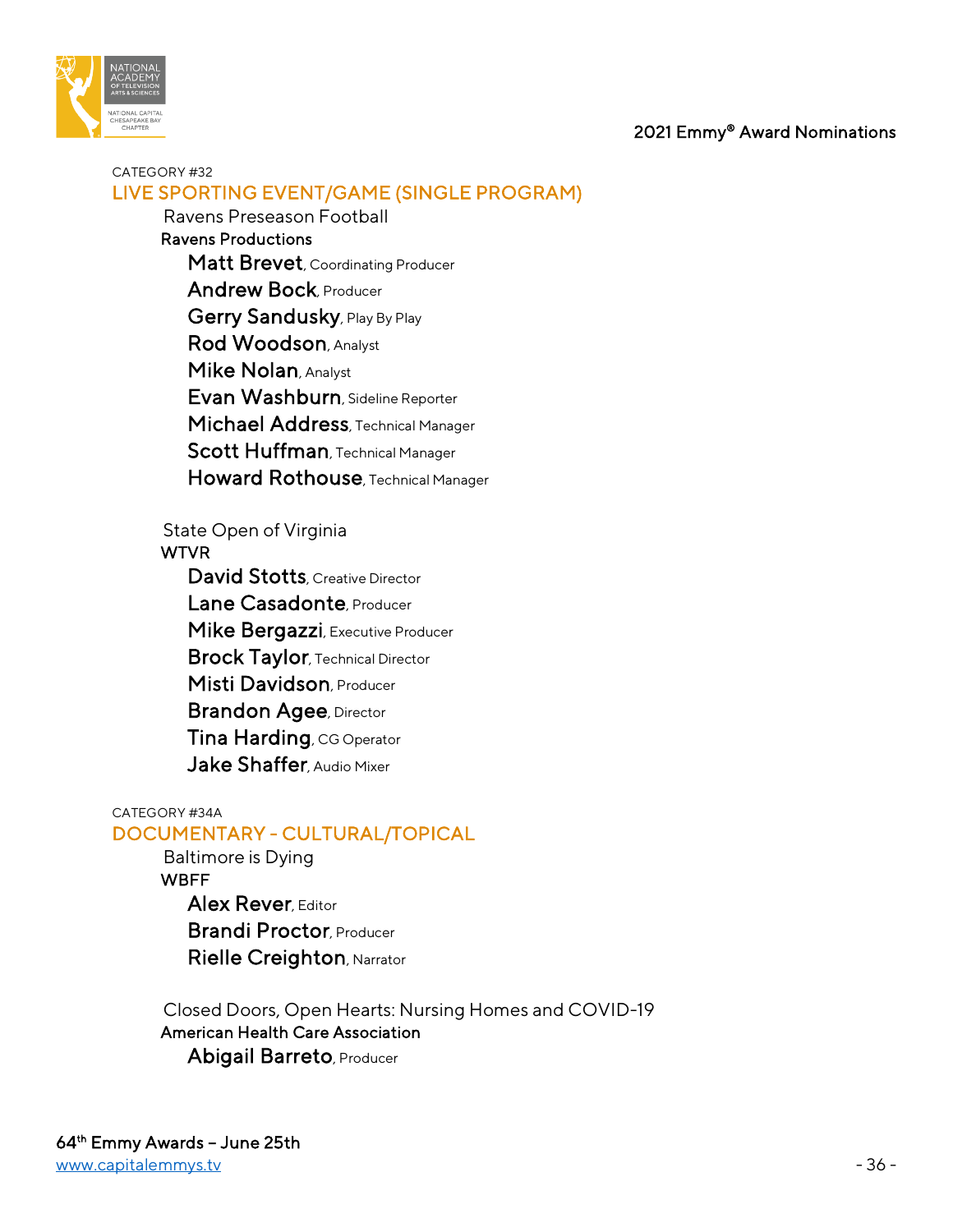CATEGORY #32

## LIVE SPORTING EVENT/GAME (SINGLE PROGRAM)

Ravens Preseason Football
**Ravens Productions**
- **Matt Brevet**, Coordinating Producer
- **Andrew Bock**, Producer
- **Gerry Sandusky**, Play By Play
- **Rod Woodson**, Analyst
- **Mike Nolan**, Analyst
- **Evan Washburn**, Sideline Reporter
- **Michael Address**, Technical Manager
- **Scott Huffman**, Technical Manager
- **Howard Rothouse**, Technical Manager

State Open of Virginia
**WTVR**
- **David Stotts**, Creative Director
- **Lane Casadonte**, Producer
- **Mike Bergazzi**, Executive Producer
- **Brock Taylor**, Technical Director
- **Misti Davidson**, Producer
- **Brandon Agee**, Director
- **Tina Harding**, CG Operator
- **Jake Shaffer**, Audio Mixer

CATEGORY #34A

## DOCUMENTARY - CULTURAL/TOPICAL

Baltimore is Dying
**WBFF**
- **Alex Rever**, Editor
- **Brandi Proctor**, Producer
- **Rielle Creighton**, Narrator

Closed Doors, Open Hearts: Nursing Homes and COVID-19
**American Health Care Association**
- **Abigail Barreto**, Producer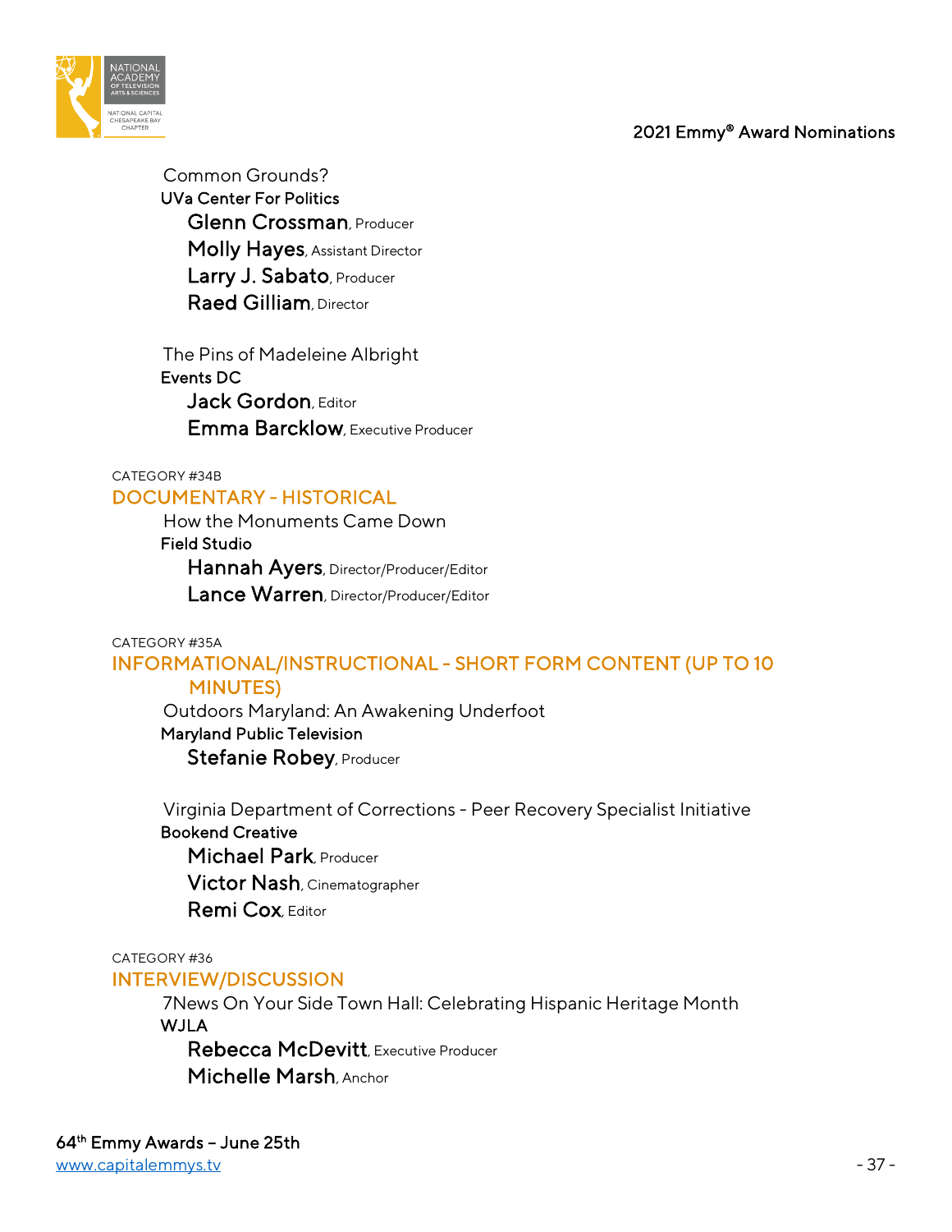Common Grounds?

**UVa Center For Politics**

**Glenn Crossman**, Producer
**Molly Hayes**, Assistant Director
**Larry J. Sabato**, Producer
**Raed Gilliam**, Director

The Pins of Madeleine Albright

**Events DC**

**Jack Gordon**, Editor
**Emma Barcklow**, Executive Producer

CATEGORY #34B

## DOCUMENTARY - HISTORICAL

How the Monuments Came Down

**Field Studio**

**Hannah Ayers**, Director/Producer/Editor
**Lance Warren**, Director/Producer/Editor

CATEGORY #35A

## INFORMATIONAL/INSTRUCTIONAL - SHORT FORM CONTENT (UP TO 10 MINUTES)

Outdoors Maryland: An Awakening Underfoot

**Maryland Public Television**

**Stefanie Robey**, Producer

Virginia Department of Corrections - Peer Recovery Specialist Initiative

**Bookend Creative**

**Michael Park**, Producer
**Victor Nash**, Cinematographer
**Remi Cox**, Editor

CATEGORY #36

## INTERVIEW/DISCUSSION

7News On Your Side Town Hall: Celebrating Hispanic Heritage Month

**WJLA**

**Rebecca McDevitt**, Executive Producer
**Michelle Marsh**, Anchor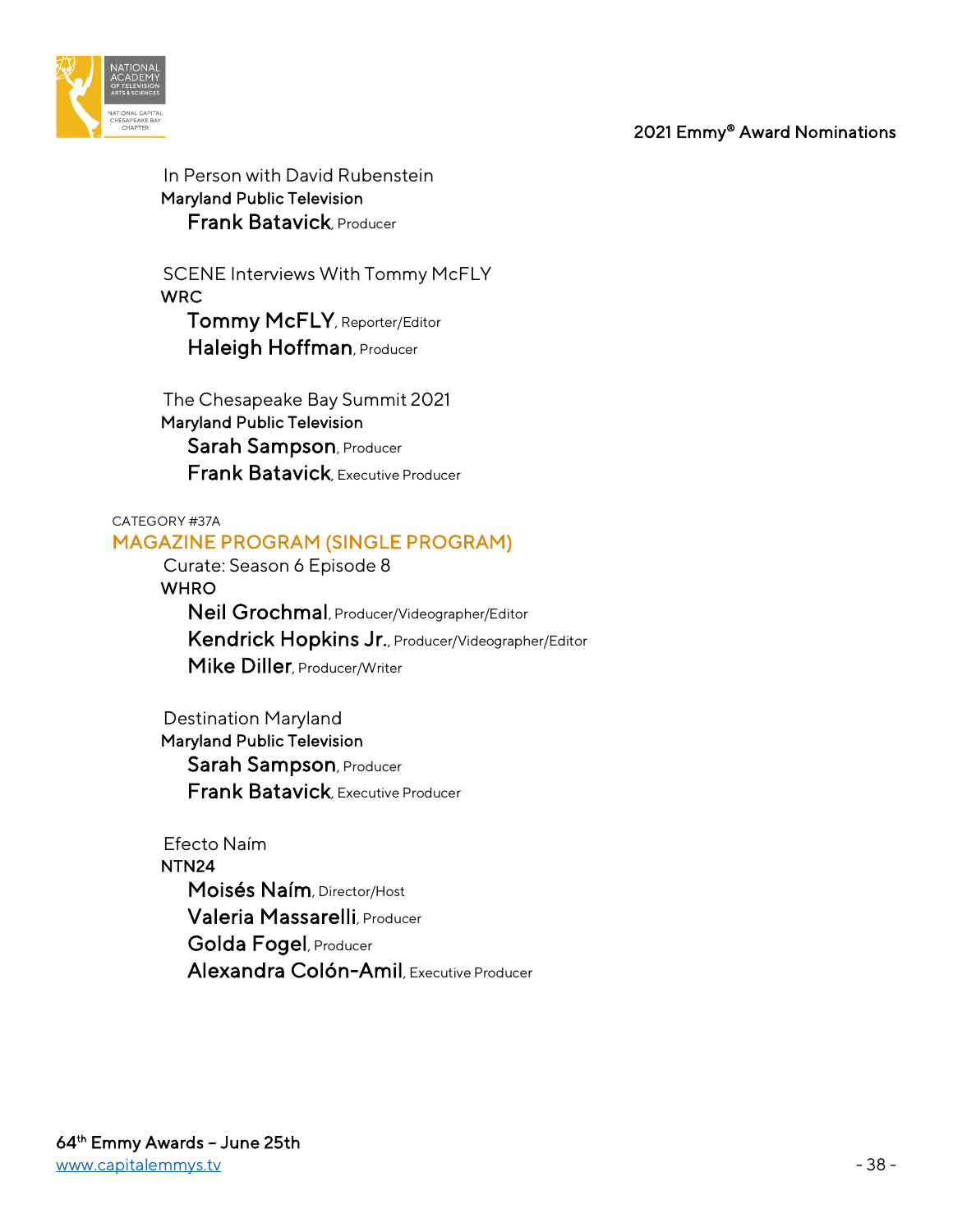In Person with David Rubenstein
Maryland Public Television
**Frank Batavick**, Producer

SCENE Interviews With Tommy McFLY
WRC
**Tommy McFLY**, Reporter/Editor
**Haleigh Hoffman**, Producer

The Chesapeake Bay Summit 2021
Maryland Public Television
**Sarah Sampson**, Producer
**Frank Batavick**, Executive Producer

CATEGORY #37A

## MAGAZINE PROGRAM (SINGLE PROGRAM)

Curate: Season 6 Episode 8
WHRO
**Neil Grochmal**, Producer/Videographer/Editor
**Kendrick Hopkins Jr.**, Producer/Videographer/Editor
**Mike Diller**, Producer/Writer

Destination Maryland
Maryland Public Television
**Sarah Sampson**, Producer
**Frank Batavick**, Executive Producer

Efecto Naím
NTN24
**Moisés Naím**, Director/Host
**Valeria Massarelli**, Producer
**Golda Fogel**, Producer
**Alexandra Colón-Amil**, Executive Producer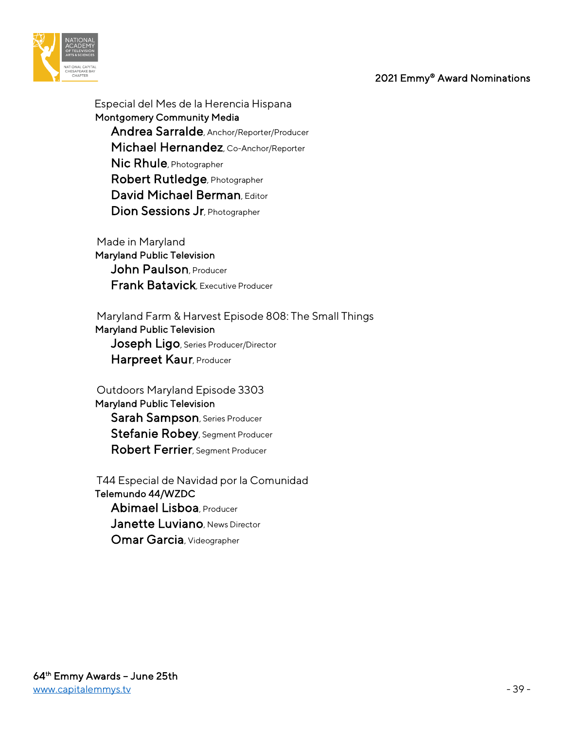Especial del Mes de la Herencia Hispana
**Montgomery Community Media**
- **Andrea Sarralde**, Anchor/Reporter/Producer
- **Michael Hernandez**, Co-Anchor/Reporter
- **Nic Rhule**, Photographer
- **Robert Rutledge**, Photographer
- **David Michael Berman**, Editor
- **Dion Sessions Jr**, Photographer

Made in Maryland
**Maryland Public Television**
- **John Paulson**, Producer
- **Frank Batavick**, Executive Producer

Maryland Farm & Harvest Episode 808: The Small Things
**Maryland Public Television**
- **Joseph Ligo**, Series Producer/Director
- **Harpreet Kaur**, Producer

Outdoors Maryland Episode 3303
**Maryland Public Television**
- **Sarah Sampson**, Series Producer
- **Stefanie Robey**, Segment Producer
- **Robert Ferrier**, Segment Producer

T44 Especial de Navidad por la Comunidad
**Telemundo 44/WZDC**
- **Abimael Lisboa**, Producer
- **Janette Luviano**, News Director
- **Omar Garcia**, Videographer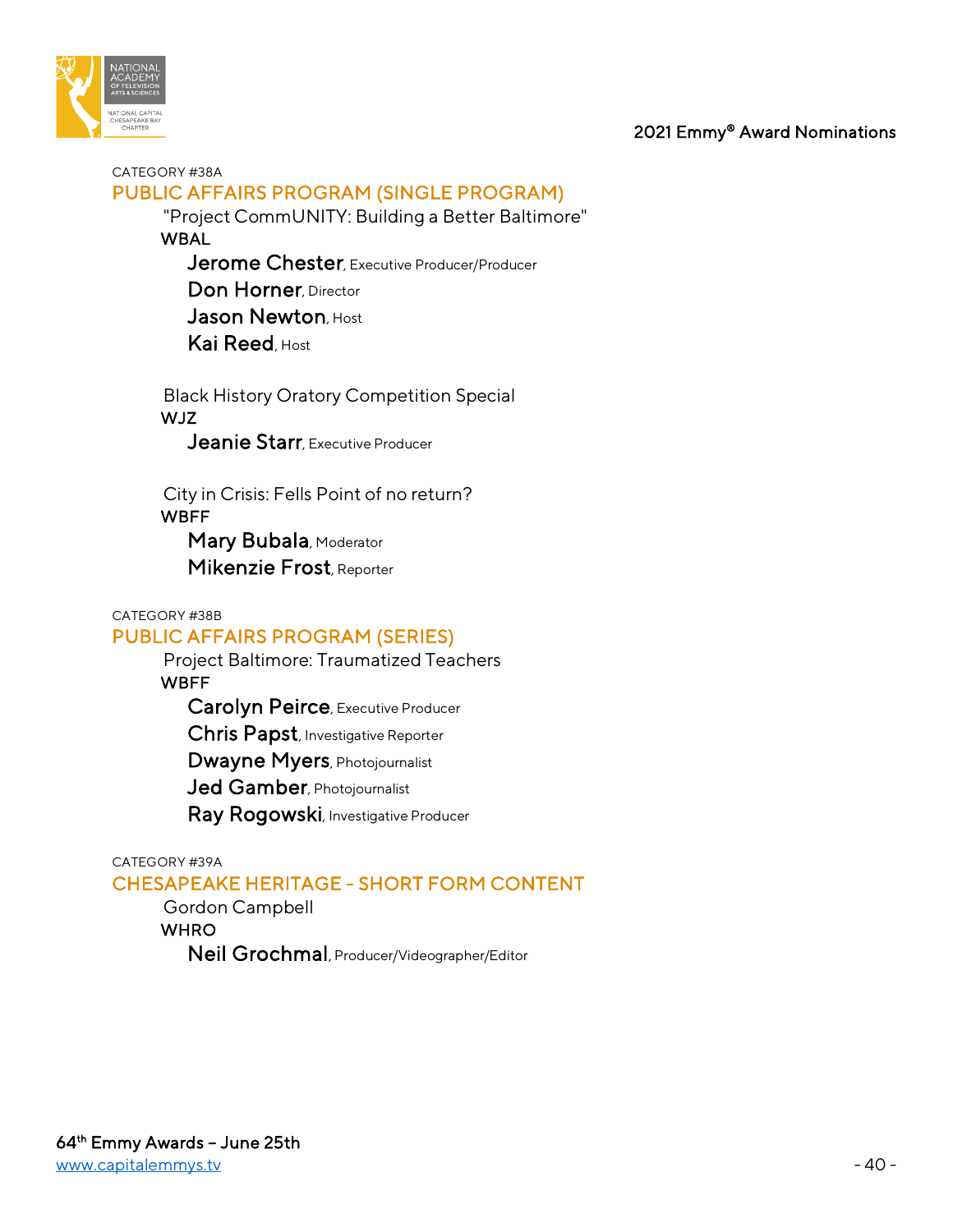CATEGORY #38A

## PUBLIC AFFAIRS PROGRAM (SINGLE PROGRAM)

"Project CommUNITY: Building a Better Baltimore"
WBAL

**Jerome Chester**, Executive Producer/Producer
**Don Horner**, Director
**Jason Newton**, Host
**Kai Reed**, Host

Black History Oratory Competition Special
WJZ

**Jeanie Starr**, Executive Producer

City in Crisis: Fells Point of no return?
WBFF

**Mary Bubala**, Moderator
**Mikenzie Frost**, Reporter

CATEGORY #38B

## PUBLIC AFFAIRS PROGRAM (SERIES)

Project Baltimore: Traumatized Teachers
WBFF

**Carolyn Peirce**, Executive Producer
**Chris Papst**, Investigative Reporter
**Dwayne Myers**, Photojournalist
**Jed Gamber**, Photojournalist
**Ray Rogowski**, Investigative Producer

CATEGORY #39A

## CHESAPEAKE HERITAGE - SHORT FORM CONTENT

Gordon Campbell
WHRO

**Neil Grochmal**, Producer/Videographer/Editor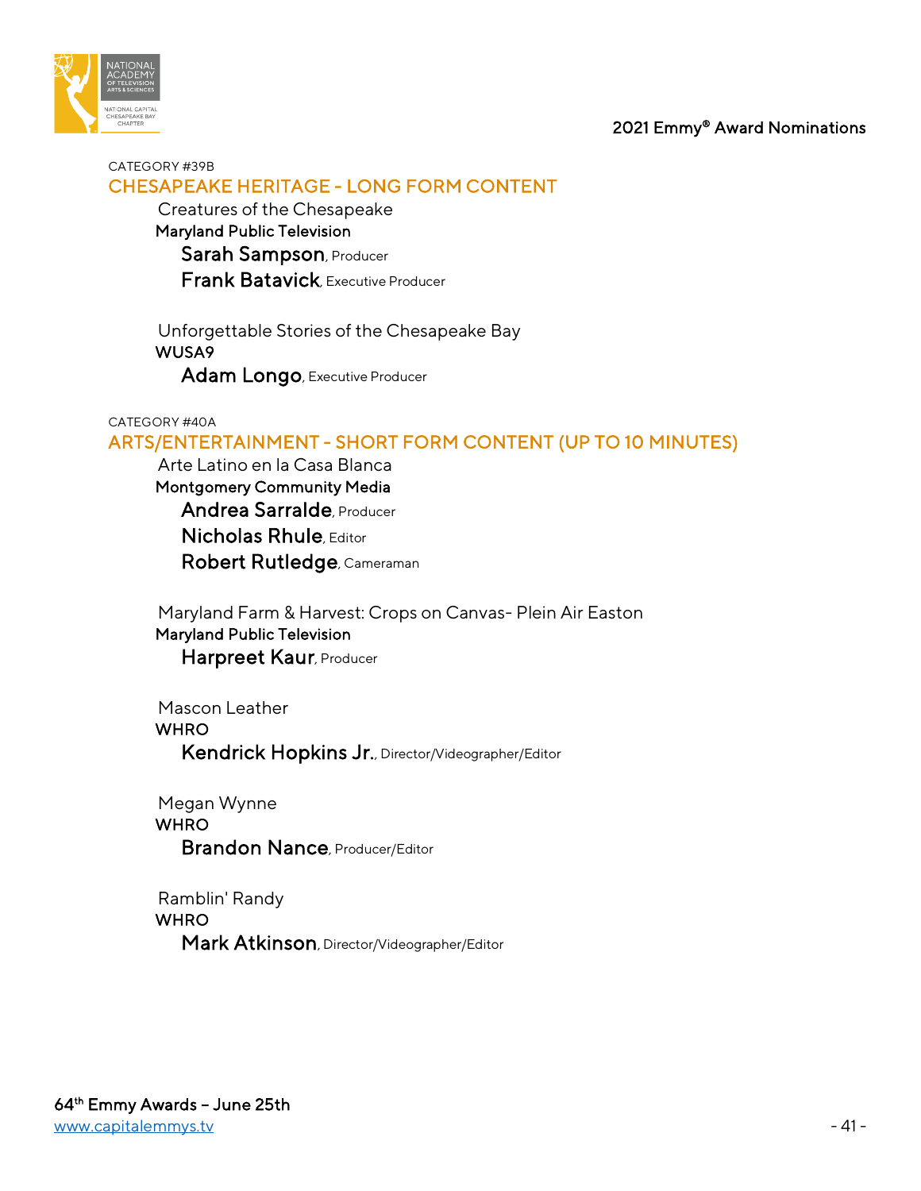CATEGORY #39B

## CHESAPEAKE HERITAGE - LONG FORM CONTENT

Creatures of the Chesapeake
**Maryland Public Television**
**Sarah Sampson**, Producer
**Frank Batavick**, Executive Producer

Unforgettable Stories of the Chesapeake Bay
**WUSA9**
**Adam Longo**, Executive Producer

CATEGORY #40A

## ARTS/ENTERTAINMENT - SHORT FORM CONTENT (UP TO 10 MINUTES)

Arte Latino en la Casa Blanca
**Montgomery Community Media**
**Andrea Sarralde**, Producer
**Nicholas Rhule**, Editor
**Robert Rutledge**, Cameraman

Maryland Farm & Harvest: Crops on Canvas- Plein Air Easton
**Maryland Public Television**
**Harpreet Kaur**, Producer

Mascon Leather
**WHRO**
**Kendrick Hopkins Jr.**, Director/Videographer/Editor

Megan Wynne
**WHRO**
**Brandon Nance**, Producer/Editor

Ramblin' Randy
**WHRO**
**Mark Atkinson**, Director/Videographer/Editor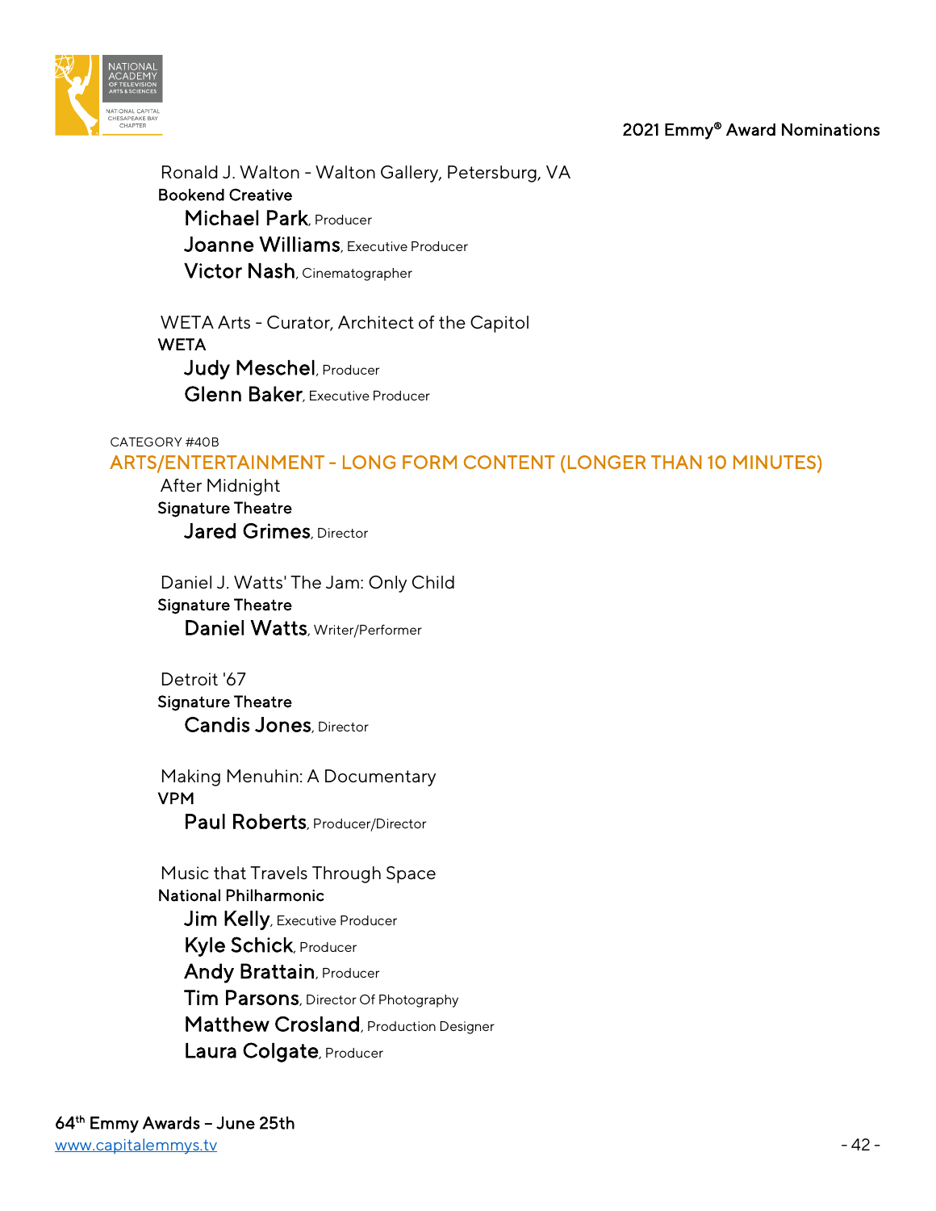Ronald J. Walton - Walton Gallery, Petersburg, VA
**Bookend Creative**
- **Michael Park**, Producer
- **Joanne Williams**, Executive Producer
- **Victor Nash**, Cinematographer

WETA Arts - Curator, Architect of the Capitol
**WETA**
- **Judy Meschel**, Producer
- **Glenn Baker**, Executive Producer

CATEGORY #40B

## ARTS/ENTERTAINMENT - LONG FORM CONTENT (LONGER THAN 10 MINUTES)

After Midnight
**Signature Theatre**
- **Jared Grimes**, Director

Daniel J. Watts' The Jam: Only Child
**Signature Theatre**
- **Daniel Watts**, Writer/Performer

Detroit '67
**Signature Theatre**
- **Candis Jones**, Director

Making Menuhin: A Documentary
**VPM**
- **Paul Roberts**, Producer/Director

Music that Travels Through Space
**National Philharmonic**
- **Jim Kelly**, Executive Producer
- **Kyle Schick**, Producer
- **Andy Brattain**, Producer
- **Tim Parsons**, Director Of Photography
- **Matthew Crosland**, Production Designer
- **Laura Colgate**, Producer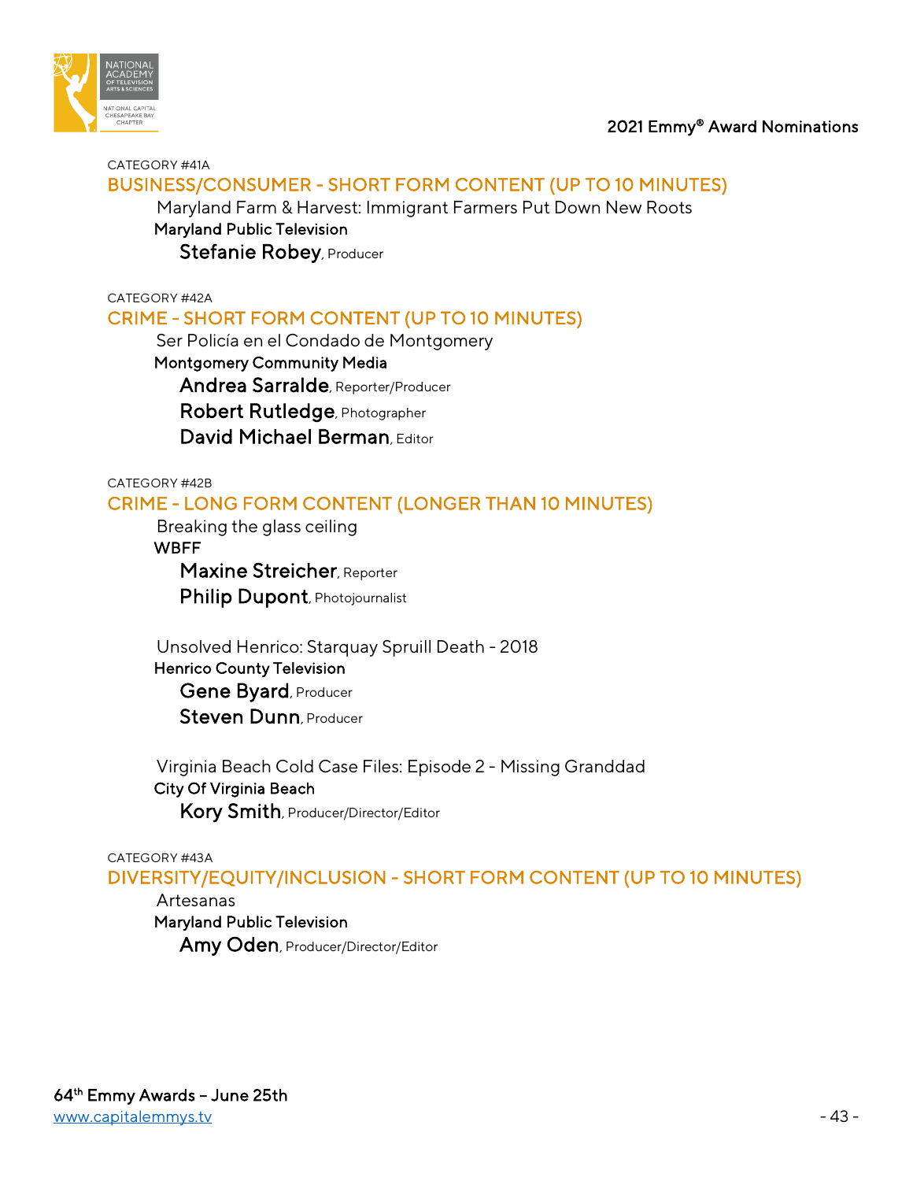CATEGORY #41A

## BUSINESS/CONSUMER - SHORT FORM CONTENT (UP TO 10 MINUTES)

Maryland Farm & Harvest: Immigrant Farmers Put Down New Roots
**Maryland Public Television**
**Stefanie Robey**, Producer

CATEGORY #42A

## CRIME - SHORT FORM CONTENT (UP TO 10 MINUTES)

Ser Policía en el Condado de Montgomery
**Montgomery Community Media**
**Andrea Sarralde**, Reporter/Producer
**Robert Rutledge**, Photographer
**David Michael Berman**, Editor

CATEGORY #42B

## CRIME - LONG FORM CONTENT (LONGER THAN 10 MINUTES)

Breaking the glass ceiling
**WBFF**
**Maxine Streicher**, Reporter
**Philip Dupont**, Photojournalist

Unsolved Henrico: Starquay Spruill Death - 2018
**Henrico County Television**
**Gene Byard**, Producer
**Steven Dunn**, Producer

Virginia Beach Cold Case Files: Episode 2 - Missing Granddad
**City Of Virginia Beach**
**Kory Smith**, Producer/Director/Editor

CATEGORY #43A

## DIVERSITY/EQUITY/INCLUSION - SHORT FORM CONTENT (UP TO 10 MINUTES)

Artesanas
**Maryland Public Television**
**Amy Oden**, Producer/Director/Editor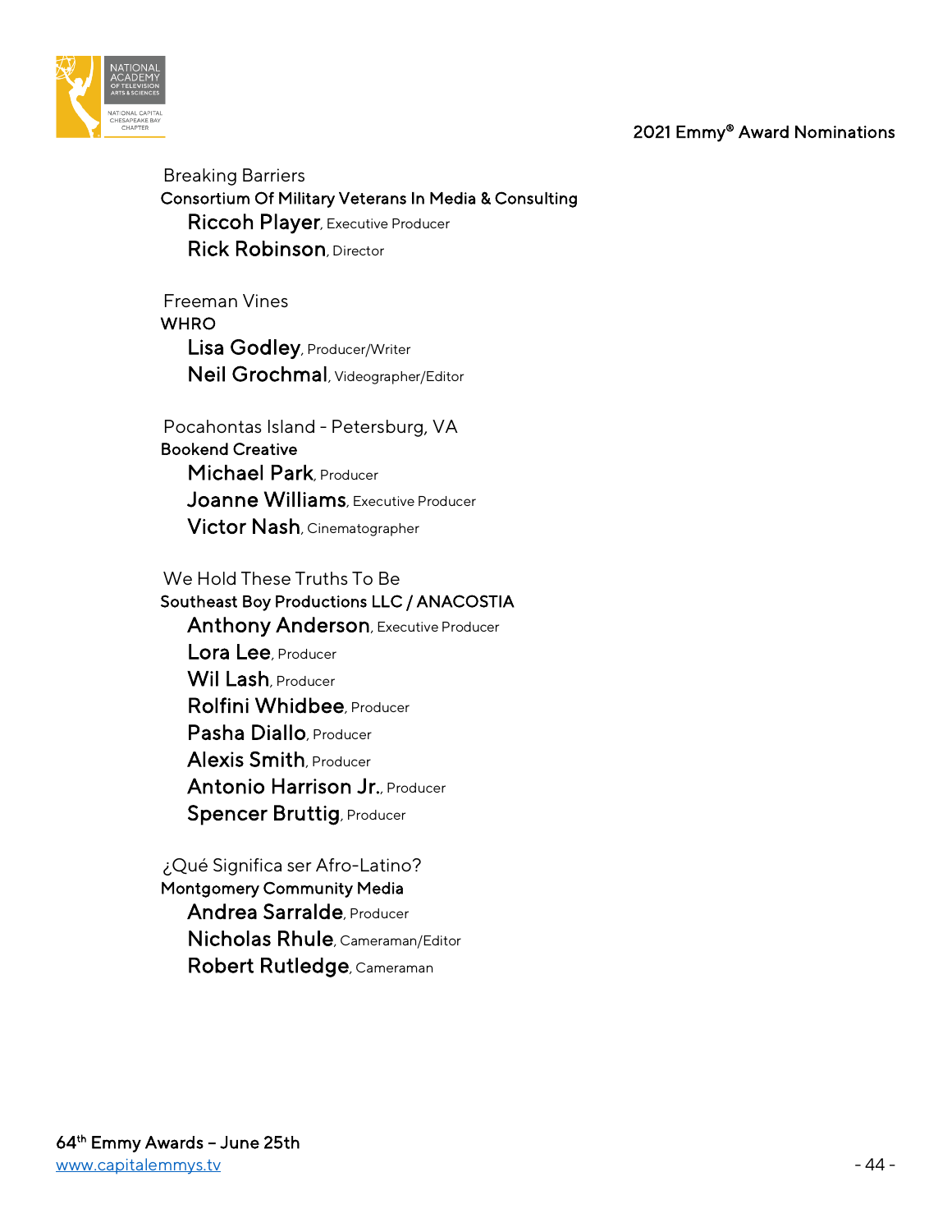Breaking Barriers
**Consortium Of Military Veterans In Media & Consulting**
- **Riccoh Player**, Executive Producer
- **Rick Robinson**, Director

Freeman Vines
**WHRO**
- **Lisa Godley**, Producer/Writer
- **Neil Grochmal**, Videographer/Editor

Pocahontas Island - Petersburg, VA
**Bookend Creative**
- **Michael Park**, Producer
- **Joanne Williams**, Executive Producer
- **Victor Nash**, Cinematographer

We Hold These Truths To Be
**Southeast Boy Productions LLC / ANACOSTIA**
- **Anthony Anderson**, Executive Producer
- **Lora Lee**, Producer
- **Wil Lash**, Producer
- **Rolfini Whidbee**, Producer
- **Pasha Diallo**, Producer
- **Alexis Smith**, Producer
- **Antonio Harrison Jr.**, Producer
- **Spencer Bruttig**, Producer

¿Qué Significa ser Afro-Latino?
**Montgomery Community Media**
- **Andrea Sarralde**, Producer
- **Nicholas Rhule**, Cameraman/Editor
- **Robert Rutledge**, Cameraman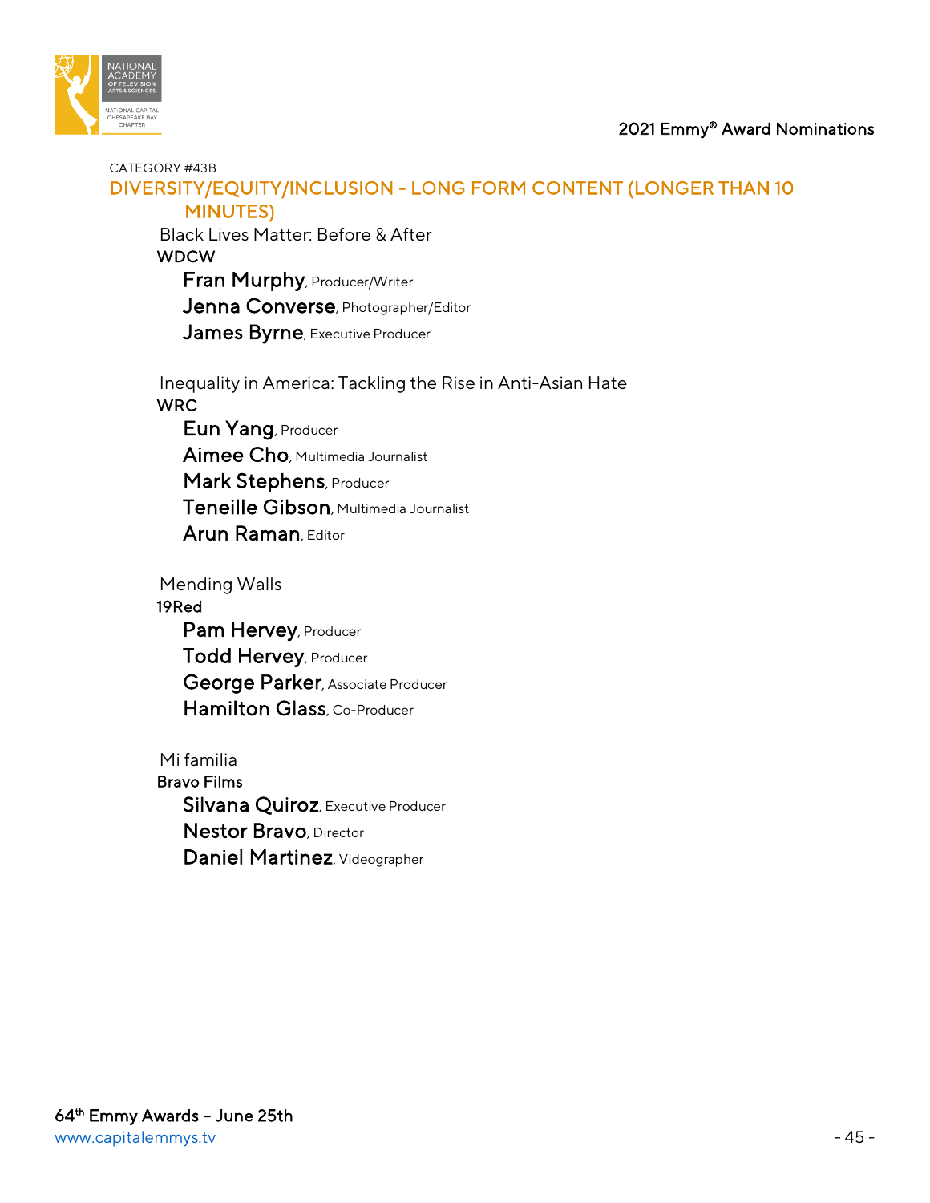CATEGORY #43B

## DIVERSITY/EQUITY/INCLUSION - LONG FORM CONTENT (LONGER THAN 10 MINUTES)

Black Lives Matter: Before & After
**WDCW**
- **Fran Murphy**, Producer/Writer
- **Jenna Converse**, Photographer/Editor
- **James Byrne**, Executive Producer

Inequality in America: Tackling the Rise in Anti-Asian Hate
**WRC**
- **Eun Yang**, Producer
- **Aimee Cho**, Multimedia Journalist
- **Mark Stephens**, Producer
- **Teneille Gibson**, Multimedia Journalist
- **Arun Raman**, Editor

Mending Walls
**19Red**
- **Pam Hervey**, Producer
- **Todd Hervey**, Producer
- **George Parker**, Associate Producer
- **Hamilton Glass**, Co-Producer

Mi familia
**Bravo Films**
- **Silvana Quiroz**, Executive Producer
- **Nestor Bravo**, Director
- **Daniel Martinez**, Videographer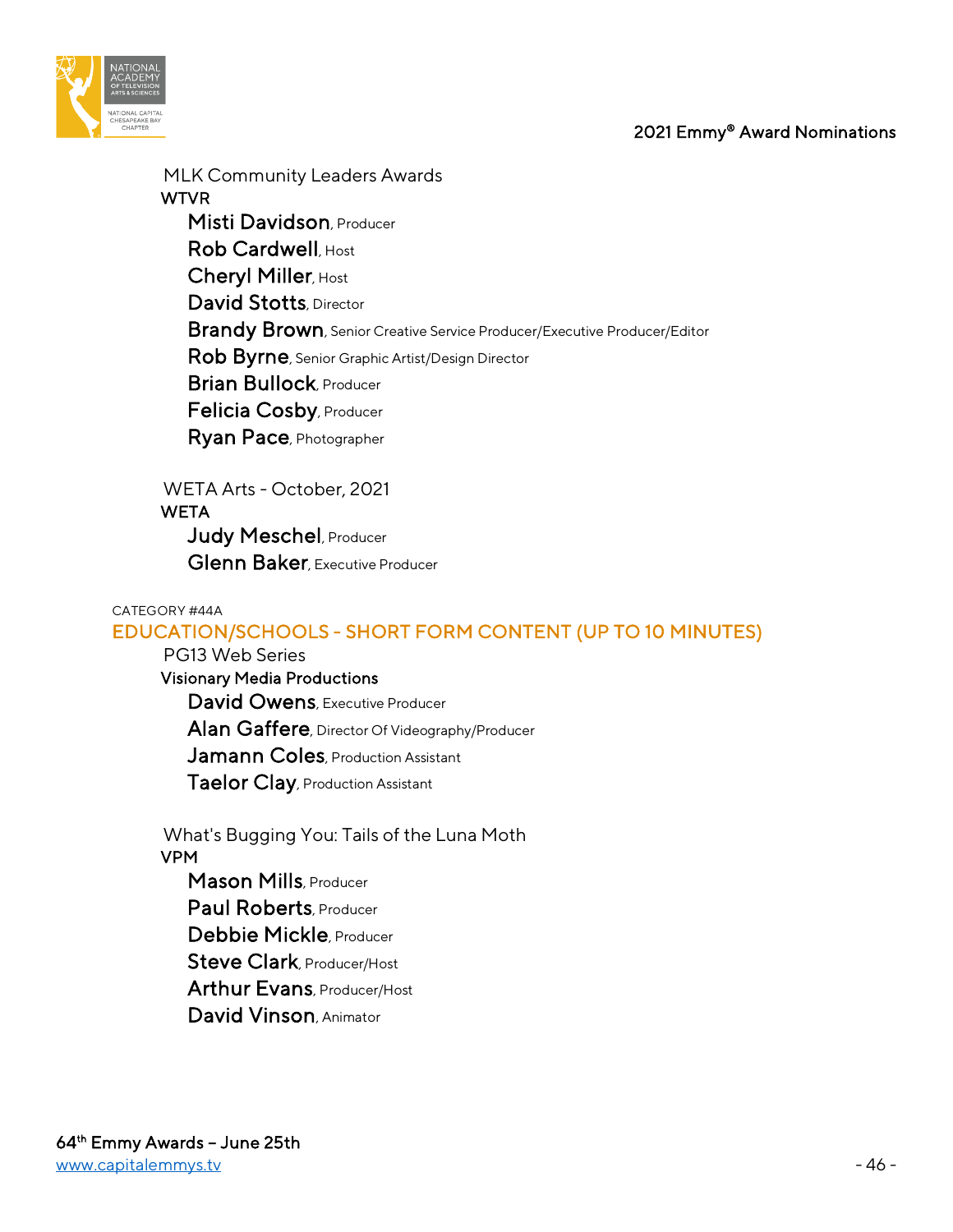MLK Community Leaders Awards
**WTVR**
- **Misti Davidson**, Producer
- **Rob Cardwell**, Host
- **Cheryl Miller**, Host
- **David Stotts**, Director
- **Brandy Brown**, Senior Creative Service Producer/Executive Producer/Editor
- **Rob Byrne**, Senior Graphic Artist/Design Director
- **Brian Bullock**, Producer
- **Felicia Cosby**, Producer
- **Ryan Pace**, Photographer

WETA Arts - October, 2021
**WETA**
- **Judy Meschel**, Producer
- **Glenn Baker**, Executive Producer

CATEGORY #44A

## EDUCATION/SCHOOLS - SHORT FORM CONTENT (UP TO 10 MINUTES)

PG13 Web Series
**Visionary Media Productions**
- **David Owens**, Executive Producer
- **Alan Gaffere**, Director Of Videography/Producer
- **Jamann Coles**, Production Assistant
- **Taelor Clay**, Production Assistant

What's Bugging You: Tails of the Luna Moth
**VPM**
- **Mason Mills**, Producer
- **Paul Roberts**, Producer
- **Debbie Mickle**, Producer
- **Steve Clark**, Producer/Host
- **Arthur Evans**, Producer/Host
- **David Vinson**, Animator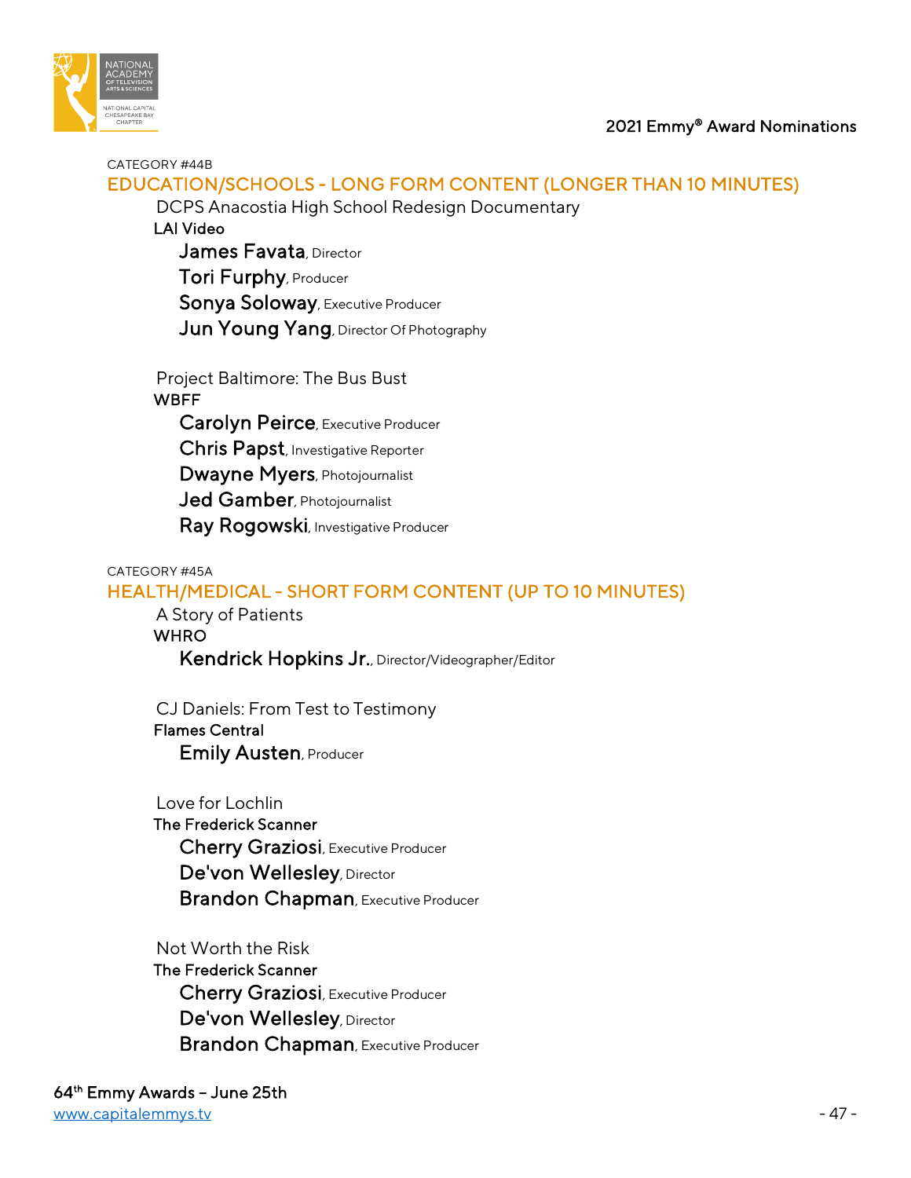CATEGORY #44B

## EDUCATION/SCHOOLS - LONG FORM CONTENT (LONGER THAN 10 MINUTES)

DCPS Anacostia High School Redesign Documentary
**LAI Video**
- **James Favata**, Director
- **Tori Furphy**, Producer
- **Sonya Soloway**, Executive Producer
- **Jun Young Yang**, Director Of Photography

Project Baltimore: The Bus Bust
**WBFF**
- **Carolyn Peirce**, Executive Producer
- **Chris Papst**, Investigative Reporter
- **Dwayne Myers**, Photojournalist
- **Jed Gamber**, Photojournalist
- **Ray Rogowski**, Investigative Producer

CATEGORY #45A

## HEALTH/MEDICAL - SHORT FORM CONTENT (UP TO 10 MINUTES)

A Story of Patients
**WHRO**
- **Kendrick Hopkins Jr.**, Director/Videographer/Editor

CJ Daniels: From Test to Testimony
**Flames Central**
- **Emily Austen**, Producer

Love for Lochlin
**The Frederick Scanner**
- **Cherry Graziosi**, Executive Producer
- **De'von Wellesley**, Director
- **Brandon Chapman**, Executive Producer

Not Worth the Risk
**The Frederick Scanner**
- **Cherry Graziosi**, Executive Producer
- **De'von Wellesley**, Director
- **Brandon Chapman**, Executive Producer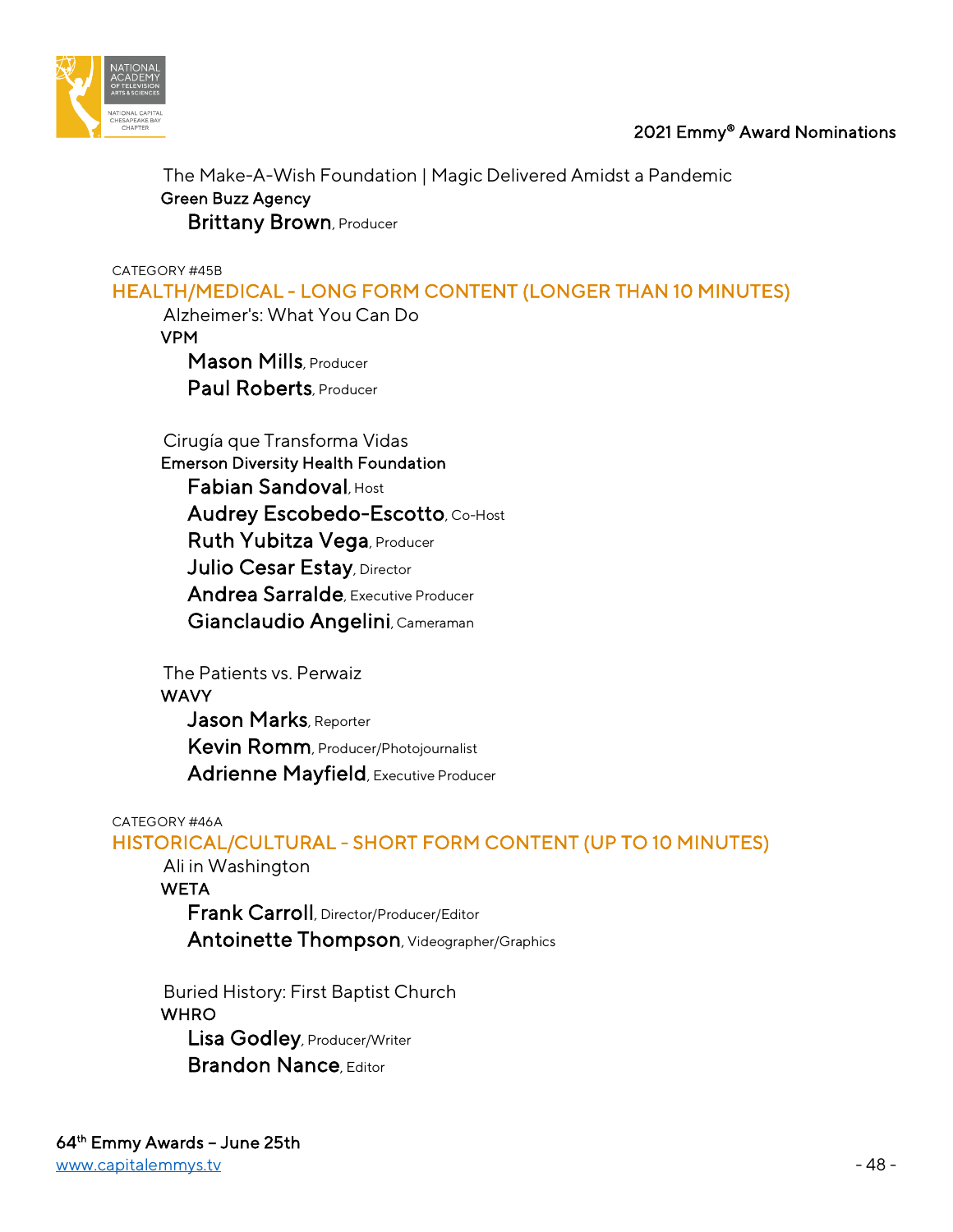The Make-A-Wish Foundation | Magic Delivered Amidst a Pandemic
**Green Buzz Agency**
**Brittany Brown**, Producer

CATEGORY #45B
## HEALTH/MEDICAL - LONG FORM CONTENT (LONGER THAN 10 MINUTES)

Alzheimer's: What You Can Do
**VPM**
**Mason Mills**, Producer
**Paul Roberts**, Producer

Cirugía que Transforma Vidas
**Emerson Diversity Health Foundation**
**Fabian Sandoval**, Host
**Audrey Escobedo-Escotto**, Co-Host
**Ruth Yubitza Vega**, Producer
**Julio Cesar Estay**, Director
**Andrea Sarralde**, Executive Producer
**Gianclaudio Angelini**, Cameraman

The Patients vs. Perwaiz
**WAVY**
**Jason Marks**, Reporter
**Kevin Romm**, Producer/Photojournalist
**Adrienne Mayfield**, Executive Producer

CATEGORY #46A
## HISTORICAL/CULTURAL - SHORT FORM CONTENT (UP TO 10 MINUTES)

Ali in Washington
**WETA**
**Frank Carroll**, Director/Producer/Editor
**Antoinette Thompson**, Videographer/Graphics

Buried History: First Baptist Church
**WHRO**
**Lisa Godley**, Producer/Writer
**Brandon Nance**, Editor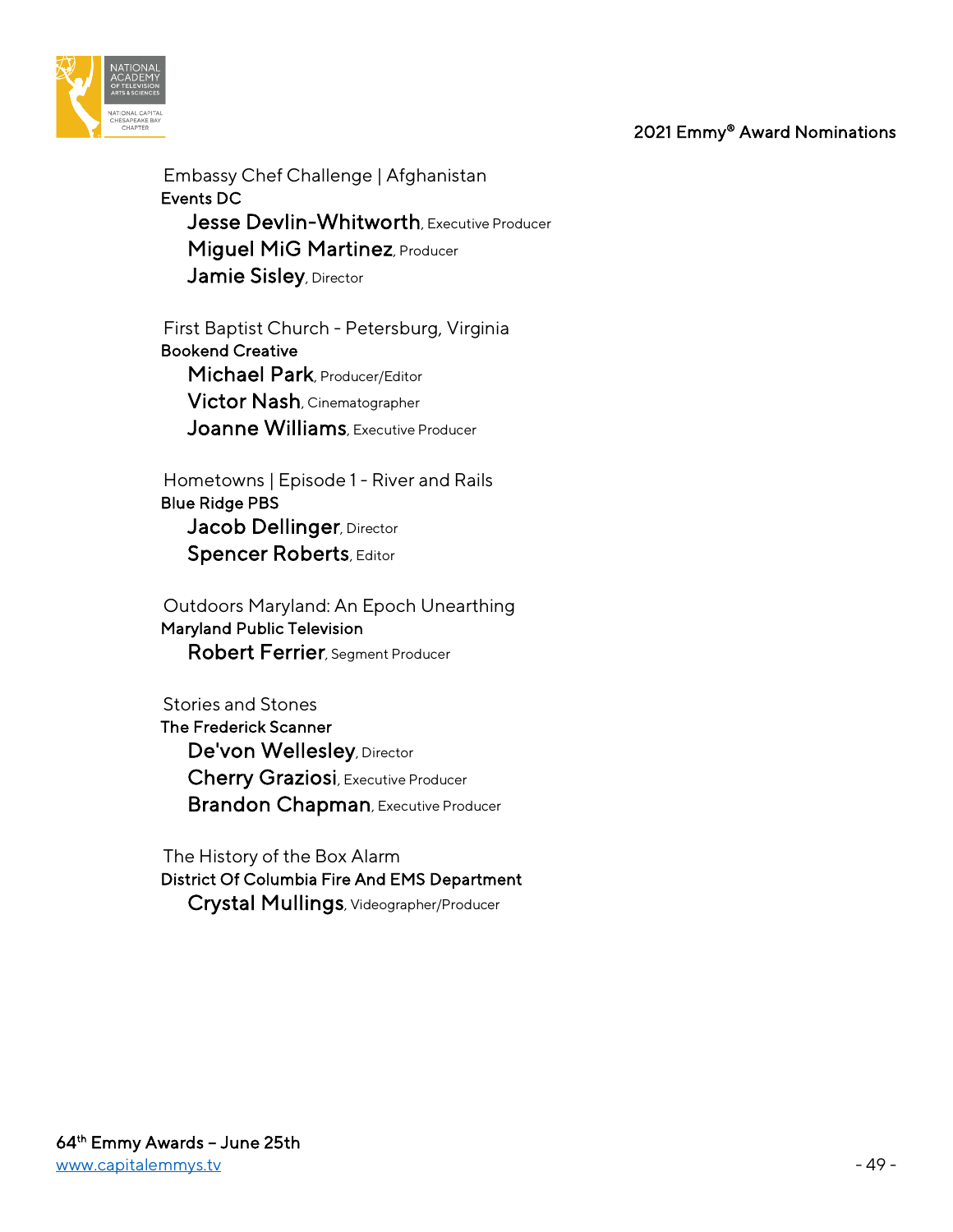Embassy Chef Challenge | Afghanistan
**Events DC**
- **Jesse Devlin-Whitworth**, Executive Producer
- **Miguel MiG Martinez**, Producer
- **Jamie Sisley**, Director

First Baptist Church - Petersburg, Virginia
**Bookend Creative**
- **Michael Park**, Producer/Editor
- **Victor Nash**, Cinematographer
- **Joanne Williams**, Executive Producer

Hometowns | Episode 1 - River and Rails
**Blue Ridge PBS**
- **Jacob Dellinger**, Director
- **Spencer Roberts**, Editor

Outdoors Maryland: An Epoch Unearthing
**Maryland Public Television**
- **Robert Ferrier**, Segment Producer

Stories and Stones
**The Frederick Scanner**
- **De'von Wellesley**, Director
- **Cherry Graziosi**, Executive Producer
- **Brandon Chapman**, Executive Producer

The History of the Box Alarm
**District Of Columbia Fire And EMS Department**
- **Crystal Mullings**, Videographer/Producer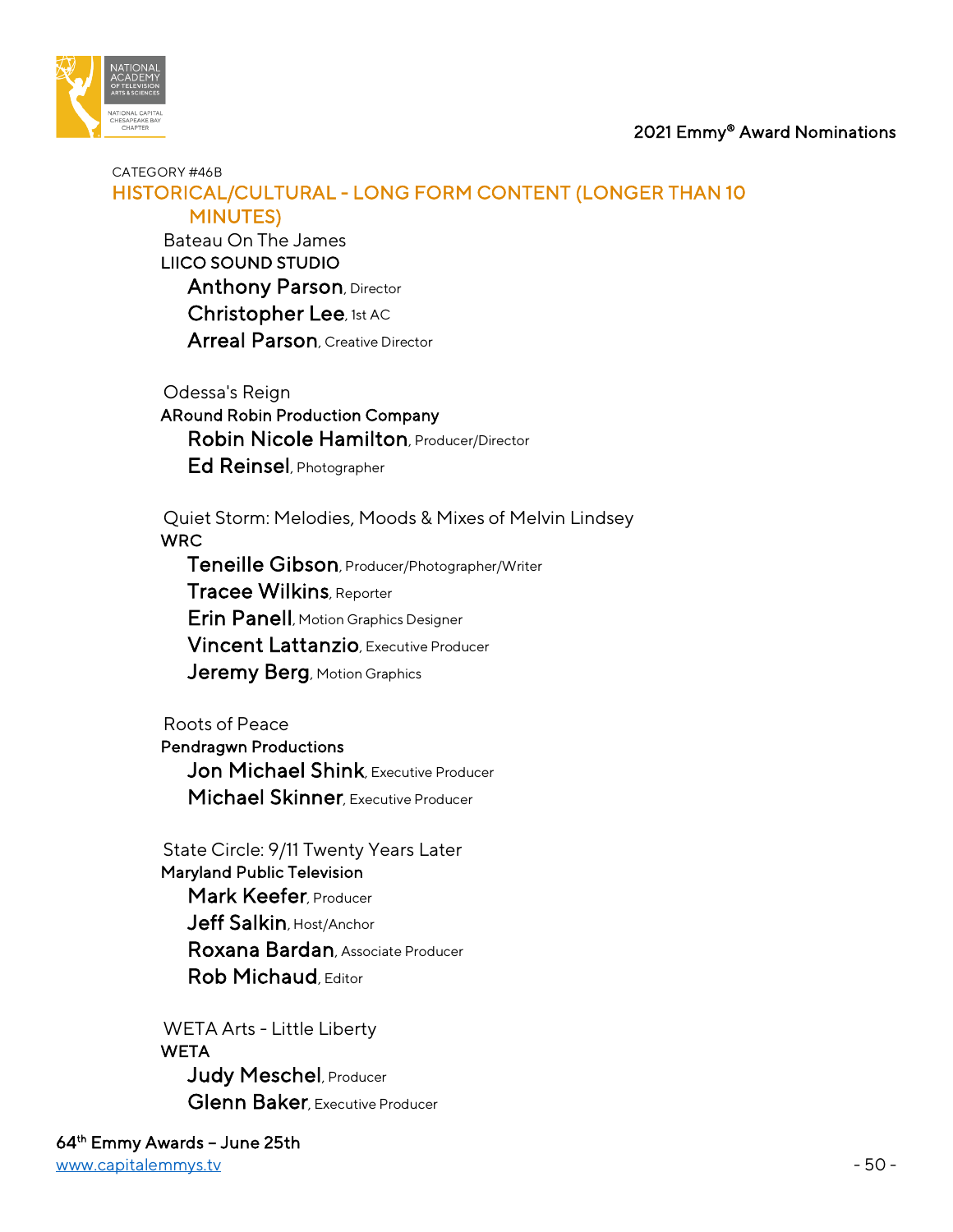CATEGORY #46B

## HISTORICAL/CULTURAL - LONG FORM CONTENT (LONGER THAN 10 MINUTES)

Bateau On The James

LIICO SOUND STUDIO

**Anthony Parson**, Director

**Christopher Lee**, 1st AC

**Arreal Parson**, Creative Director

Odessa's Reign

ARound Robin Production Company

**Robin Nicole Hamilton**, Producer/Director

**Ed Reinsel**, Photographer

Quiet Storm: Melodies, Moods & Mixes of Melvin Lindsey

WRC

**Teneille Gibson**, Producer/Photographer/Writer

**Tracee Wilkins**, Reporter

**Erin Panell**, Motion Graphics Designer

**Vincent Lattanzio**, Executive Producer

**Jeremy Berg**, Motion Graphics

Roots of Peace

Pendragwn Productions

**Jon Michael Shink**, Executive Producer

**Michael Skinner**, Executive Producer

State Circle: 9/11 Twenty Years Later

Maryland Public Television

**Mark Keefer**, Producer

**Jeff Salkin**, Host/Anchor

**Roxana Bardan**, Associate Producer

**Rob Michaud**, Editor

WETA Arts - Little Liberty

WETA

**Judy Meschel**, Producer

**Glenn Baker**, Executive Producer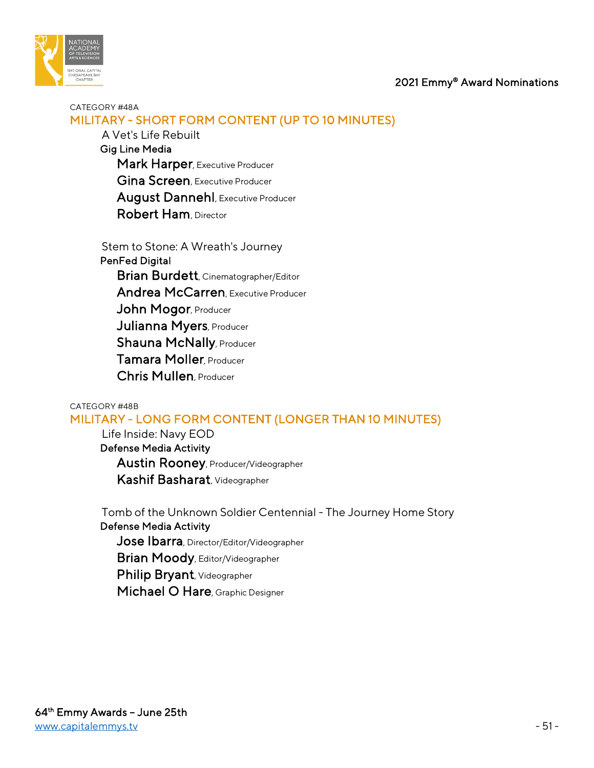CATEGORY #48A

## MILITARY - SHORT FORM CONTENT (UP TO 10 MINUTES)

A Vet's Life Rebuilt

**Gig Line Media**

- **Mark Harper**, Executive Producer
- **Gina Screen**, Executive Producer
- **August Dannehl**, Executive Producer
- **Robert Ham**, Director

Stem to Stone: A Wreath's Journey

**PenFed Digital**

- **Brian Burdett**, Cinematographer/Editor
- **Andrea McCarren**, Executive Producer
- **John Mogor**, Producer
- **Julianna Myers**, Producer
- **Shauna McNally**, Producer
- **Tamara Moller**, Producer
- **Chris Mullen**, Producer

CATEGORY #48B

## MILITARY - LONG FORM CONTENT (LONGER THAN 10 MINUTES)

Life Inside: Navy EOD

**Defense Media Activity**

- **Austin Rooney**, Producer/Videographer
- **Kashif Basharat**, Videographer

Tomb of the Unknown Soldier Centennial - The Journey Home Story

**Defense Media Activity**

- **Jose Ibarra**, Director/Editor/Videographer
- **Brian Moody**, Editor/Videographer
- **Philip Bryant**, Videographer
- **Michael O Hare**, Graphic Designer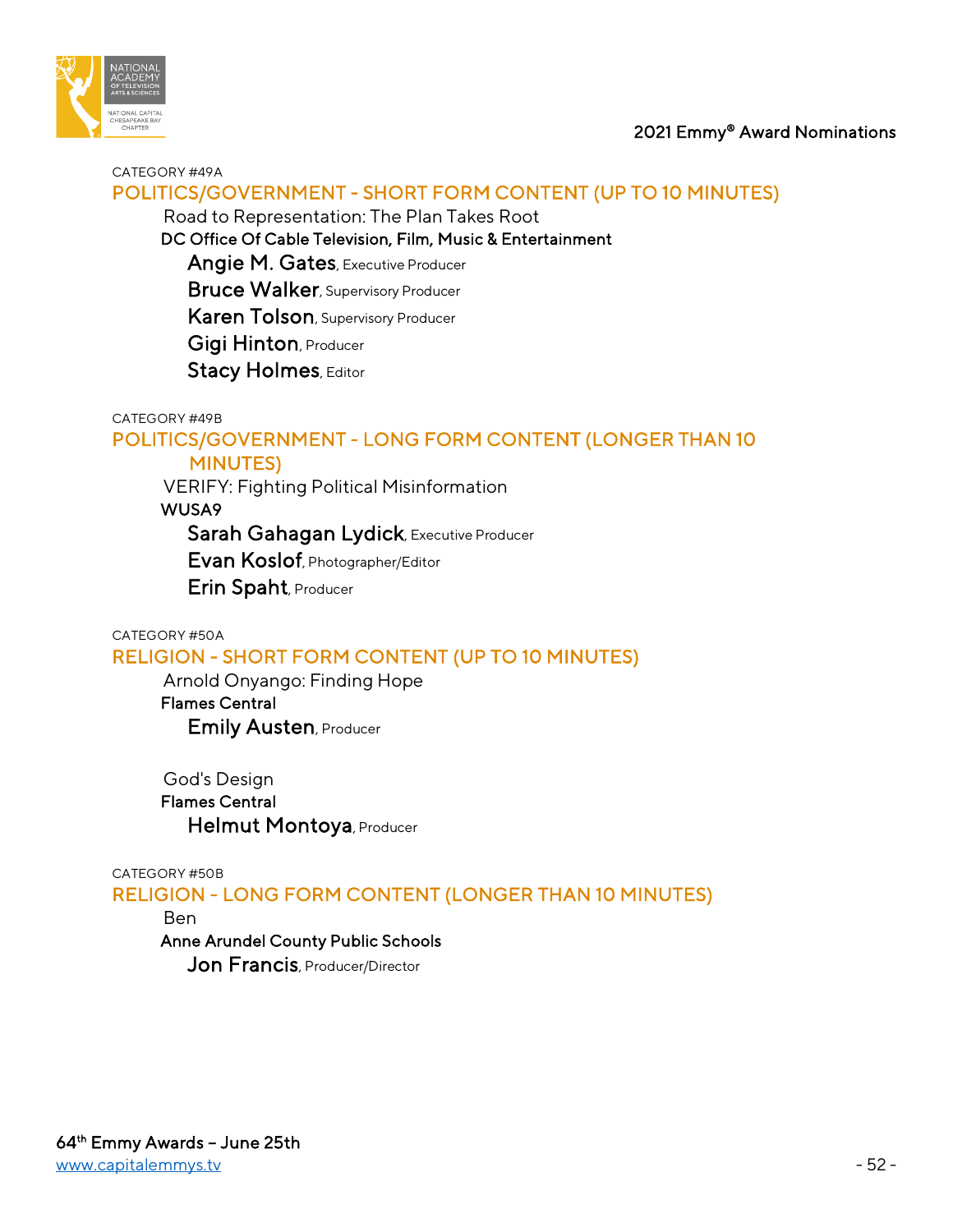CATEGORY #49A

## POLITICS/GOVERNMENT - SHORT FORM CONTENT (UP TO 10 MINUTES)

Road to Representation: The Plan Takes Root

**DC Office Of Cable Television, Film, Music & Entertainment**

- **Angie M. Gates**, Executive Producer
- **Bruce Walker**, Supervisory Producer
- **Karen Tolson**, Supervisory Producer
- **Gigi Hinton**, Producer
- **Stacy Holmes**, Editor

CATEGORY #49B

## POLITICS/GOVERNMENT - LONG FORM CONTENT (LONGER THAN 10 MINUTES)

VERIFY: Fighting Political Misinformation

**WUSA9**

- **Sarah Gahagan Lydick**, Executive Producer
- **Evan Koslof**, Photographer/Editor
- **Erin Spaht**, Producer

CATEGORY #50A

## RELIGION - SHORT FORM CONTENT (UP TO 10 MINUTES)

Arnold Onyango: Finding Hope

**Flames Central**

- **Emily Austen**, Producer

God's Design

**Flames Central**

- **Helmut Montoya**, Producer

CATEGORY #50B

## RELIGION - LONG FORM CONTENT (LONGER THAN 10 MINUTES)

Ben

**Anne Arundel County Public Schools**

- **Jon Francis**, Producer/Director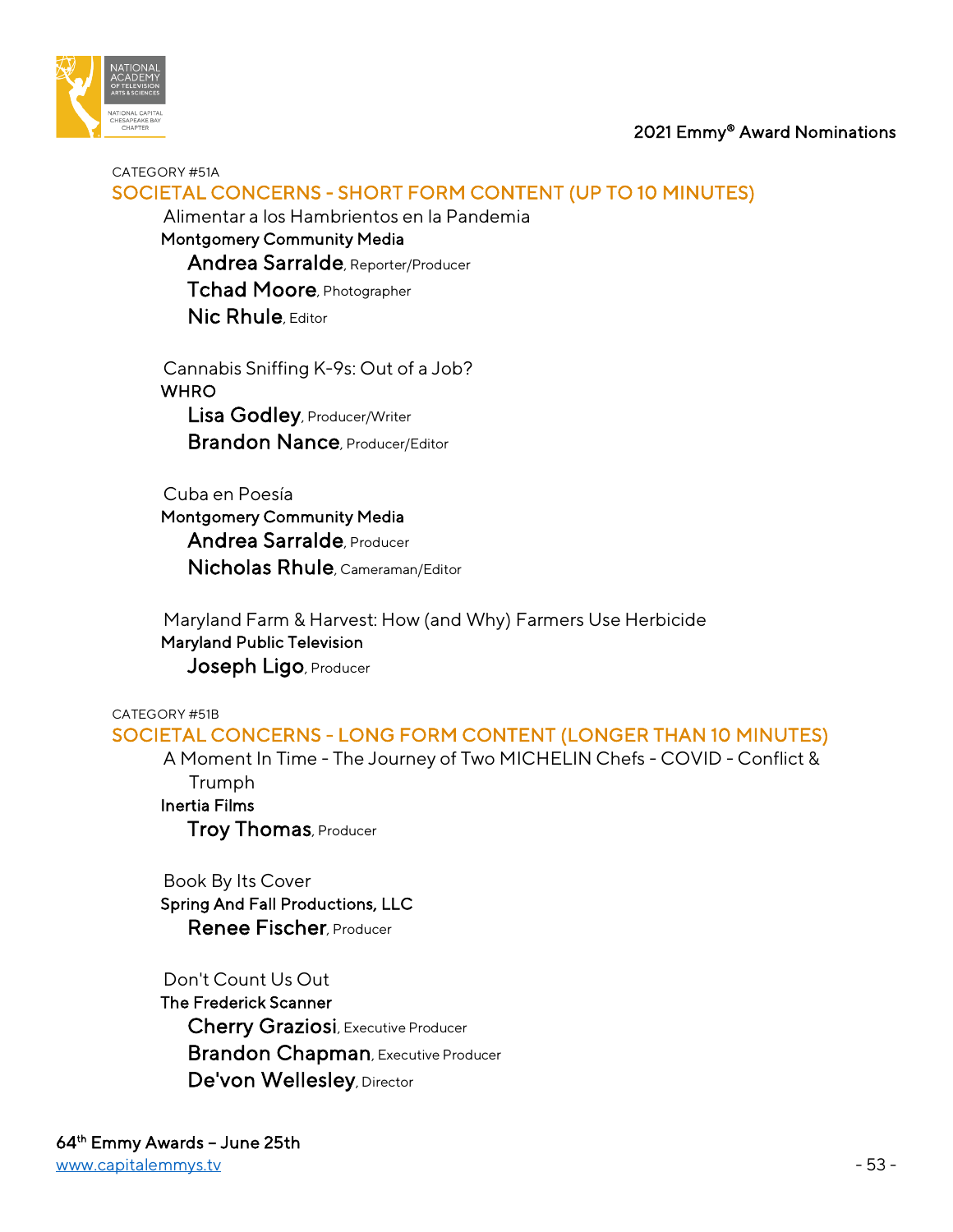CATEGORY #51A

## SOCIETAL CONCERNS - SHORT FORM CONTENT (UP TO 10 MINUTES)

Alimentar a los Hambrientos en la Pandemia
**Montgomery Community Media**
**Andrea Sarralde**, Reporter/Producer
**Tchad Moore**, Photographer
**Nic Rhule**, Editor

Cannabis Sniffing K-9s: Out of a Job?
**WHRO**
**Lisa Godley**, Producer/Writer
**Brandon Nance**, Producer/Editor

Cuba en Poesía
**Montgomery Community Media**
**Andrea Sarralde**, Producer
**Nicholas Rhule**, Cameraman/Editor

Maryland Farm & Harvest: How (and Why) Farmers Use Herbicide
**Maryland Public Television**
**Joseph Ligo**, Producer

CATEGORY #51B

## SOCIETAL CONCERNS - LONG FORM CONTENT (LONGER THAN 10 MINUTES)

A Moment In Time - The Journey of Two MICHELIN Chefs - COVID - Conflict & Trumph
**Inertia Films**
**Troy Thomas**, Producer

Book By Its Cover
**Spring And Fall Productions, LLC**
**Renee Fischer**, Producer

Don't Count Us Out
**The Frederick Scanner**
**Cherry Graziosi**, Executive Producer
**Brandon Chapman**, Executive Producer
**De'von Wellesley**, Director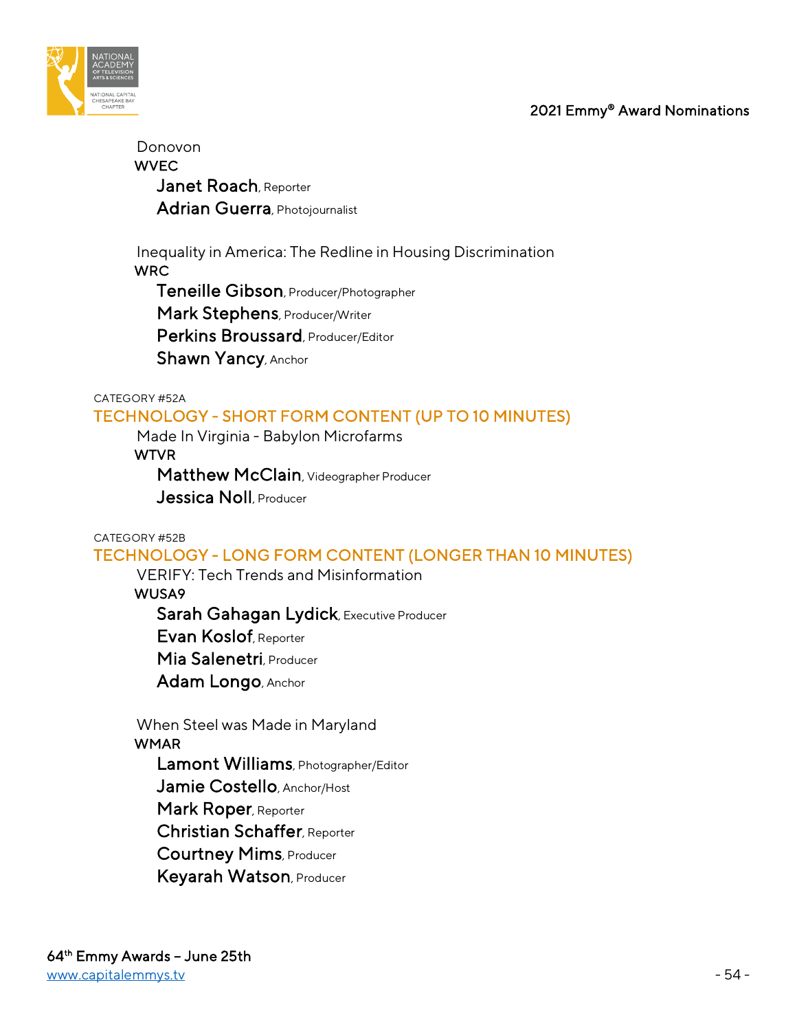Donovon
WVEC
**Janet Roach**, Reporter
**Adrian Guerra**, Photojournalist

Inequality in America: The Redline in Housing Discrimination
WRC
**Teneille Gibson**, Producer/Photographer
**Mark Stephens**, Producer/Writer
**Perkins Broussard**, Producer/Editor
**Shawn Yancy**, Anchor

CATEGORY #52A

## TECHNOLOGY - SHORT FORM CONTENT (UP TO 10 MINUTES)

Made In Virginia - Babylon Microfarms
WTVR
**Matthew McClain**, Videographer Producer
**Jessica Noll**, Producer

CATEGORY #52B

## TECHNOLOGY - LONG FORM CONTENT (LONGER THAN 10 MINUTES)

VERIFY: Tech Trends and Misinformation
WUSA9
**Sarah Gahagan Lydick**, Executive Producer
**Evan Koslof**, Reporter
**Mia Salenetri**, Producer
**Adam Longo**, Anchor

When Steel was Made in Maryland
WMAR
**Lamont Williams**, Photographer/Editor
**Jamie Costello**, Anchor/Host
**Mark Roper**, Reporter
**Christian Schaffer**, Reporter
**Courtney Mims**, Producer
**Keyarah Watson**, Producer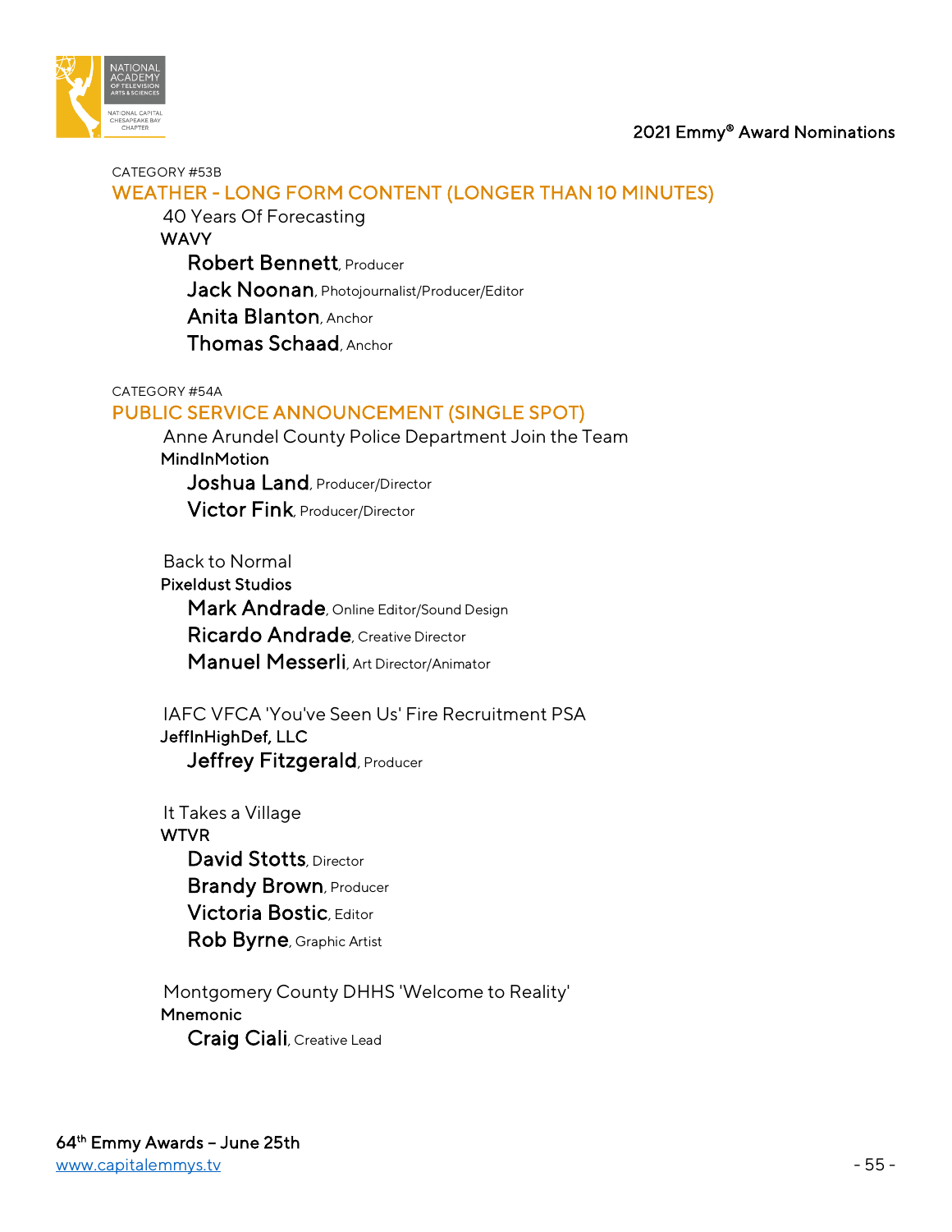CATEGORY #53B

## WEATHER - LONG FORM CONTENT (LONGER THAN 10 MINUTES)

40 Years Of Forecasting
**WAVY**
**Robert Bennett**, Producer
**Jack Noonan**, Photojournalist/Producer/Editor
**Anita Blanton**, Anchor
**Thomas Schaad**, Anchor

CATEGORY #54A

## PUBLIC SERVICE ANNOUNCEMENT (SINGLE SPOT)

Anne Arundel County Police Department Join the Team
**MindInMotion**
**Joshua Land**, Producer/Director
**Victor Fink**, Producer/Director

Back to Normal
**Pixeldust Studios**
**Mark Andrade**, Online Editor/Sound Design
**Ricardo Andrade**, Creative Director
**Manuel Messerli**, Art Director/Animator

IAFC VFCA 'You've Seen Us' Fire Recruitment PSA
**JeffInHighDef, LLC**
**Jeffrey Fitzgerald**, Producer

It Takes a Village
**WTVR**
**David Stotts**, Director
**Brandy Brown**, Producer
**Victoria Bostic**, Editor
**Rob Byrne**, Graphic Artist

Montgomery County DHHS 'Welcome to Reality'
**Mnemonic**
**Craig Ciali**, Creative Lead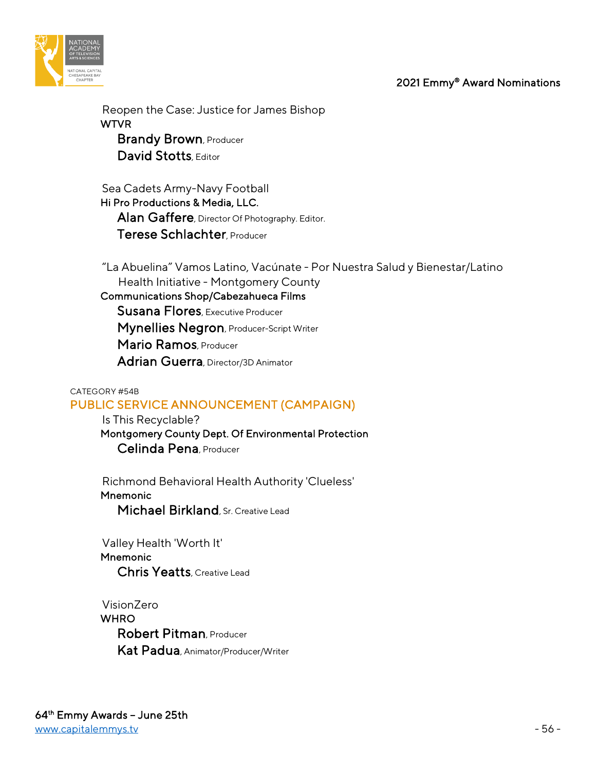Reopen the Case: Justice for James Bishop
**WTVR**
- **Brandy Brown**, Producer
- **David Stotts**, Editor

Sea Cadets Army-Navy Football
**Hi Pro Productions & Media, LLC.**
- **Alan Gaffere**, Director Of Photography. Editor.
- **Terese Schlachter**, Producer

“La Abuelina” Vamos Latino, Vacúnate - Por Nuestra Salud y Bienestar/Latino Health Initiative - Montgomery County
**Communications Shop/Cabezahueca Films**
- **Susana Flores**, Executive Producer
- **Mynellies Negron**, Producer-Script Writer
- **Mario Ramos**, Producer
- **Adrian Guerra**, Director/3D Animator

CATEGORY #54B

## PUBLIC SERVICE ANNOUNCEMENT (CAMPAIGN)

Is This Recyclable?
**Montgomery County Dept. Of Environmental Protection**
- **Celinda Pena**, Producer

Richmond Behavioral Health Authority 'Clueless'
**Mnemonic**
- **Michael Birkland**, Sr. Creative Lead

Valley Health 'Worth It'
**Mnemonic**
- **Chris Yeatts**, Creative Lead

VisionZero
**WHRO**
- **Robert Pitman**, Producer
- **Kat Padua**, Animator/Producer/Writer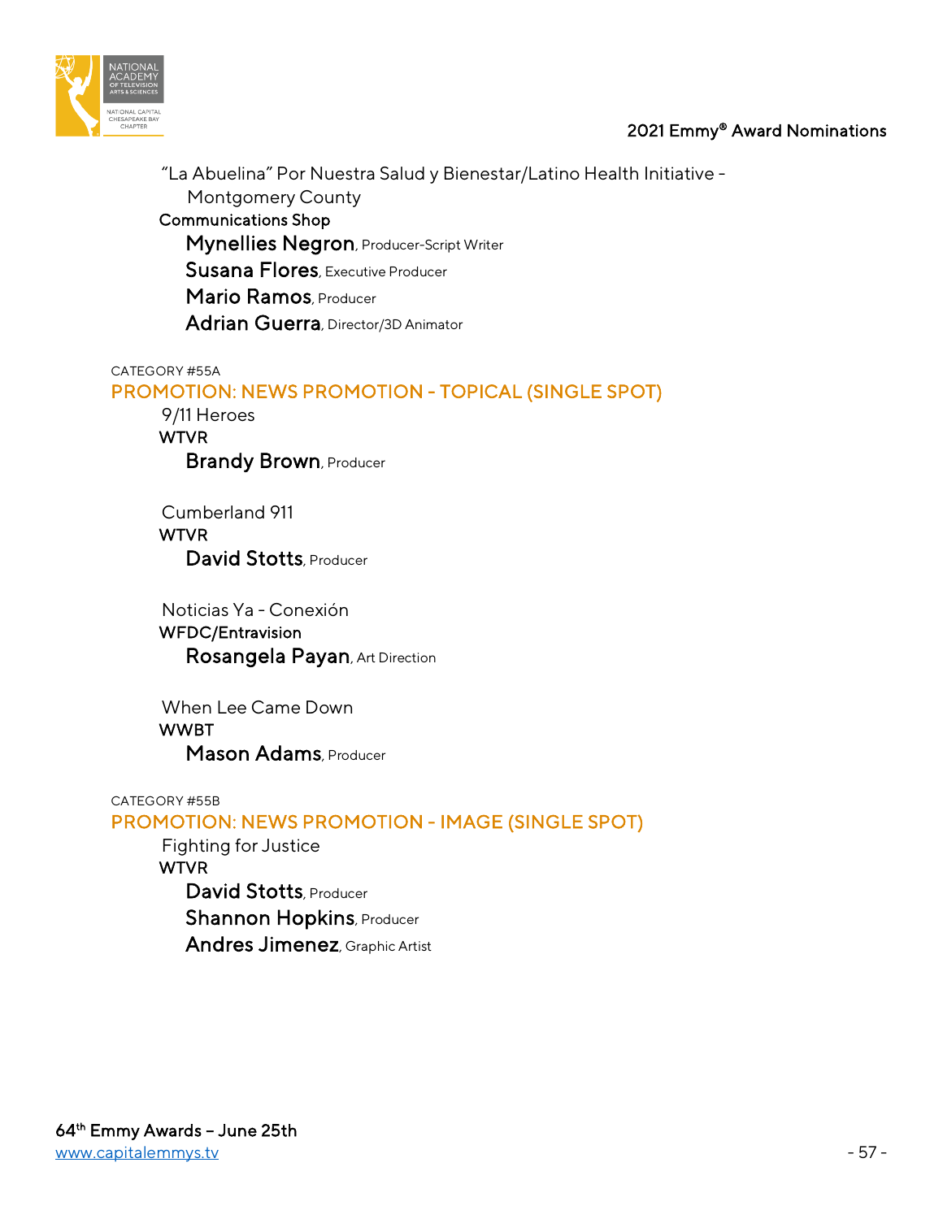"La Abuelina" Por Nuestra Salud y Bienestar/Latino Health Initiative - Montgomery County
Communications Shop
**Mynellies Negron**, Producer-Script Writer
**Susana Flores**, Executive Producer
**Mario Ramos**, Producer
**Adrian Guerra**, Director/3D Animator

CATEGORY #55A

## PROMOTION: NEWS PROMOTION - TOPICAL (SINGLE SPOT)

9/11 Heroes
WTVR
**Brandy Brown**, Producer

Cumberland 911
WTVR
**David Stotts**, Producer

Noticias Ya - Conexión
WFDC/Entravision
**Rosangela Payan**, Art Direction

When Lee Came Down
WWBT
**Mason Adams**, Producer

CATEGORY #55B

## PROMOTION: NEWS PROMOTION - IMAGE (SINGLE SPOT)

Fighting for Justice
WTVR
**David Stotts**, Producer
**Shannon Hopkins**, Producer
**Andres Jimenez**, Graphic Artist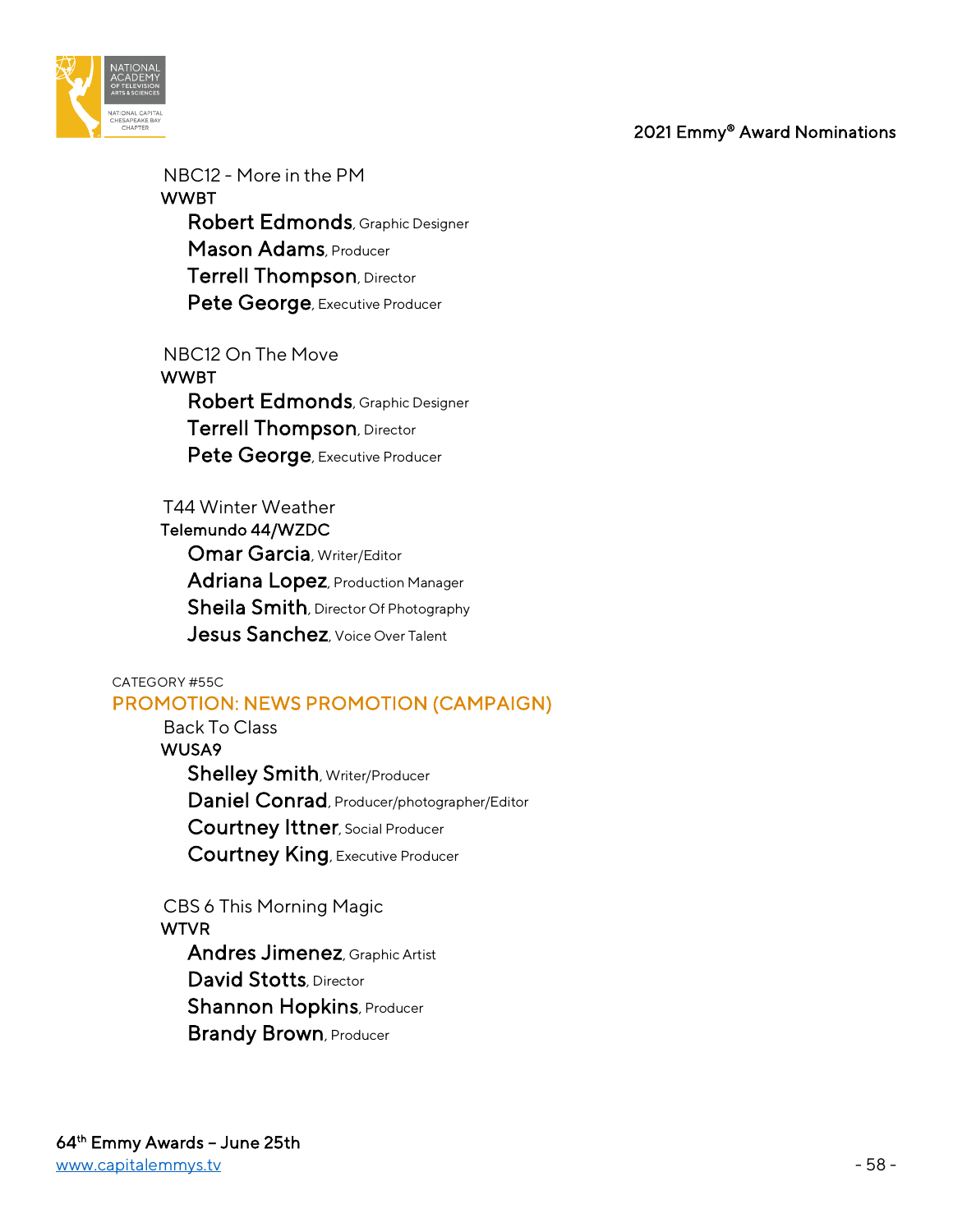NBC12 - More in the PM
**WWBT**
**Robert Edmonds**, Graphic Designer
**Mason Adams**, Producer
**Terrell Thompson**, Director
**Pete George**, Executive Producer

NBC12 On The Move
**WWBT**
**Robert Edmonds**, Graphic Designer
**Terrell Thompson**, Director
**Pete George**, Executive Producer

T44 Winter Weather
**Telemundo 44/WZDC**
**Omar Garcia**, Writer/Editor
**Adriana Lopez**, Production Manager
**Sheila Smith**, Director Of Photography
**Jesus Sanchez**, Voice Over Talent

CATEGORY #55C

## PROMOTION: NEWS PROMOTION (CAMPAIGN)

Back To Class
**WUSA9**
**Shelley Smith**, Writer/Producer
**Daniel Conrad**, Producer/photographer/Editor
**Courtney Ittner**, Social Producer
**Courtney King**, Executive Producer

CBS 6 This Morning Magic
**WTVR**
**Andres Jimenez**, Graphic Artist
**David Stotts**, Director
**Shannon Hopkins**, Producer
**Brandy Brown**, Producer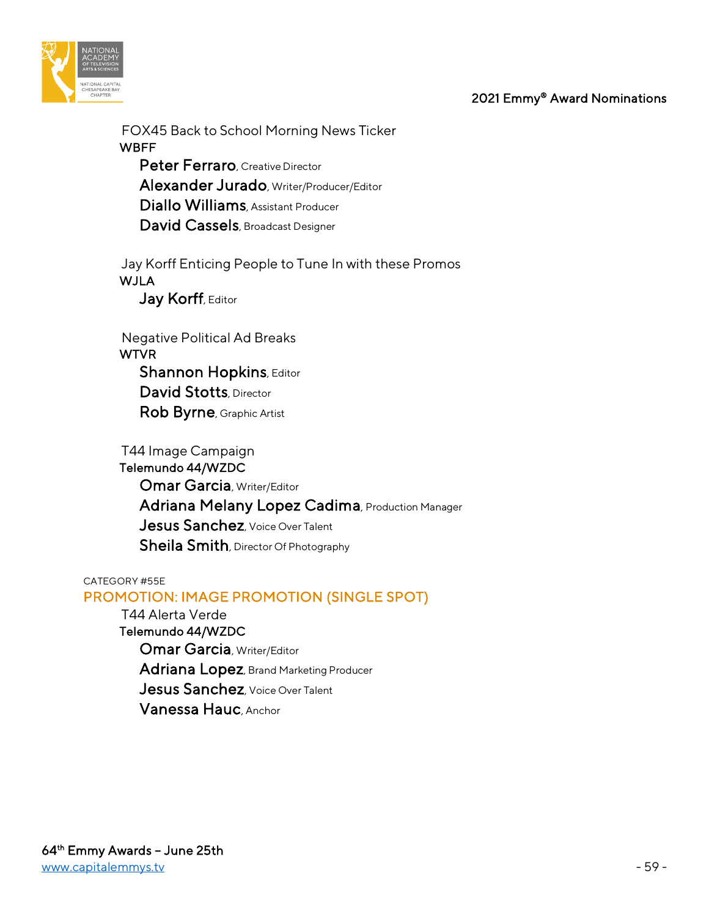FOX45 Back to School Morning News Ticker

WBFF

**Peter Ferraro**, Creative Director

**Alexander Jurado**, Writer/Producer/Editor

**Diallo Williams**, Assistant Producer

**David Cassels**, Broadcast Designer

Jay Korff Enticing People to Tune In with these Promos

WJLA

**Jay Korff**, Editor

Negative Political Ad Breaks

WTVR

**Shannon Hopkins**, Editor

**David Stotts**, Director

**Rob Byrne**, Graphic Artist

T44 Image Campaign

Telemundo 44/WZDC

**Omar Garcia**, Writer/Editor

**Adriana Melany Lopez Cadima**, Production Manager

**Jesus Sanchez**, Voice Over Talent

**Sheila Smith**, Director Of Photography

CATEGORY #55E

## PROMOTION: IMAGE PROMOTION (SINGLE SPOT)

T44 Alerta Verde

Telemundo 44/WZDC

**Omar Garcia**, Writer/Editor

**Adriana Lopez**, Brand Marketing Producer

**Jesus Sanchez**, Voice Over Talent

**Vanessa Hauc**, Anchor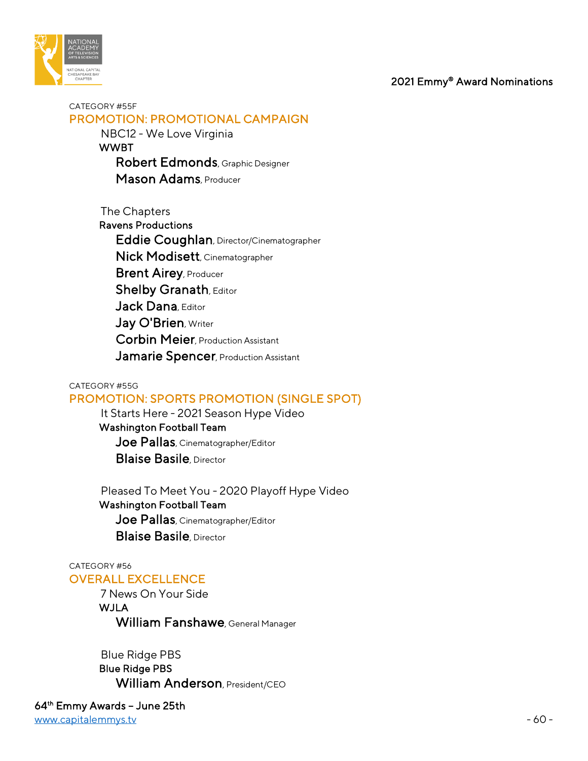CATEGORY #55F

## PROMOTION: PROMOTIONAL CAMPAIGN

NBC12 - We Love Virginia
**WWBT**
**Robert Edmonds**, Graphic Designer
**Mason Adams**, Producer

The Chapters
**Ravens Productions**
**Eddie Coughlan**, Director/Cinematographer
**Nick Modisett**, Cinematographer
**Brent Airey**, Producer
**Shelby Granath**, Editor
**Jack Dana**, Editor
**Jay O'Brien**, Writer
**Corbin Meier**, Production Assistant
**Jamarie Spencer**, Production Assistant

CATEGORY #55G

## PROMOTION: SPORTS PROMOTION (SINGLE SPOT)

It Starts Here - 2021 Season Hype Video
**Washington Football Team**
**Joe Pallas**, Cinematographer/Editor
**Blaise Basile**, Director

Pleased To Meet You - 2020 Playoff Hype Video
**Washington Football Team**
**Joe Pallas**, Cinematographer/Editor
**Blaise Basile**, Director

CATEGORY #56

## OVERALL EXCELLENCE

7 News On Your Side
**WJLA**
**William Fanshawe**, General Manager

Blue Ridge PBS
**Blue Ridge PBS**
**William Anderson**, President/CEO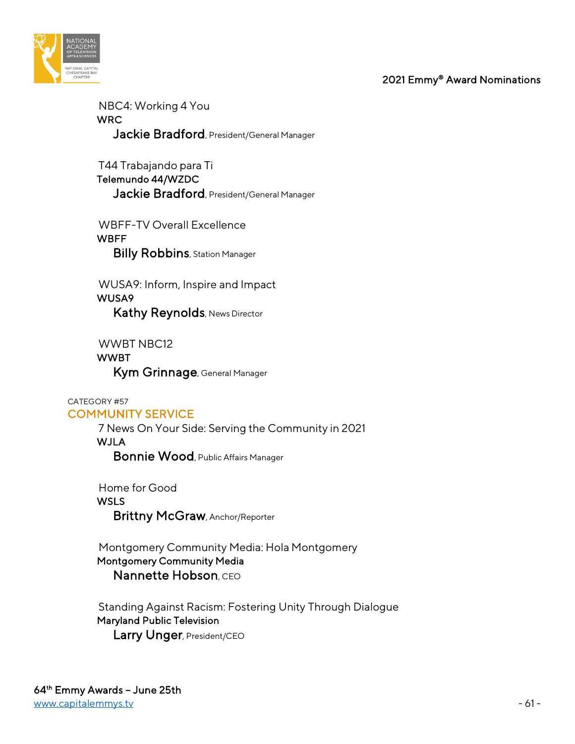NBC4: Working 4 You
WRC
**Jackie Bradford**, President/General Manager

T44 Trabajando para Ti
Telemundo 44/WZDC
**Jackie Bradford**, President/General Manager

WBFF-TV Overall Excellence
WBFF
**Billy Robbins**, Station Manager

WUSA9: Inform, Inspire and Impact
WUSA9
**Kathy Reynolds**, News Director

WWBT NBC12
WWBT
**Kym Grinnage**, General Manager

CATEGORY #57

## COMMUNITY SERVICE

7 News On Your Side: Serving the Community in 2021
WJLA
**Bonnie Wood**, Public Affairs Manager

Home for Good
WSLS
**Brittny McGraw**, Anchor/Reporter

Montgomery Community Media: Hola Montgomery
Montgomery Community Media
**Nannette Hobson**, CEO

Standing Against Racism: Fostering Unity Through Dialogue
Maryland Public Television
**Larry Unger**, President/CEO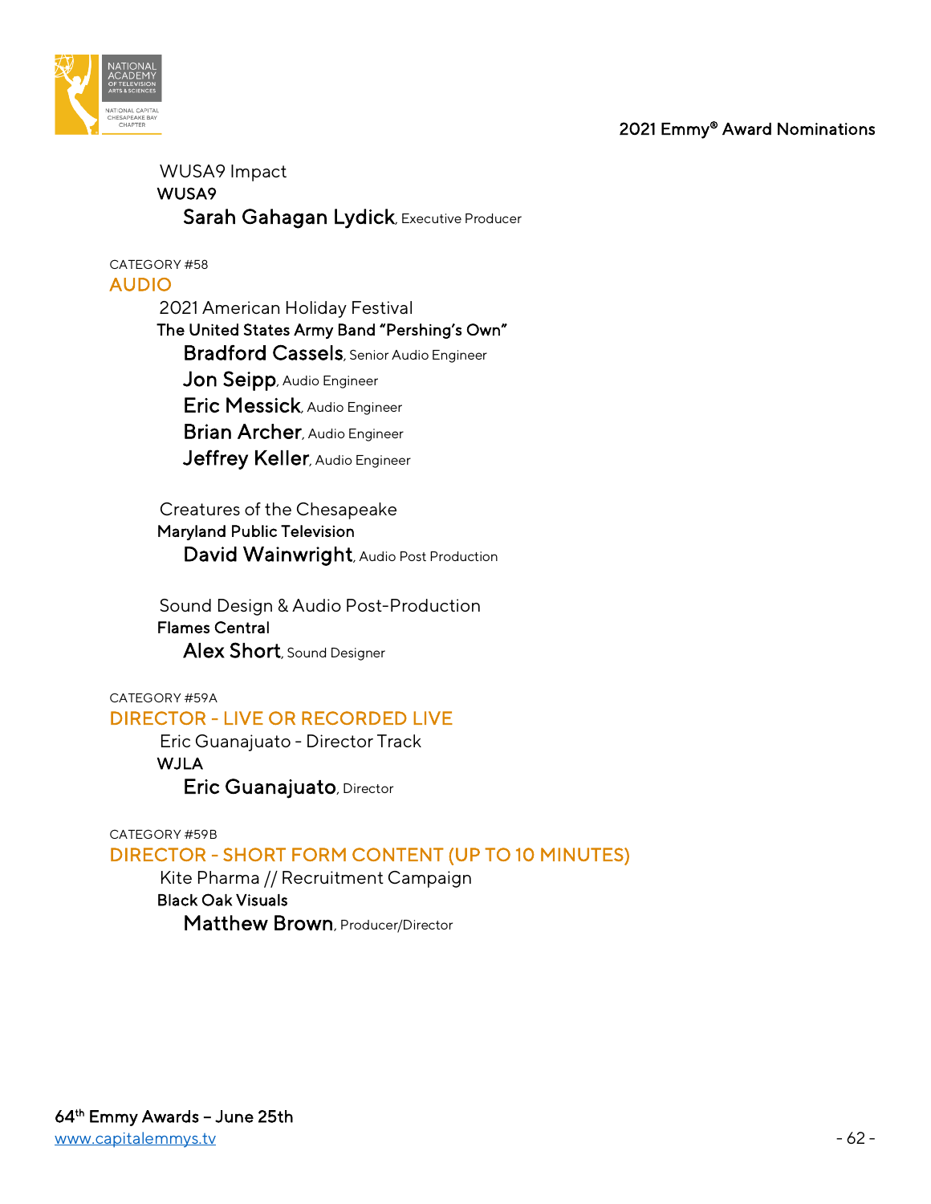WUSA9 Impact
**WUSA9**
**Sarah Gahagan Lydick**, Executive Producer

CATEGORY #58
## AUDIO

2021 American Holiday Festival
**The United States Army Band "Pershing's Own"**
**Bradford Cassels**, Senior Audio Engineer
**Jon Seipp**, Audio Engineer
**Eric Messick**, Audio Engineer
**Brian Archer**, Audio Engineer
**Jeffrey Keller**, Audio Engineer

Creatures of the Chesapeake
**Maryland Public Television**
**David Wainwright**, Audio Post Production

Sound Design & Audio Post-Production
**Flames Central**
**Alex Short**, Sound Designer

CATEGORY #59A
## DIRECTOR - LIVE OR RECORDED LIVE

Eric Guanajuato - Director Track
**WJLA**
**Eric Guanajuato**, Director

CATEGORY #59B
## DIRECTOR - SHORT FORM CONTENT (UP TO 10 MINUTES)

Kite Pharma // Recruitment Campaign
**Black Oak Visuals**
**Matthew Brown**, Producer/Director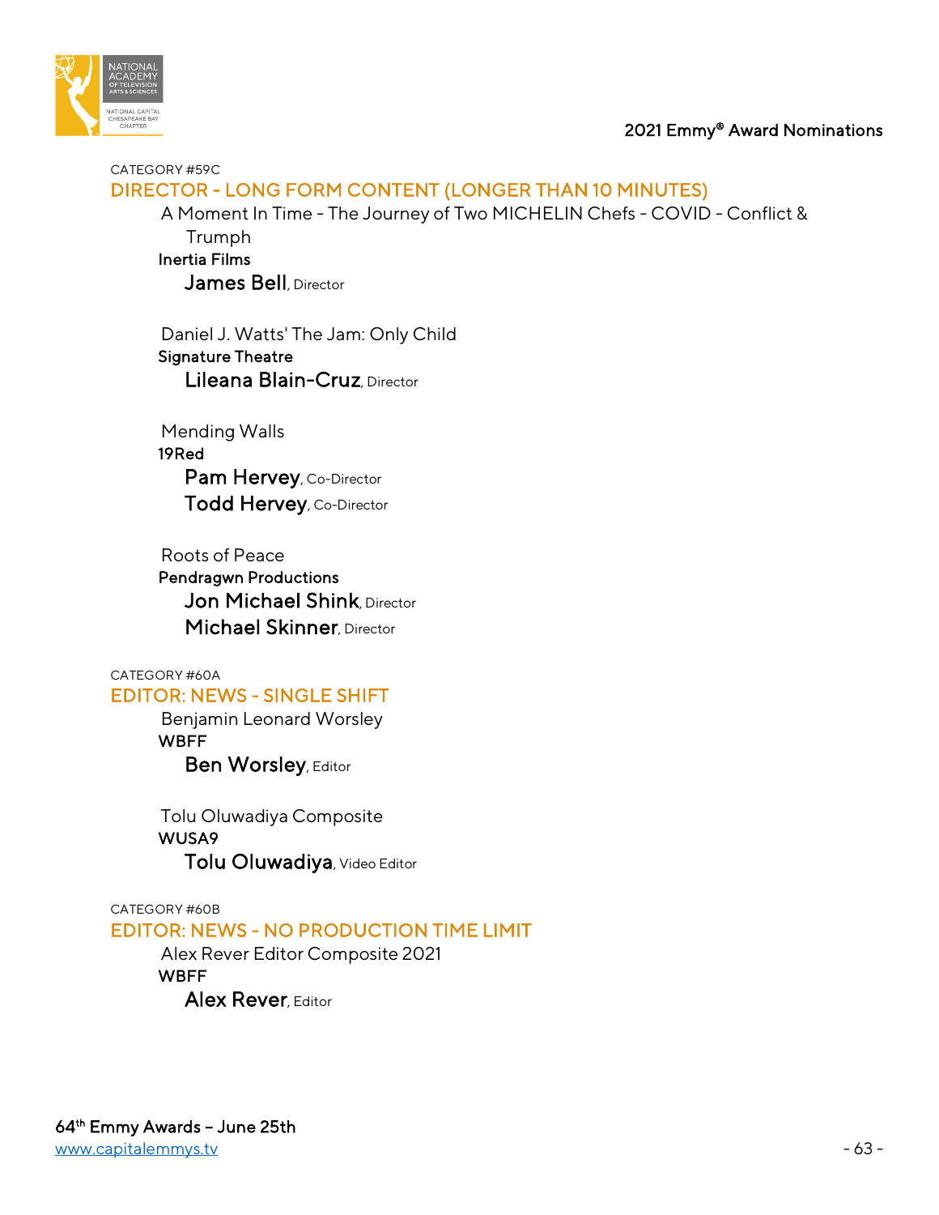CATEGORY #59C

## DIRECTOR - LONG FORM CONTENT (LONGER THAN 10 MINUTES)

A Moment In Time - The Journey of Two MICHELIN Chefs - COVID - Conflict & Trumph
**Inertia Films**
**James Bell**, Director

Daniel J. Watts' The Jam: Only Child
**Signature Theatre**
**Lileana Blain-Cruz**, Director

Mending Walls
**19Red**
**Pam Hervey**, Co-Director
**Todd Hervey**, Co-Director

Roots of Peace
**Pendragwn Productions**
**Jon Michael Shink**, Director
**Michael Skinner**, Director

CATEGORY #60A

## EDITOR: NEWS - SINGLE SHIFT

Benjamin Leonard Worsley
**WBFF**
**Ben Worsley**, Editor

Tolu Oluwadiya Composite
**WUSA9**
**Tolu Oluwadiya**, Video Editor

CATEGORY #60B

## EDITOR: NEWS - NO PRODUCTION TIME LIMIT

Alex Rever Editor Composite 2021
**WBFF**
**Alex Rever**, Editor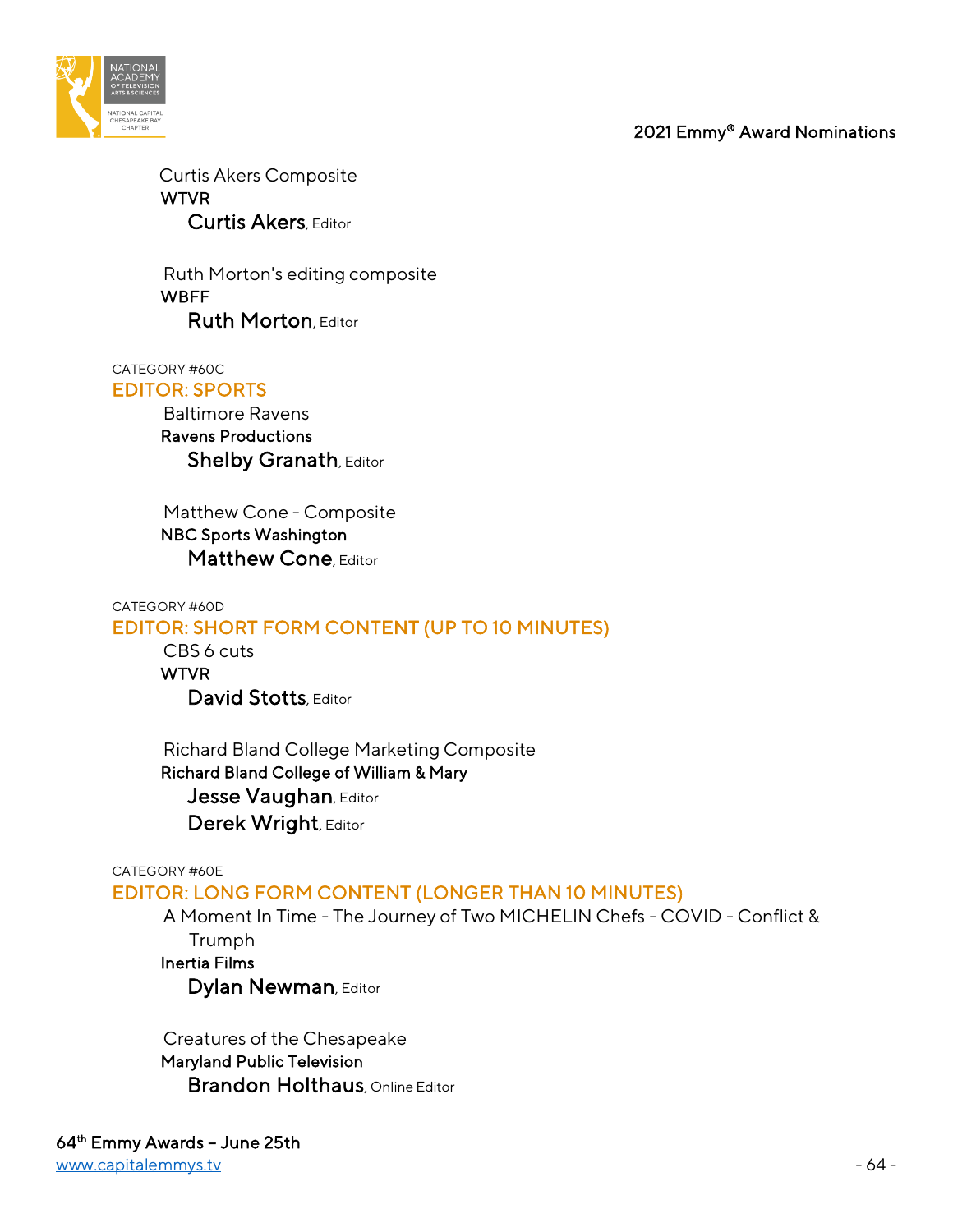Curtis Akers Composite
**WTVR**
**Curtis Akers**, Editor

Ruth Morton's editing composite
**WBFF**
**Ruth Morton**, Editor

CATEGORY #60C

## EDITOR: SPORTS

Baltimore Ravens
**Ravens Productions**
**Shelby Granath**, Editor

Matthew Cone - Composite
**NBC Sports Washington**
**Matthew Cone**, Editor

CATEGORY #60D

## EDITOR: SHORT FORM CONTENT (UP TO 10 MINUTES)

CBS 6 cuts
**WTVR**
**David Stotts**, Editor

Richard Bland College Marketing Composite
**Richard Bland College of William & Mary**
**Jesse Vaughan**, Editor
**Derek Wright**, Editor

CATEGORY #60E

## EDITOR: LONG FORM CONTENT (LONGER THAN 10 MINUTES)

A Moment In Time - The Journey of Two MICHELIN Chefs - COVID - Conflict & Trumph
**Inertia Films**
**Dylan Newman**, Editor

Creatures of the Chesapeake
**Maryland Public Television**
**Brandon Holthaus**, Online Editor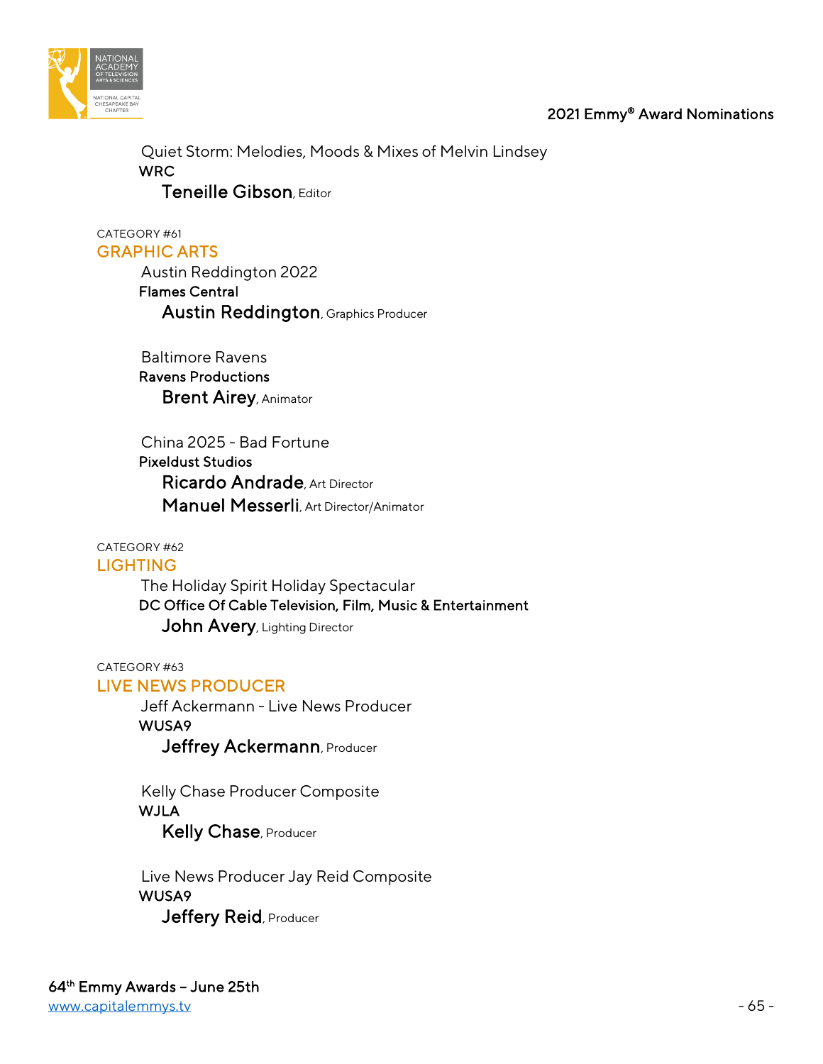Quiet Storm: Melodies, Moods & Mixes of Melvin Lindsey
**WRC**
**Teneille Gibson**, Editor

CATEGORY #61
## GRAPHIC ARTS

Austin Reddington 2022
**Flames Central**
**Austin Reddington**, Graphics Producer

Baltimore Ravens
**Ravens Productions**
**Brent Airey**, Animator

China 2025 - Bad Fortune
**Pixeldust Studios**
**Ricardo Andrade**, Art Director
**Manuel Messerli**, Art Director/Animator

CATEGORY #62
## LIGHTING

The Holiday Spirit Holiday Spectacular
**DC Office Of Cable Television, Film, Music & Entertainment**
**John Avery**, Lighting Director

CATEGORY #63
## LIVE NEWS PRODUCER

Jeff Ackermann - Live News Producer
**WUSA9**
**Jeffrey Ackermann**, Producer

Kelly Chase Producer Composite
**WJLA**
**Kelly Chase**, Producer

Live News Producer Jay Reid Composite
**WUSA9**
**Jeffery Reid**, Producer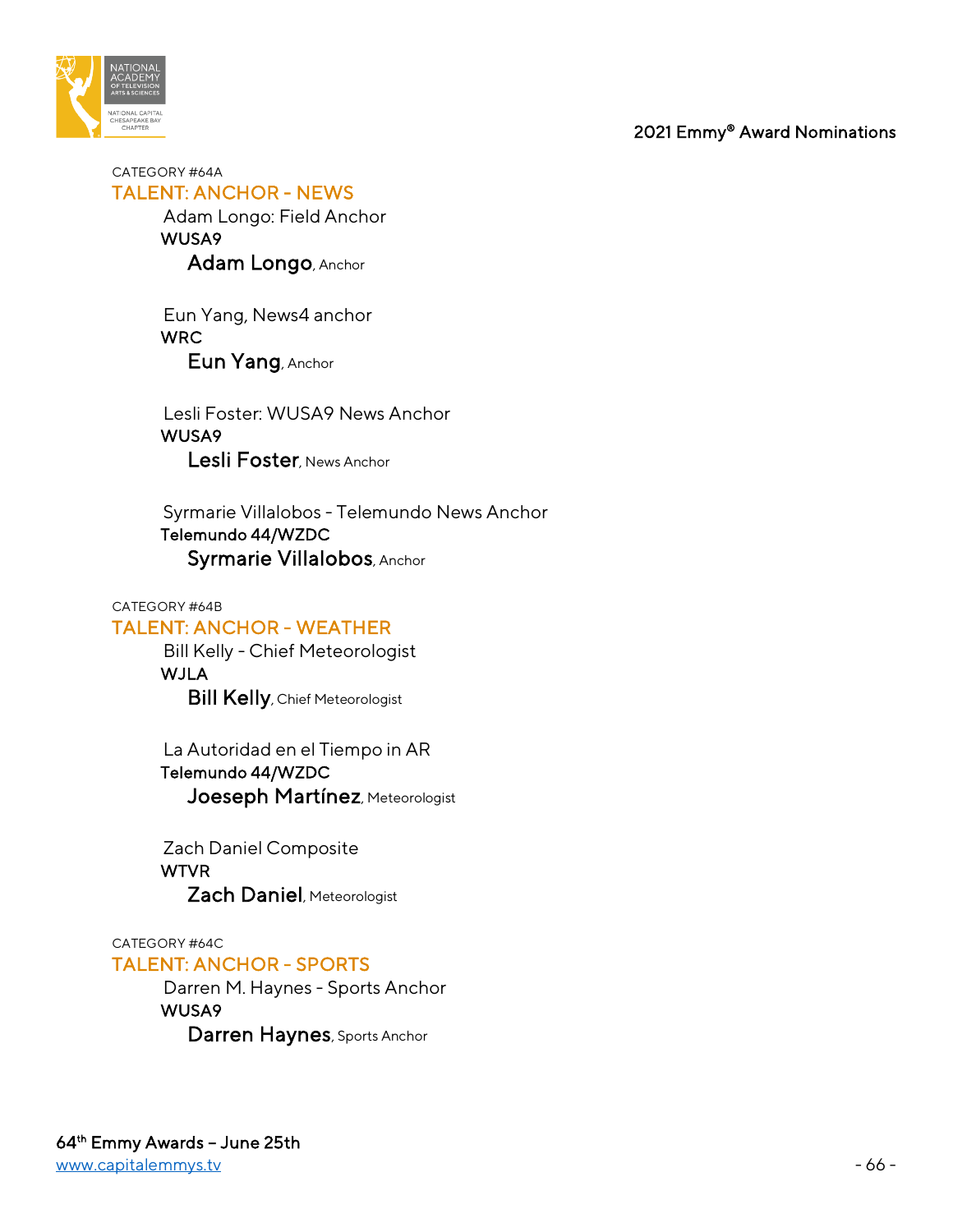CATEGORY #64A

## TALENT: ANCHOR - NEWS

Adam Longo: Field Anchor
WUSA9
**Adam Longo**, Anchor

Eun Yang, News4 anchor
WRC
**Eun Yang**, Anchor

Lesli Foster: WUSA9 News Anchor
WUSA9
**Lesli Foster**, News Anchor

Syrmarie Villalobos - Telemundo News Anchor
Telemundo 44/WZDC
**Syrmarie Villalobos**, Anchor

CATEGORY #64B

## TALENT: ANCHOR - WEATHER

Bill Kelly - Chief Meteorologist
WJLA
**Bill Kelly**, Chief Meteorologist

La Autoridad en el Tiempo in AR
Telemundo 44/WZDC
**Joeseph Martínez**, Meteorologist

Zach Daniel Composite
WTVR
**Zach Daniel**, Meteorologist

CATEGORY #64C

## TALENT: ANCHOR - SPORTS

Darren M. Haynes - Sports Anchor
WUSA9
**Darren Haynes**, Sports Anchor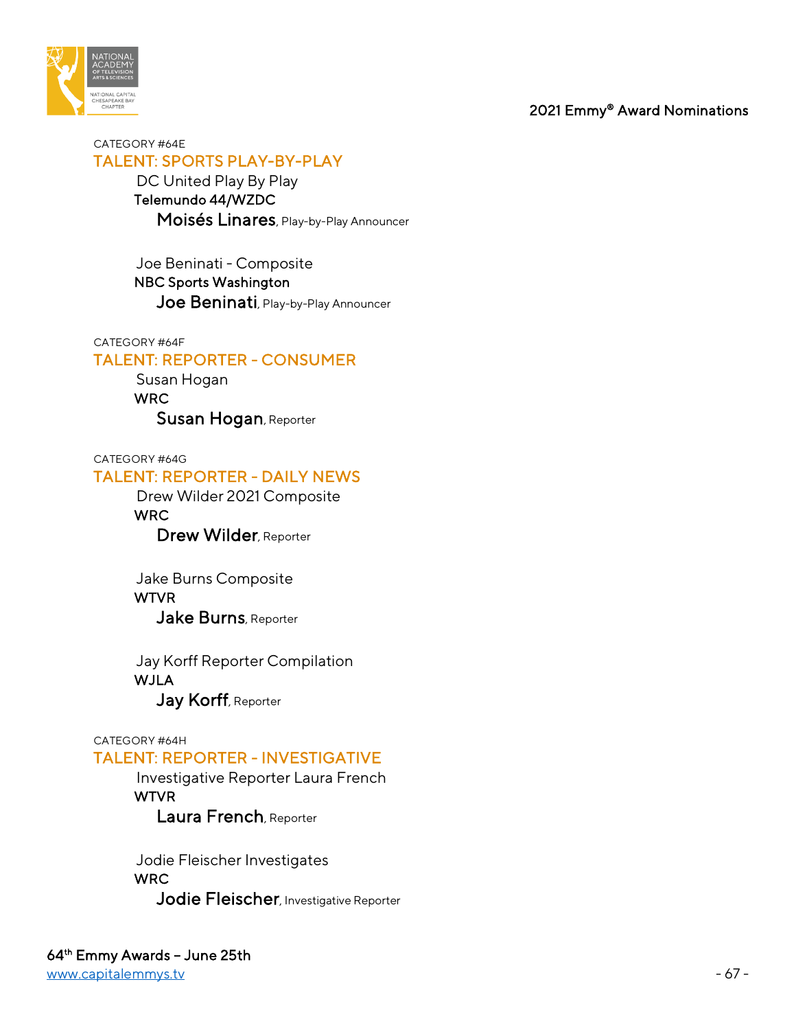CATEGORY #64E

## TALENT: SPORTS PLAY-BY-PLAY

DC United Play By Play
**Telemundo 44/WZDC**
**Moisés Linares**, Play-by-Play Announcer

Joe Beninati - Composite
**NBC Sports Washington**
**Joe Beninati**, Play-by-Play Announcer

CATEGORY #64F

## TALENT: REPORTER - CONSUMER

Susan Hogan
**WRC**
**Susan Hogan**, Reporter

CATEGORY #64G

## TALENT: REPORTER - DAILY NEWS

Drew Wilder 2021 Composite
**WRC**
**Drew Wilder**, Reporter

Jake Burns Composite
**WTVR**
**Jake Burns**, Reporter

Jay Korff Reporter Compilation
**WJLA**
**Jay Korff**, Reporter

CATEGORY #64H

## TALENT: REPORTER - INVESTIGATIVE

Investigative Reporter Laura French
**WTVR**
**Laura French**, Reporter

Jodie Fleischer Investigates
**WRC**
**Jodie Fleischer**, Investigative Reporter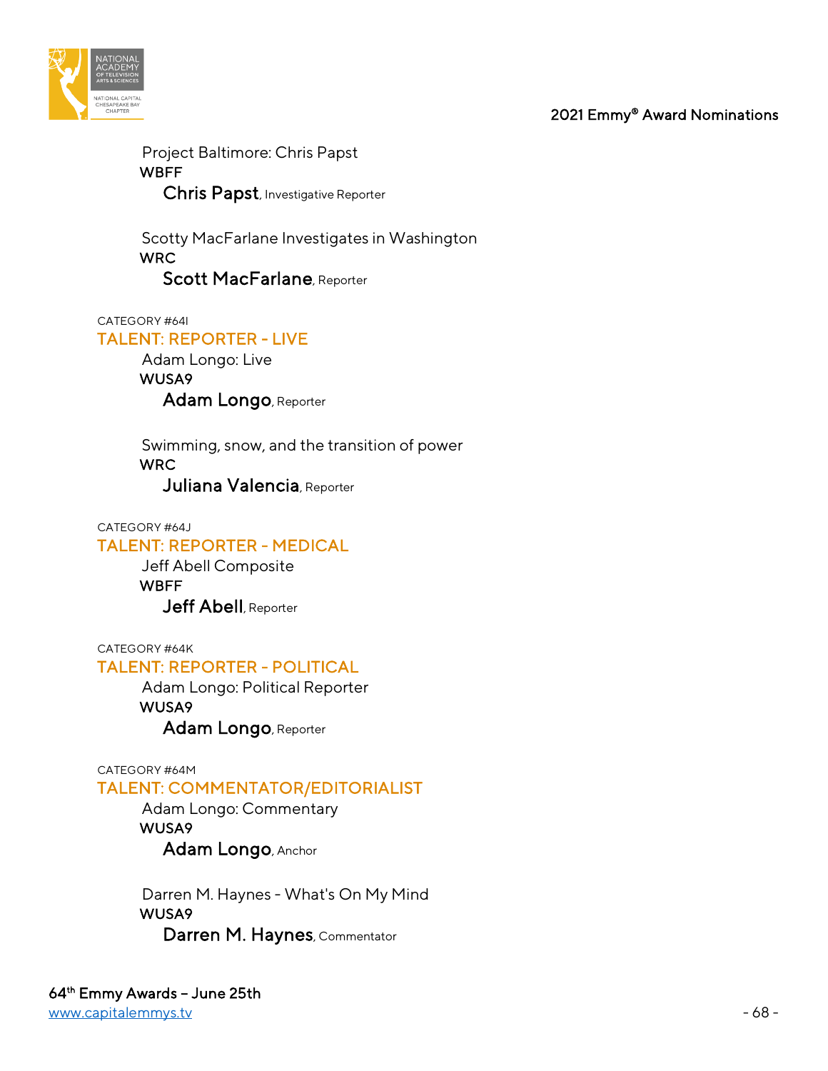Project Baltimore: Chris Papst
WBFF
**Chris Papst**, Investigative Reporter

Scotty MacFarlane Investigates in Washington
WRC
**Scott MacFarlane**, Reporter

CATEGORY #64I

## TALENT: REPORTER - LIVE

Adam Longo: Live
WUSA9
**Adam Longo**, Reporter

Swimming, snow, and the transition of power
WRC
**Juliana Valencia**, Reporter

CATEGORY #64J

## TALENT: REPORTER - MEDICAL

Jeff Abell Composite
WBFF
**Jeff Abell**, Reporter

CATEGORY #64K

## TALENT: REPORTER - POLITICAL

Adam Longo: Political Reporter
WUSA9
**Adam Longo**, Reporter

CATEGORY #64M

## TALENT: COMMENTATOR/EDITORIALIST

Adam Longo: Commentary
WUSA9
**Adam Longo**, Anchor

Darren M. Haynes - What's On My Mind
WUSA9
**Darren M. Haynes**, Commentator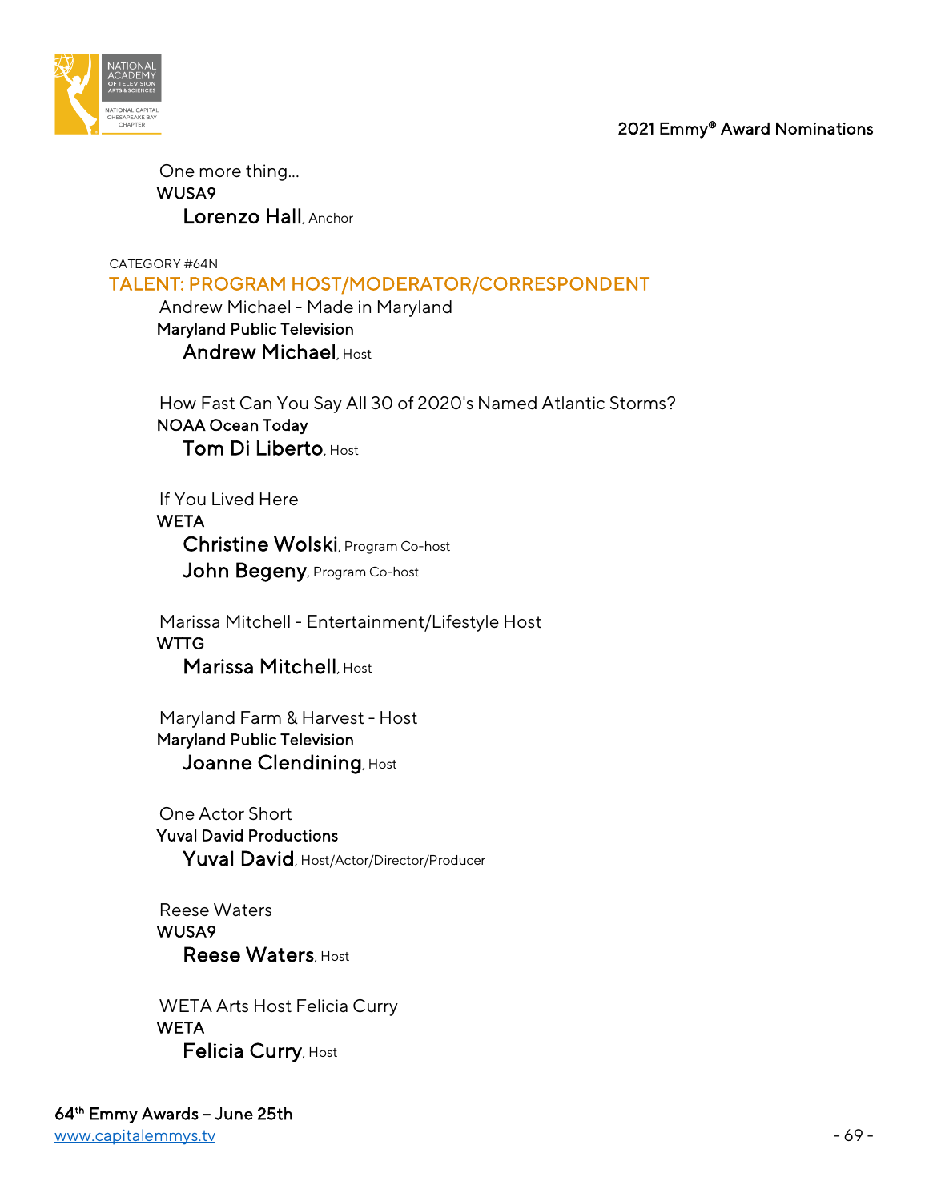One more thing...
**WUSA9**
**Lorenzo Hall**, Anchor

CATEGORY #64N

## TALENT: PROGRAM HOST/MODERATOR/CORRESPONDENT

Andrew Michael - Made in Maryland
**Maryland Public Television**
**Andrew Michael**, Host

How Fast Can You Say All 30 of 2020's Named Atlantic Storms?
**NOAA Ocean Today**
**Tom Di Liberto**, Host

If You Lived Here
**WETA**
**Christine Wolski**, Program Co-host
**John Begeny**, Program Co-host

Marissa Mitchell - Entertainment/Lifestyle Host
**WTTG**
**Marissa Mitchell**, Host

Maryland Farm & Harvest - Host
**Maryland Public Television**
**Joanne Clendining**, Host

One Actor Short
**Yuval David Productions**
**Yuval David**, Host/Actor/Director/Producer

Reese Waters
**WUSA9**
**Reese Waters**, Host

WETA Arts Host Felicia Curry
**WETA**
**Felicia Curry**, Host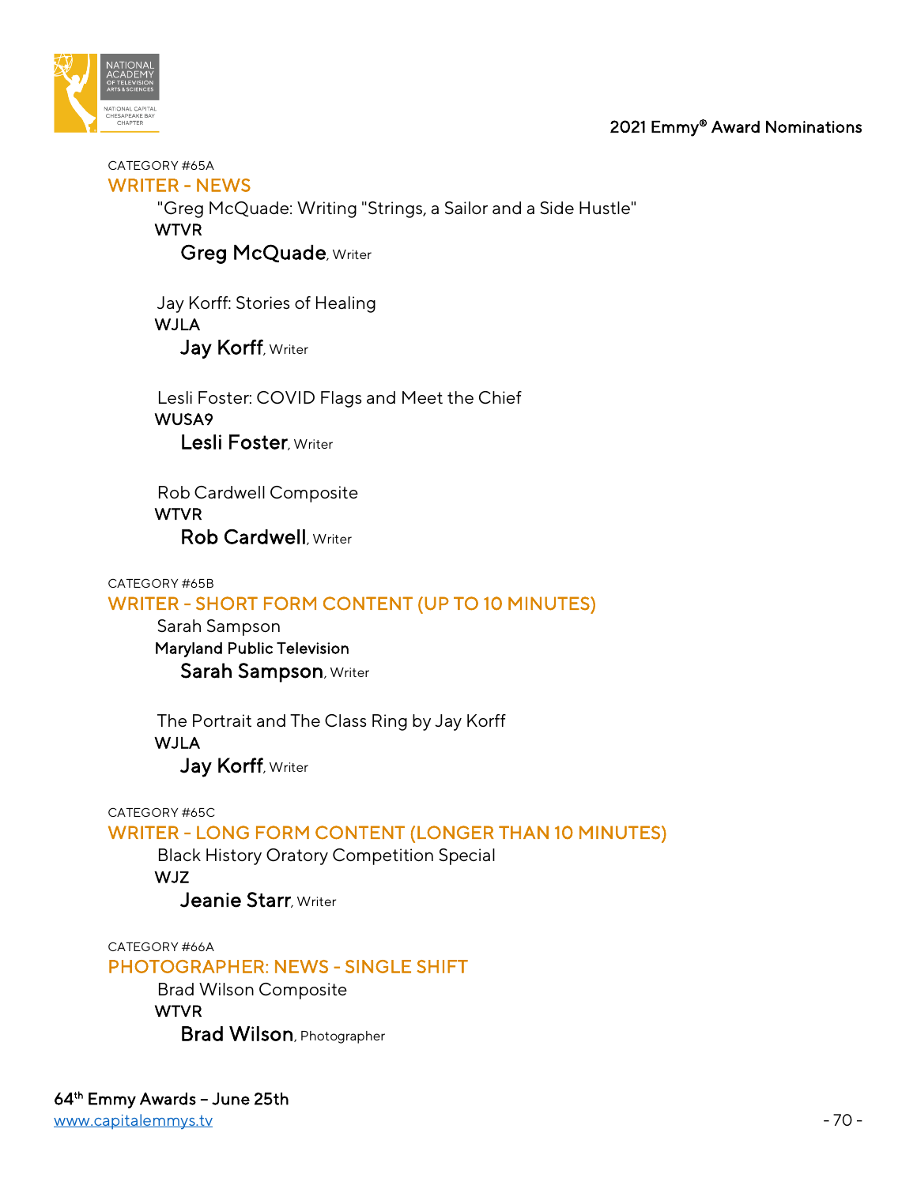CATEGORY #65A

## WRITER - NEWS

"Greg McQuade: Writing "Strings, a Sailor and a Side Hustle"
WTVR
**Greg McQuade**, Writer

Jay Korff: Stories of Healing
WJLA
**Jay Korff**, Writer

Lesli Foster: COVID Flags and Meet the Chief
WUSA9
**Lesli Foster**, Writer

Rob Cardwell Composite
WTVR
**Rob Cardwell**, Writer

CATEGORY #65B

## WRITER - SHORT FORM CONTENT (UP TO 10 MINUTES)

Sarah Sampson
Maryland Public Television
**Sarah Sampson**, Writer

The Portrait and The Class Ring by Jay Korff
WJLA
**Jay Korff**, Writer

CATEGORY #65C

## WRITER - LONG FORM CONTENT (LONGER THAN 10 MINUTES)

Black History Oratory Competition Special
WJZ
**Jeanie Starr**, Writer

CATEGORY #66A

## PHOTOGRAPHER: NEWS - SINGLE SHIFT

Brad Wilson Composite
WTVR
**Brad Wilson**, Photographer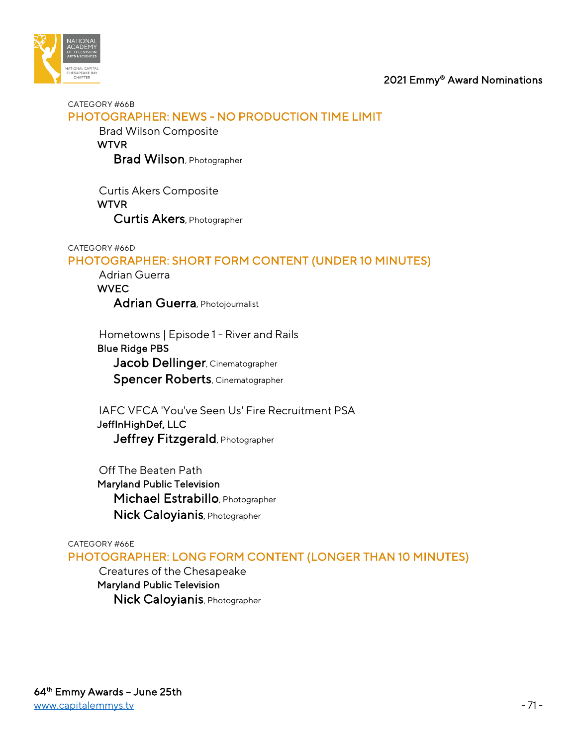CATEGORY #66B

## PHOTOGRAPHER: NEWS - NO PRODUCTION TIME LIMIT

Brad Wilson Composite
**WTVR**
**Brad Wilson**, Photographer

Curtis Akers Composite
**WTVR**
**Curtis Akers**, Photographer

CATEGORY #66D

## PHOTOGRAPHER: SHORT FORM CONTENT (UNDER 10 MINUTES)

Adrian Guerra
**WVEC**
**Adrian Guerra**, Photojournalist

Hometowns | Episode 1 - River and Rails
**Blue Ridge PBS**
**Jacob Dellinger**, Cinematographer
**Spencer Roberts**, Cinematographer

IAFC VFCA 'You've Seen Us' Fire Recruitment PSA
**JeffInHighDef, LLC**
**Jeffrey Fitzgerald**, Photographer

Off The Beaten Path
**Maryland Public Television**
**Michael Estrabillo**, Photographer
**Nick Caloyianis**, Photographer

CATEGORY #66E

## PHOTOGRAPHER: LONG FORM CONTENT (LONGER THAN 10 MINUTES)

Creatures of the Chesapeake
**Maryland Public Television**
**Nick Caloyianis**, Photographer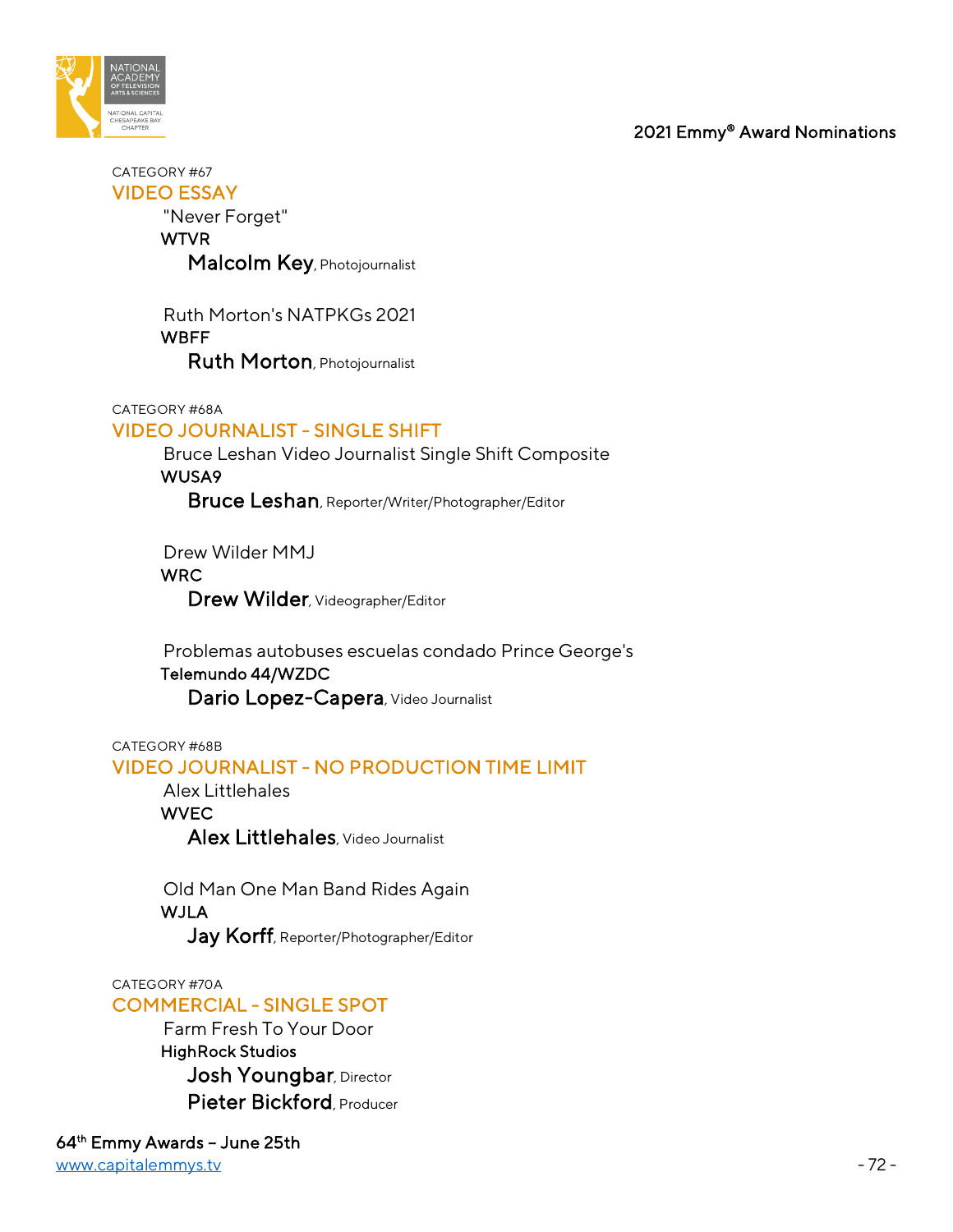CATEGORY #67

## VIDEO ESSAY

"Never Forget"
**WTVR**
**Malcolm Key**, Photojournalist

Ruth Morton's NATPKGs 2021
**WBFF**
**Ruth Morton**, Photojournalist

CATEGORY #68A

## VIDEO JOURNALIST - SINGLE SHIFT

Bruce Leshan Video Journalist Single Shift Composite
**WUSA9**
**Bruce Leshan**, Reporter/Writer/Photographer/Editor

Drew Wilder MMJ
**WRC**
**Drew Wilder**, Videographer/Editor

Problemas autobuses escuelas condado Prince George's
**Telemundo 44/WZDC**
**Dario Lopez-Capera**, Video Journalist

CATEGORY #68B

## VIDEO JOURNALIST - NO PRODUCTION TIME LIMIT

Alex Littlehales
**WVEC**
**Alex Littlehales**, Video Journalist

Old Man One Man Band Rides Again
**WJLA**
**Jay Korff**, Reporter/Photographer/Editor

CATEGORY #70A

## COMMERCIAL - SINGLE SPOT

Farm Fresh To Your Door
**HighRock Studios**
**Josh Youngbar**, Director
**Pieter Bickford**, Producer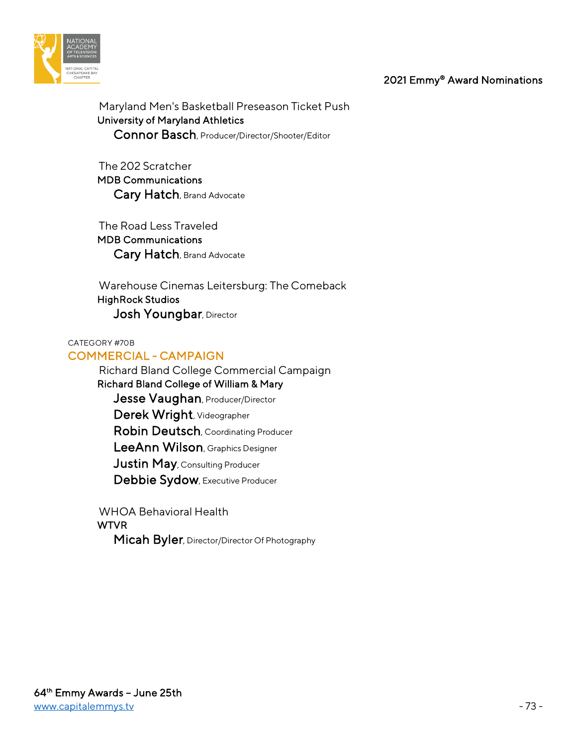Maryland Men's Basketball Preseason Ticket Push
**University of Maryland Athletics**
**Connor Basch**, Producer/Director/Shooter/Editor

The 202 Scratcher
**MDB Communications**
**Cary Hatch**, Brand Advocate

The Road Less Traveled
**MDB Communications**
**Cary Hatch**, Brand Advocate

Warehouse Cinemas Leitersburg: The Comeback
**HighRock Studios**
**Josh Youngbar**, Director

CATEGORY #70B

## COMMERCIAL - CAMPAIGN

Richard Bland College Commercial Campaign
**Richard Bland College of William & Mary**
**Jesse Vaughan**, Producer/Director
**Derek Wright**, Videographer
**Robin Deutsch**, Coordinating Producer
**LeeAnn Wilson**, Graphics Designer
**Justin May**, Consulting Producer
**Debbie Sydow**, Executive Producer

WHOA Behavioral Health
**WTVR**
**Micah Byler**, Director/Director Of Photography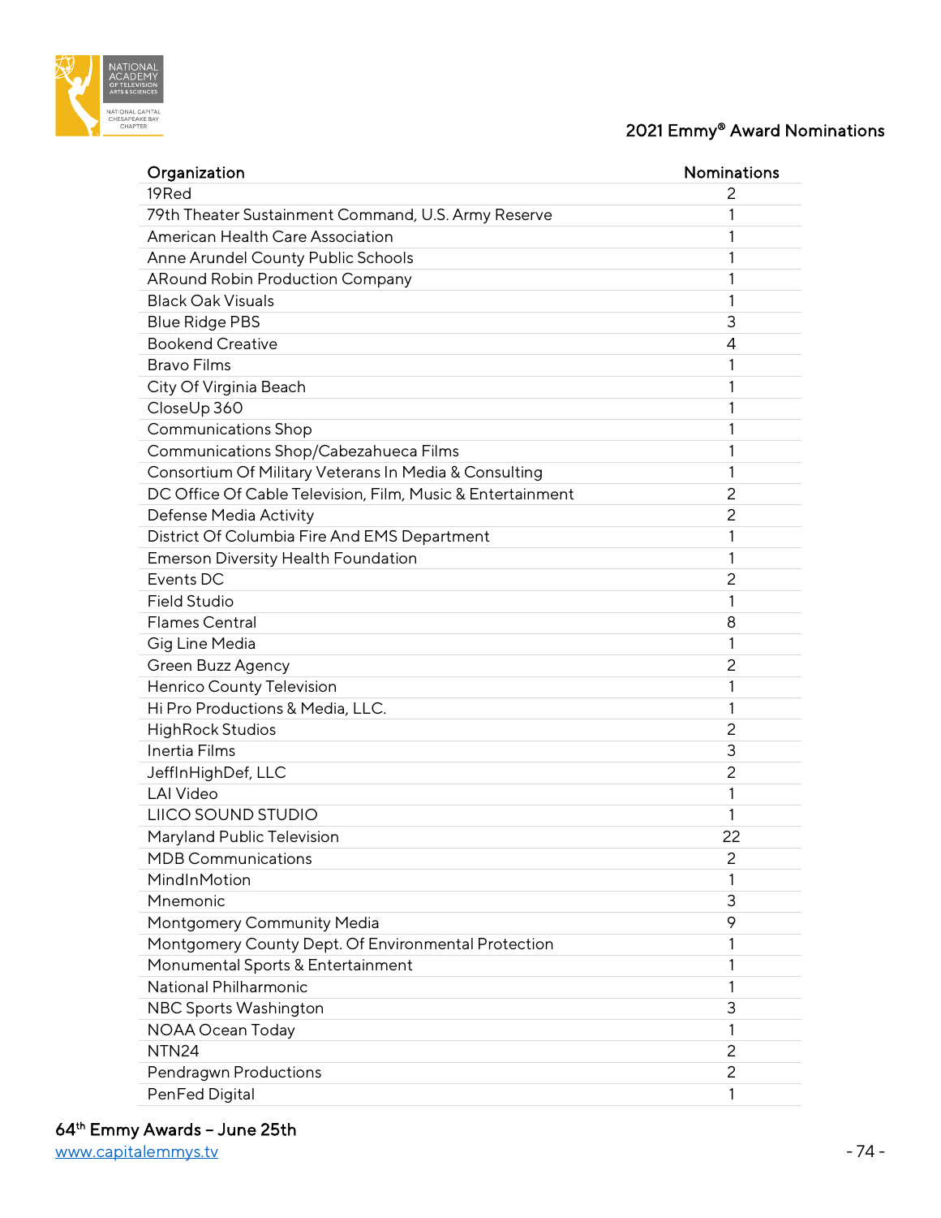## 2021 Emmy® Award Nominations

| Organization | Nominations |
|---|---|
| 19Red | 2 |
| 79th Theater Sustainment Command, U.S. Army Reserve | 1 |
| American Health Care Association | 1 |
| Anne Arundel County Public Schools | 1 |
| ARound Robin Production Company | 1 |
| Black Oak Visuals | 1 |
| Blue Ridge PBS | 3 |
| Bookend Creative | 4 |
| Bravo Films | 1 |
| City Of Virginia Beach | 1 |
| CloseUp 360 | 1 |
| Communications Shop | 1 |
| Communications Shop/Cabezahueca Films | 1 |
| Consortium Of Military Veterans In Media & Consulting | 1 |
| DC Office Of Cable Television, Film, Music & Entertainment | 2 |
| Defense Media Activity | 2 |
| District Of Columbia Fire And EMS Department | 1 |
| Emerson Diversity Health Foundation | 1 |
| Events DC | 2 |
| Field Studio | 1 |
| Flames Central | 8 |
| Gig Line Media | 1 |
| Green Buzz Agency | 2 |
| Henrico County Television | 1 |
| Hi Pro Productions & Media, LLC. | 1 |
| HighRock Studios | 2 |
| Inertia Films | 3 |
| JeffInHighDef, LLC | 2 |
| LAI Video | 1 |
| LIICO SOUND STUDIO | 1 |
| Maryland Public Television | 22 |
| MDB Communications | 2 |
| MindInMotion | 1 |
| Mnemonic | 3 |
| Montgomery Community Media | 9 |
| Montgomery County Dept. Of Environmental Protection | 1 |
| Monumental Sports & Entertainment | 1 |
| National Philharmonic | 1 |
| NBC Sports Washington | 3 |
| NOAA Ocean Today | 1 |
| NTN24 | 2 |
| Pendragwn Productions | 2 |
| PenFed Digital | 1 |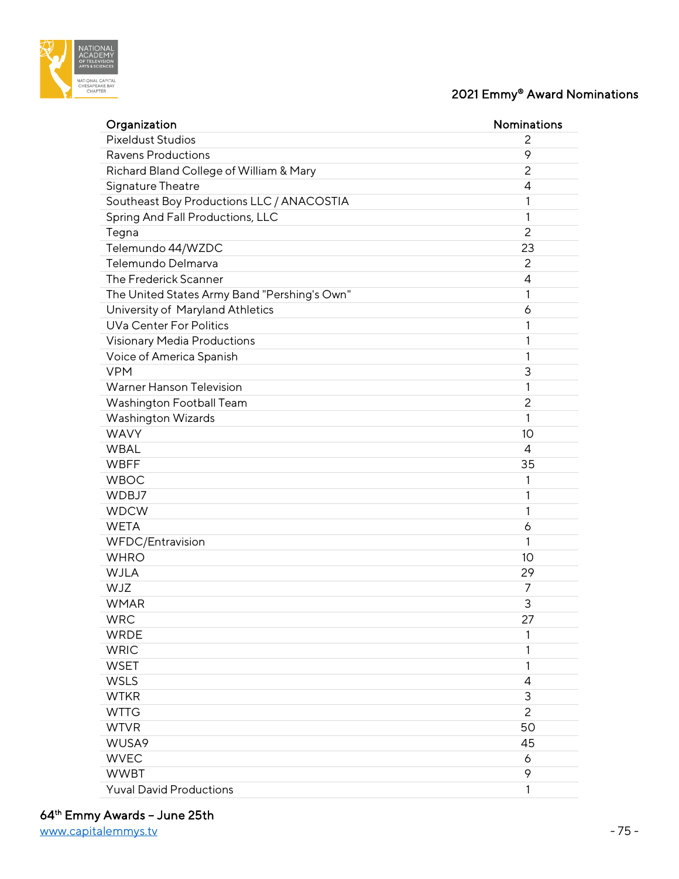| Organization | Nominations |
|---|---|
| Pixeldust Studios | 2 |
| Ravens Productions | 9 |
| Richard Bland College of William & Mary | 2 |
| Signature Theatre | 4 |
| Southeast Boy Productions LLC / ANACOSTIA | 1 |
| Spring And Fall Productions, LLC | 1 |
| Tegna | 2 |
| Telemundo 44/WZDC | 23 |
| Telemundo Delmarva | 2 |
| The Frederick Scanner | 4 |
| The United States Army Band "Pershing's Own" | 1 |
| University of Maryland Athletics | 6 |
| UVa Center For Politics | 1 |
| Visionary Media Productions | 1 |
| Voice of America Spanish | 1 |
| VPM | 3 |
| Warner Hanson Television | 1 |
| Washington Football Team | 2 |
| Washington Wizards | 1 |
| WAVY | 10 |
| WBAL | 4 |
| WBFF | 35 |
| WBOC | 1 |
| WDBJ7 | 1 |
| WDCW | 1 |
| WETA | 6 |
| WFDC/Entravision | 1 |
| WHRO | 10 |
| WJLA | 29 |
| WJZ | 7 |
| WMAR | 3 |
| WRC | 27 |
| WRDE | 1 |
| WRIC | 1 |
| WSET | 1 |
| WSLS | 4 |
| WTKR | 3 |
| WTTG | 2 |
| WTVR | 50 |
| WUSA9 | 45 |
| WVEC | 6 |
| WWBT | 9 |
| Yuval David Productions | 1 |